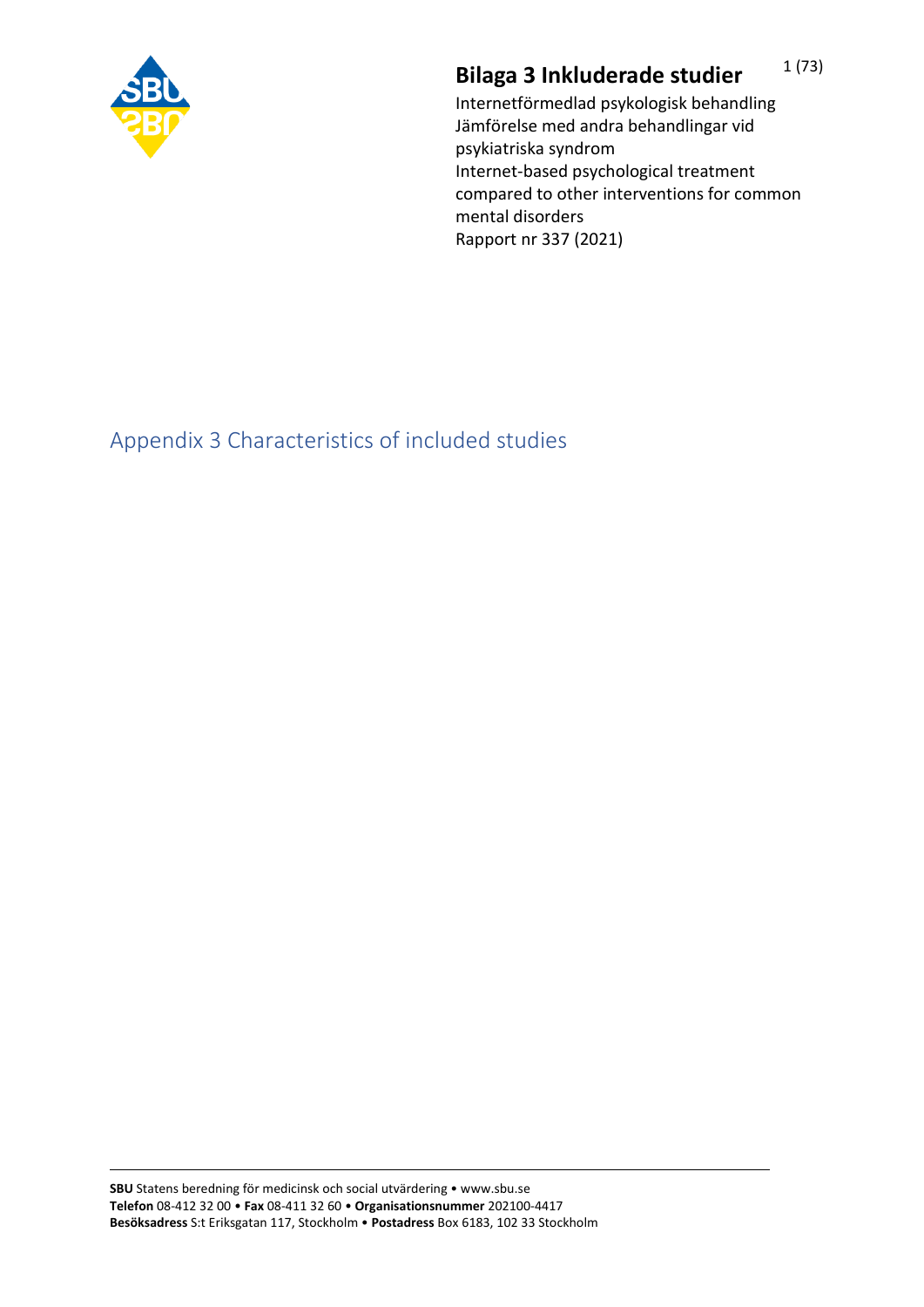# Bilaga 3 Inkluderade studier

Internetförmedlad psykologisk behandling
Jämförelse med andra behandlingar vid psykiatriska syndrom
Internet-based psychological treatment compared to other interventions for common mental disorders
Rapport nr 337 (2021)

## Appendix 3 Characteristics of included studies

**SBU** Statens beredning för medicinsk och social utvärdering • www.sbu.se
**Telefon** 08-412 32 00 • **Fax** 08-411 32 60 • **Organisationsnummer** 202100-4417
**Besöksadress** S:t Eriksgatan 117, Stockholm • **Postadress** Box 6183, 102 33 Stockholm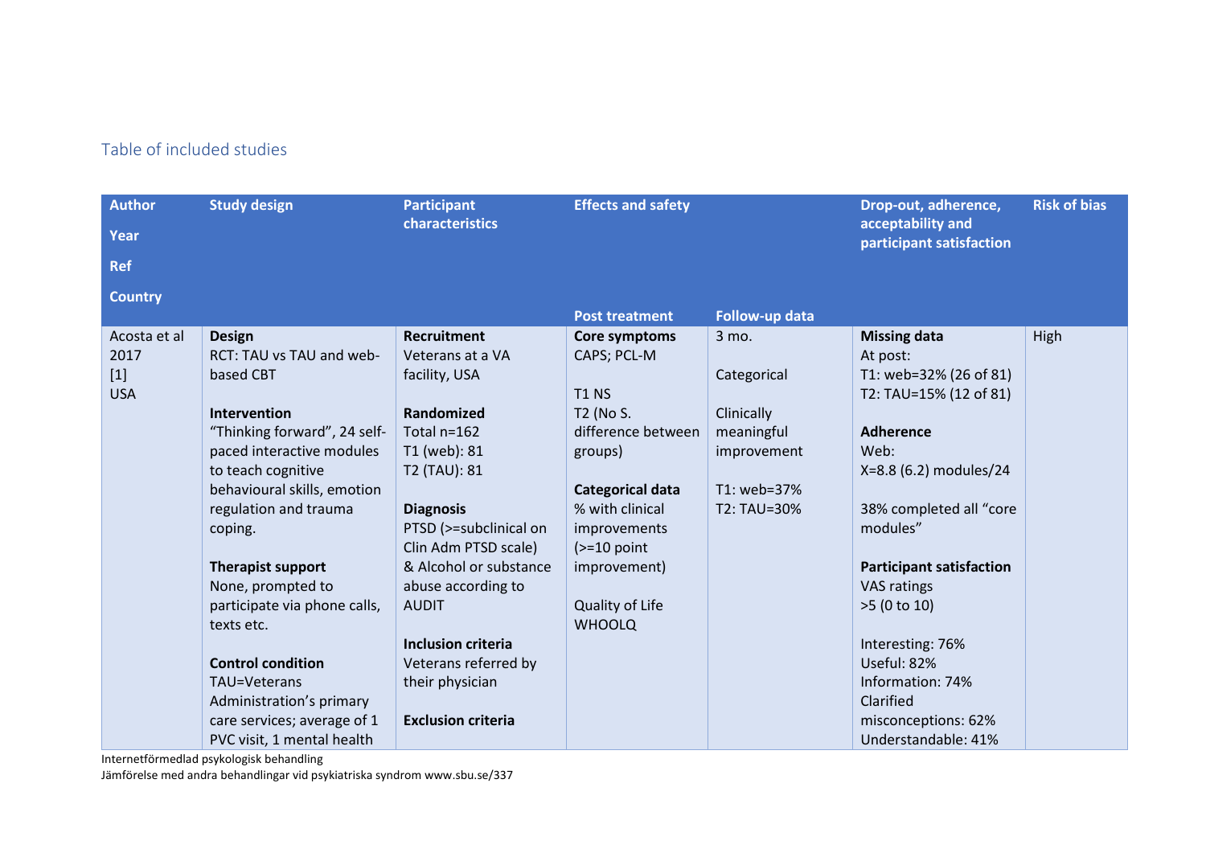Table of included studies

| Author<br>Year<br>Ref<br>Country | Study design | Participant characteristics | Effects and safety | | Drop-out, adherence, acceptability and participant satisfaction | Risk of bias |
|---|---|---|---|---|---|---|
| | | | Post treatment | Follow-up data | | |
| Acosta et al 2017<br>[1]<br>USA | **Design**<br>RCT: TAU vs TAU and web-based CBT<br><br>**Intervention**<br>"Thinking forward", 24 self-paced interactive modules to teach cognitive behavioural skills, emotion regulation and trauma coping.<br><br>**Therapist support**<br>None, prompted to participate via phone calls, texts etc.<br><br>**Control condition**<br>TAU=Veterans Administration's primary care services; average of 1 PVC visit, 1 mental health | **Recruitment**<br>Veterans at a VA facility, USA<br><br>**Randomized**<br>Total n=162<br>T1 (web): 81<br>T2 (TAU): 81<br><br>**Diagnosis**<br>PTSD (>=subclinical on Clin Adm PTSD scale) & Alcohol or substance abuse according to AUDIT<br><br>**Inclusion criteria**<br>Veterans referred by their physician<br><br>**Exclusion criteria** | **Core symptoms**<br>CAPS; PCL-M<br><br>T1 NS<br>T2 (No S. difference between groups)<br><br>**Categorical data**<br>% with clinical improvements (>=10 point improvement)<br><br>Quality of Life<br>WHOOLQ | 3 mo.<br><br>Categorical<br><br>Clinically meaningful improvement<br><br>T1: web=37%<br>T2: TAU=30% | **Missing data**<br>At post:<br>T1: web=32% (26 of 81)<br>T2: TAU=15% (12 of 81)<br><br>**Adherence**<br>Web:<br>X=8.8 (6.2) modules/24<br><br>38% completed all "core modules"<br><br>**Participant satisfaction**<br>VAS ratings<br>>5 (0 to 10)<br><br>Interesting: 76%<br>Useful: 82%<br>Information: 74%<br>Clarified misconceptions: 62%<br>Understandable: 41% | High |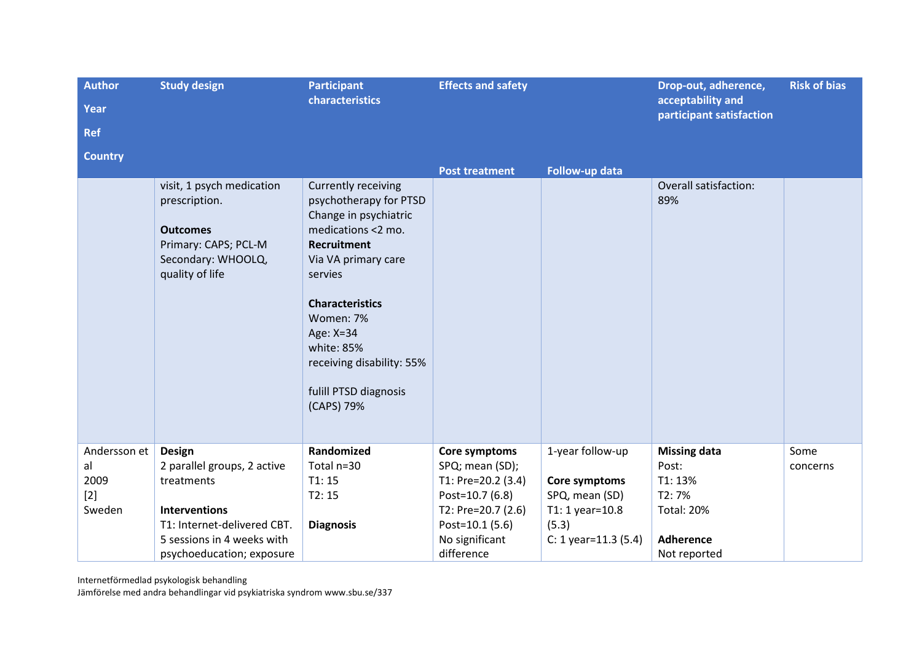| Author<br>Year<br>Ref<br>Country | Study design | Participant characteristics | Effects and safety | | Drop-out, adherence, acceptability and participant satisfaction | Risk of bias |
|---|---|---|---|---|---|---|
| | | | Post treatment | Follow-up data | | |
| | visit, 1 psych medication prescription.<br><br>**Outcomes**<br>Primary: CAPS; PCL-M<br>Secondary: WHOOLQ, quality of life | Currently receiving psychotherapy for PTSD<br>Change in psychiatric medications <2 mo.<br>**Recruitment**<br>Via VA primary care servies<br><br>**Characteristics**<br>Women: 7%<br>Age: X=34<br>white: 85%<br>receiving disability: 55%<br><br>fulill PTSD diagnosis (CAPS) 79% | | | Overall satisfaction: 89% | |
| Andersson et al<br>2009<br>[2]<br>Sweden | **Design**<br>2 parallel groups, 2 active treatments<br><br>**Interventions**<br>T1: Internet-delivered CBT. 5 sessions in 4 weeks with psychoeducation; exposure | **Randomized**<br>Total n=30<br>T1: 15<br>T2: 15<br><br>**Diagnosis** | **Core symptoms**<br>SPQ; mean (SD);<br>T1: Pre=20.2 (3.4)<br>Post=10.7 (6.8)<br>T2: Pre=20.7 (2.6)<br>Post=10.1 (5.6)<br>No significant difference | 1-year follow-up<br><br>**Core symptoms**<br>SPQ, mean (SD)<br>T1: 1 year=10.8 (5.3)<br>C: 1 year=11.3 (5.4) | **Missing data**<br>Post:<br>T1: 13%<br>T2: 7%<br>Total: 20%<br><br>**Adherence**<br>Not reported | Some concerns |

Internetförmedlad psykologisk behandling
Jämförelse med andra behandlingar vid psykiatriska syndrom www.sbu.se/337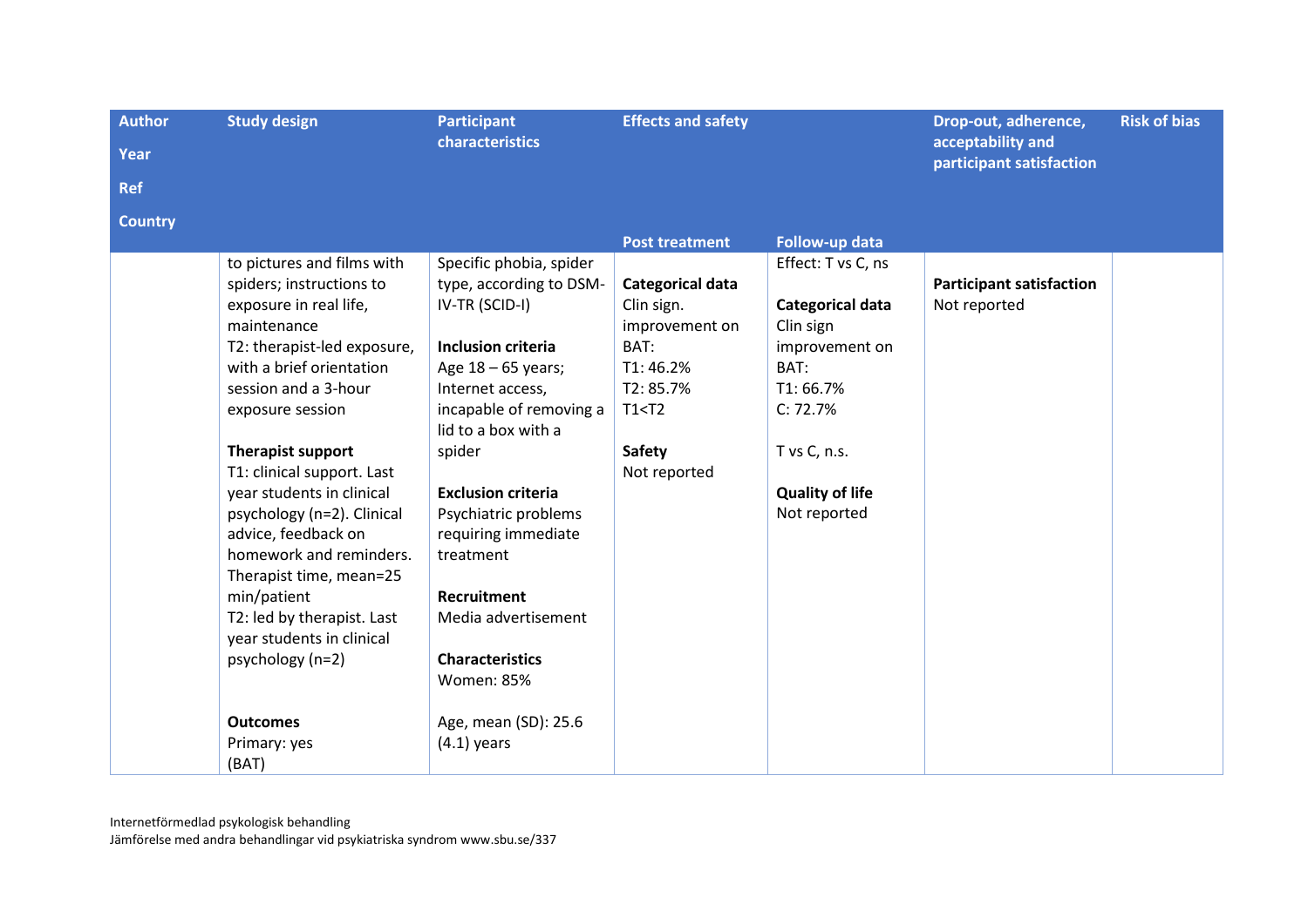| Author<br>Year<br>Ref<br>Country | Study design | Participant characteristics | Effects and safety | | Drop-out, adherence, acceptability and participant satisfaction | Risk of bias |
|---|---|---|---|---|---|---|
| | | | Post treatment | Follow-up data | | |
| | to pictures and films with spiders; instructions to exposure in real life, maintenance<br>T2: therapist-led exposure, with a brief orientation session and a 3-hour exposure session<br><br>**Therapist support**<br>T1: clinical support. Last year students in clinical psychology (n=2). Clinical advice, feedback on homework and reminders. Therapist time, mean=25 min/patient<br>T2: led by therapist. Last year students in clinical psychology (n=2)<br><br>**Outcomes**<br>Primary: yes<br>(BAT) | Specific phobia, spider type, according to DSM-IV-TR (SCID-I)<br><br>**Inclusion criteria**<br>Age 18 – 65 years; Internet access, incapable of removing a lid to a box with a spider<br><br>**Exclusion criteria**<br>Psychiatric problems requiring immediate treatment<br><br>**Recruitment**<br>Media advertisement<br><br>**Characteristics**<br>Women: 85%<br><br>Age, mean (SD): 25.6 (4.1) years | **Categorical data**<br>Clin sign. improvement on BAT:<br>T1: 46.2%<br>T2: 85.7%<br>T1<T2<br><br>**Safety**<br>Not reported | Effect: T vs C, ns<br><br>**Categorical data**<br>Clin sign improvement on BAT:<br>T1: 66.7%<br>C: 72.7%<br><br>T vs C, n.s.<br><br>**Quality of life**<br>Not reported | **Participant satisfaction**<br>Not reported | |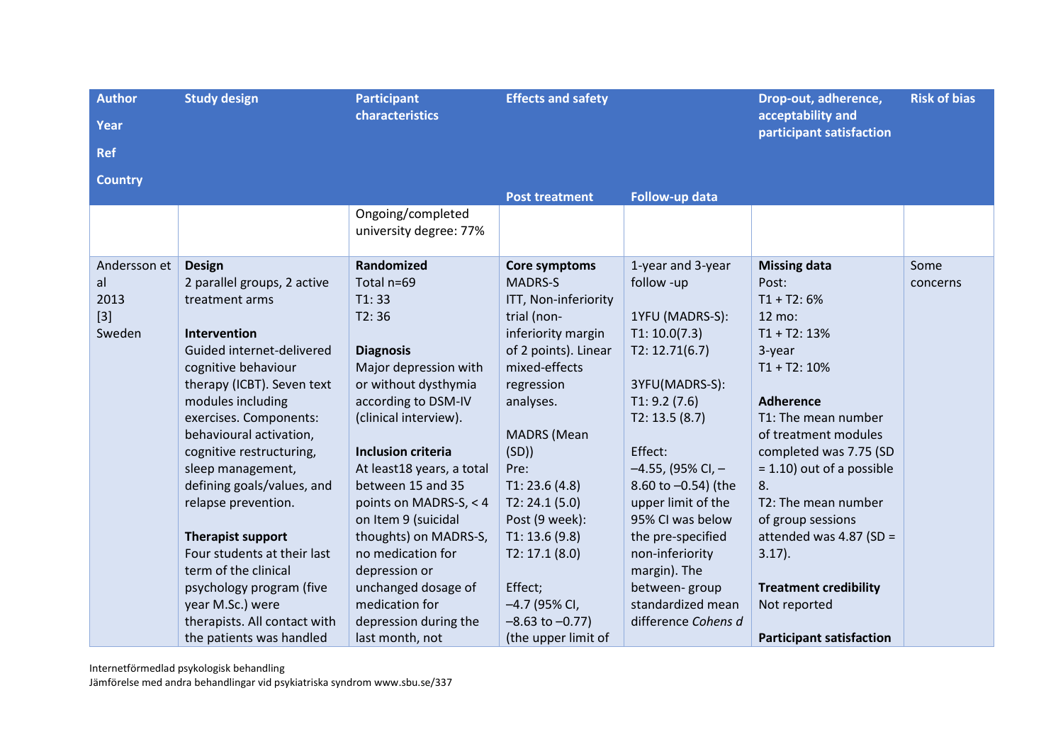| Author<br>Year<br>Ref<br>Country | Study design | Participant characteristics | Effects and safety | | Drop-out, adherence, acceptability and participant satisfaction | Risk of bias |
|---|---|---|---|---|---|---|
| | | | Post treatment | Follow-up data | | |
| | | Ongoing/completed university degree: 77% | | | | |
| Andersson et al<br>2013<br>[3]<br>Sweden | **Design**<br>2 parallel groups, 2 active treatment arms<br><br>**Intervention**<br>Guided internet-delivered cognitive behaviour therapy (ICBT). Seven text modules including exercises. Components: behavioural activation, cognitive restructuring, sleep management, defining goals/values, and relapse prevention.<br><br>**Therapist support**<br>Four students at their last term of the clinical psychology program (five year M.Sc.) were therapists. All contact with the patients was handled | **Randomized**<br>Total n=69<br>T1: 33<br>T2: 36<br><br>**Diagnosis**<br>Major depression with or without dysthymia according to DSM-IV (clinical interview).<br><br>**Inclusion criteria**<br>At least18 years, a total between 15 and 35 points on MADRS-S, < 4 on Item 9 (suicidal thoughts) on MADRS-S, no medication for depression or unchanged dosage of medication for depression during the last month, not | **Core symptoms**<br>MADRS-S<br>ITT, Non-inferiority trial (non-inferiority margin of 2 points). Linear mixed-effects regression analyses.<br><br>MADRS (Mean (SD))<br>Pre:<br>T1: 23.6 (4.8)<br>T2: 24.1 (5.0)<br>Post (9 week):<br>T1: 13.6 (9.8)<br>T2: 17.1 (8.0)<br><br>Effect;<br>–4.7 (95% CI, –8.63 to –0.77)<br>(the upper limit of | 1-year and 3-year follow -up<br><br>1YFU (MADRS-S):<br>T1: 10.0(7.3)<br>T2: 12.71(6.7)<br><br>3YFU(MADRS-S):<br>T1: 9.2 (7.6)<br>T2: 13.5 (8.7)<br><br>Effect:<br>–4.55, (95% CI, –8.60 to –0.54) (the upper limit of the 95% CI was below the pre-specified non-inferiority margin). The between- group standardized mean difference *Cohens d* | **Missing data**<br>Post:<br>T1 + T2: 6%<br>12 mo:<br>T1 + T2: 13%<br>3-year<br>T1 + T2: 10%<br><br>**Adherence**<br>T1: The mean number of treatment modules completed was 7.75 (SD = 1.10) out of a possible 8.<br>T2: The mean number of group sessions attended was 4.87 (SD = 3.17).<br><br>**Treatment credibility**<br>Not reported<br><br>**Participant satisfaction** | Some concerns |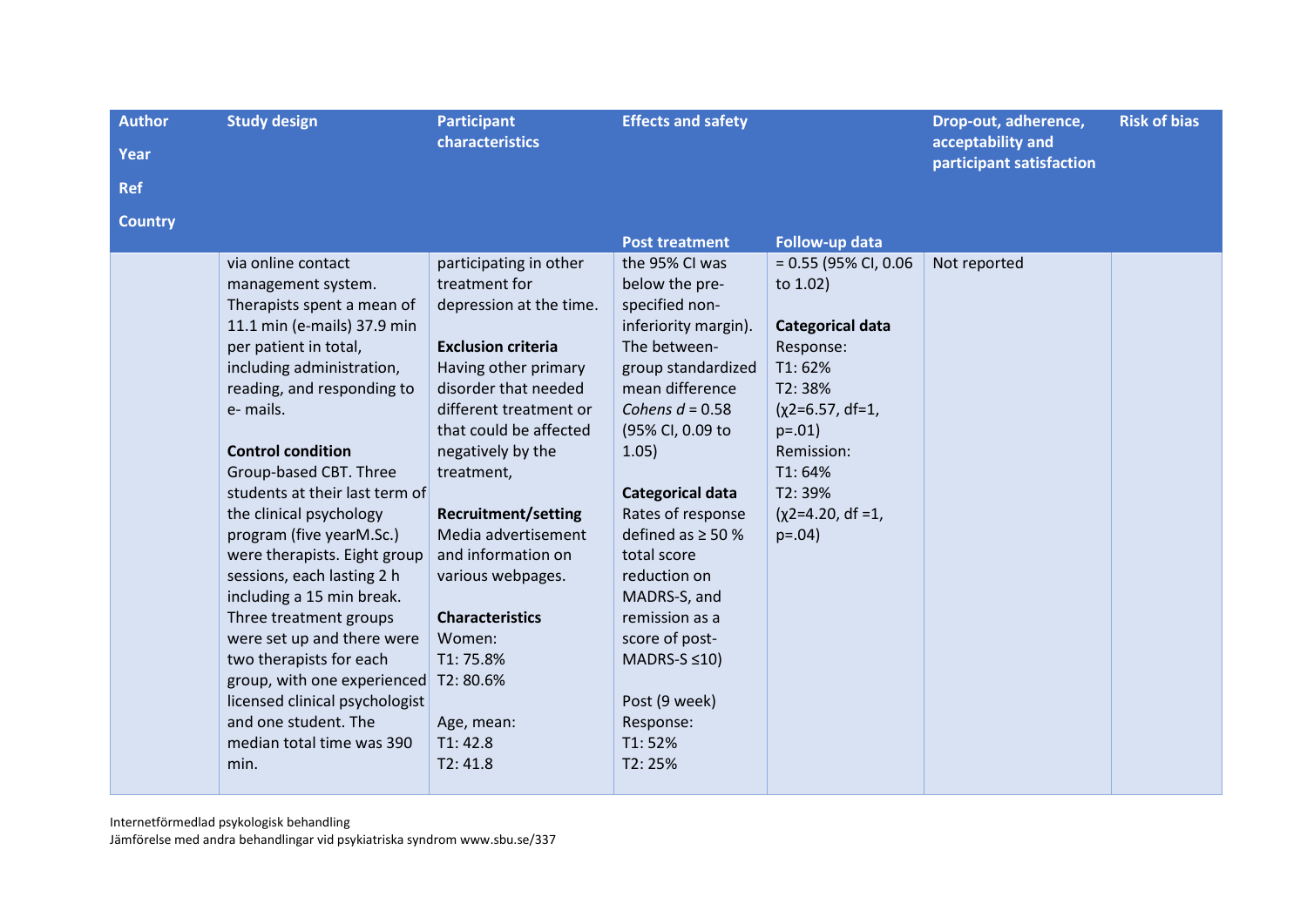| Author<br>Year<br>Ref<br>Country | Study design | Participant characteristics | Effects and safety | | Drop-out, adherence, acceptability and participant satisfaction | Risk of bias |
|---|---|---|---|---|---|---|
| | | | Post treatment | Follow-up data | | |
| | via online contact management system. Therapists spent a mean of 11.1 min (e-mails) 37.9 min per patient in total, including administration, reading, and responding to e- mails.<br><br>**Control condition**<br>Group-based CBT. Three students at their last term of the clinical psychology program (five yearM.Sc.) were therapists. Eight group sessions, each lasting 2 h including a 15 min break. Three treatment groups were set up and there were two therapists for each group, with one experienced licensed clinical psychologist and one student. The median total time was 390 min. | participating in other treatment for depression at the time.<br><br>**Exclusion criteria**<br>Having other primary disorder that needed different treatment or that could be affected negatively by the treatment,<br><br>**Recruitment/setting**<br>Media advertisement and information on various webpages.<br><br>**Characteristics**<br>Women:<br>T1: 75.8%<br>T2: 80.6%<br><br>Age, mean:<br>T1: 42.8<br>T2: 41.8 | the 95% CI was below the pre-specified non-inferiority margin). The between-group standardized mean difference *Cohens d* = 0.58 (95% CI, 0.09 to 1.05)<br><br>**Categorical data**<br>Rates of response defined as ≥ 50 % total score reduction on MADRS-S, and remission as a score of post-MADRS-S ≤10)<br><br>Post (9 week)<br>Response:<br>T1: 52%<br>T2: 25% | = 0.55 (95% CI, 0.06 to 1.02)<br><br>**Categorical data**<br>Response:<br>T1: 62%<br>T2: 38%<br>($\chi^2$=6.57, df=1, p=.01)<br>Remission:<br>T1: 64%<br>T2: 39%<br>($\chi^2$=4.20, df =1, p=.04) | Not reported | |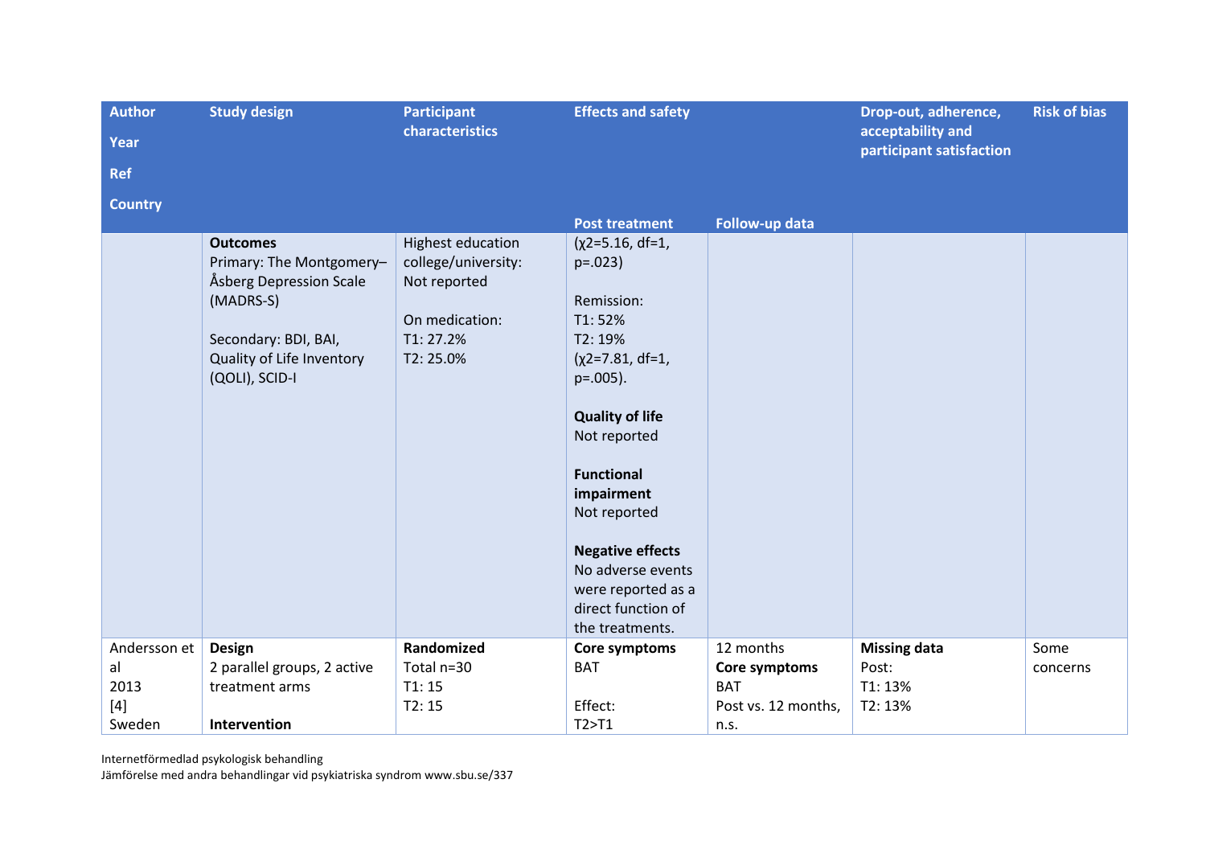| Author<br>Year<br>Ref<br>Country | Study design | Participant characteristics | Effects and safety<br><br>Post treatment | <br><br>Follow-up data | Drop-out, adherence, acceptability and participant satisfaction | Risk of bias |
|---|---|---|---|---|---|---|
| | **Outcomes**<br>Primary: The Montgomery–Åsberg Depression Scale (MADRS-S)<br><br>Secondary: BDI, BAI, Quality of Life Inventory (QOLI), SCID-I | Highest education college/university: Not reported<br><br>On medication:<br>T1: 27.2%<br>T2: 25.0% | ($\chi^2$=5.16, df=1, p=.023)<br><br>Remission:<br>T1: 52%<br>T2: 19%<br>($\chi^2$=7.81, df=1, p=.005).<br><br>**Quality of life**<br>Not reported<br><br>**Functional impairment**<br>Not reported<br><br>**Negative effects**<br>No adverse events were reported as a direct function of the treatments. | | | |
| Andersson et al<br>2013<br>[4]<br>Sweden | **Design**<br>2 parallel groups, 2 active treatment arms<br><br>**Intervention** | **Randomized**<br>Total n=30<br>T1: 15<br>T2: 15 | **Core symptoms**<br>BAT<br><br>Effect:<br>T2>T1 | 12 months<br>**Core symptoms**<br>BAT<br>Post vs. 12 months, n.s. | **Missing data**<br>Post:<br>T1: 13%<br>T2: 13% | Some concerns |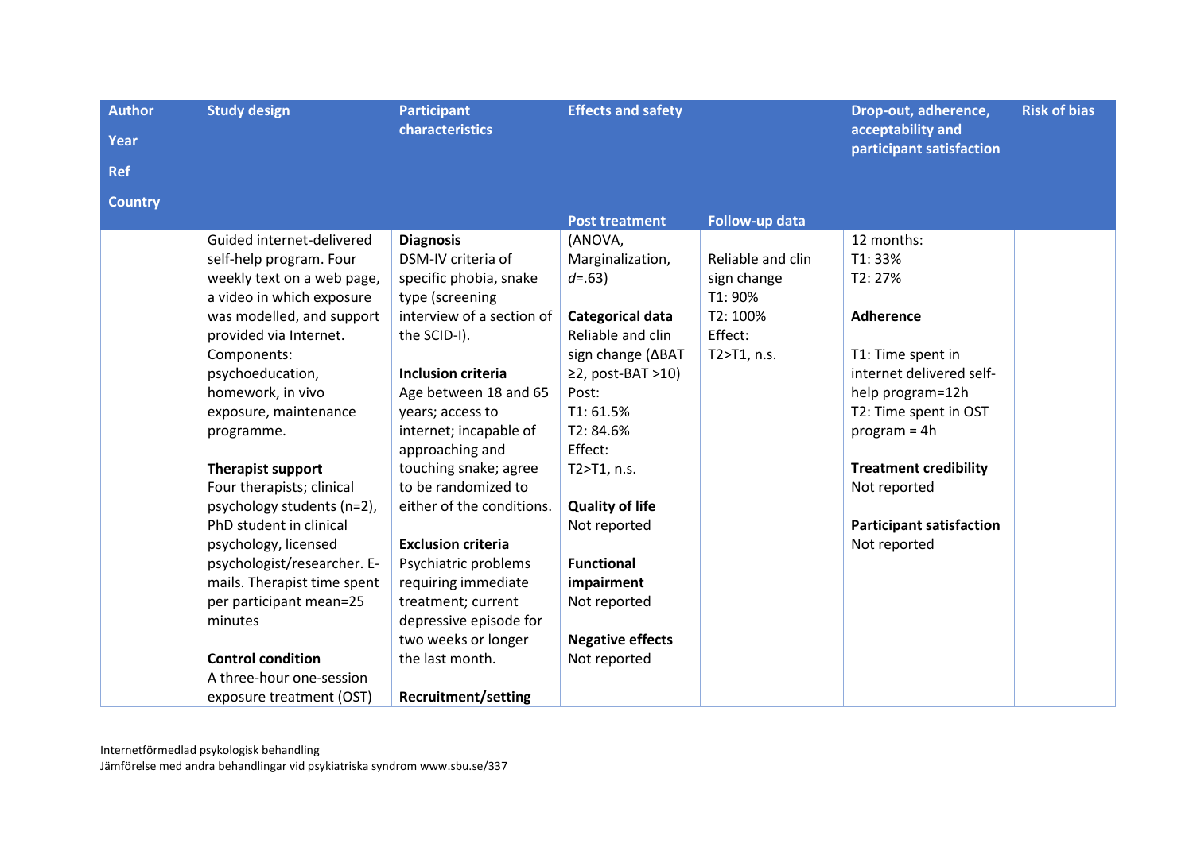| Author<br>Year<br>Ref<br>Country | Study design | Participant characteristics | Effects and safety | | Drop-out, adherence, acceptability and participant satisfaction | Risk of bias |
|---|---|---|---|---|---|---|
| | | | Post treatment | Follow-up data | | |
| | Guided internet-delivered self-help program. Four weekly text on a web page, a video in which exposure was modelled, and support provided via Internet. Components: psychoeducation, homework, in vivo exposure, maintenance programme.<br><br>**Therapist support**<br>Four therapists; clinical psychology students (n=2), PhD student in clinical psychology, licensed psychologist/researcher. E-mails. Therapist time spent per participant mean=25 minutes<br><br>**Control condition**<br>A three-hour one-session exposure treatment (OST) | **Diagnosis**<br>DSM-IV criteria of specific phobia, snake type (screening interview of a section of the SCID-I).<br><br>**Inclusion criteria**<br>Age between 18 and 65 years; access to internet; incapable of approaching and touching snake; agree to be randomized to either of the conditions.<br><br>**Exclusion criteria**<br>Psychiatric problems requiring immediate treatment; current depressive episode for two weeks or longer the last month.<br><br>**Recruitment/setting** | (ANOVA, Marginalization, *d*=.63)<br><br>**Categorical data**<br>Reliable and clin sign change (ΔBAT ≥2, post-BAT >10)<br>Post:<br>T1: 61.5%<br>T2: 84.6%<br>Effect:<br>T2>T1, n.s.<br><br>**Quality of life**<br>Not reported<br><br>**Functional impairment**<br>Not reported<br><br>**Negative effects**<br>Not reported | Reliable and clin sign change<br>T1: 90%<br>T2: 100%<br>Effect:<br>T2>T1, n.s. | 12 months:<br>T1: 33%<br>T2: 27%<br><br>**Adherence**<br><br>T1: Time spent in internet delivered self-help program=12h<br>T2: Time spent in OST program = 4h<br><br>**Treatment credibility**<br>Not reported<br><br>**Participant satisfaction**<br>Not reported | |

Internetförmedlad psykologisk behandling
Jämförelse med andra behandlingar vid psykiatriska syndrom www.sbu.se/337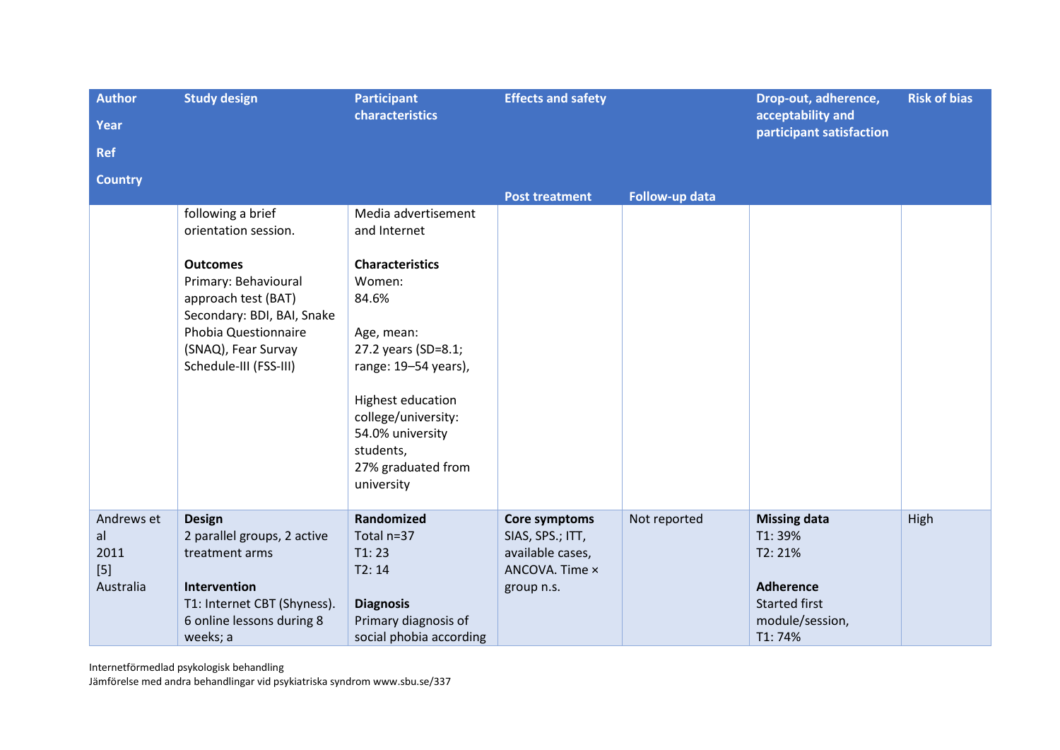| Author<br>Year<br>Ref<br>Country | Study design | Participant characteristics | Effects and safety | | Drop-out, adherence, acceptability and participant satisfaction | Risk of bias |
|---|---|---|---|---|---|---|
| | | | Post treatment | Follow-up data | | |
| | following a brief orientation session.<br><br>**Outcomes**<br>Primary: Behavioural approach test (BAT)<br>Secondary: BDI, BAI, Snake Phobia Questionnaire (SNAQ), Fear Survay Schedule-III (FSS-III) | Media advertisement and Internet<br><br>**Characteristics**<br>Women:<br>84.6%<br><br>Age, mean:<br>27.2 years (SD=8.1; range: 19–54 years),<br><br>Highest education college/university:<br>54.0% university students,<br>27% graduated from university | | | | |
| Andrews et al<br>2011<br>[5]<br>Australia | **Design**<br>2 parallel groups, 2 active treatment arms<br><br>**Intervention**<br>T1: Internet CBT (Shyness). 6 online lessons during 8 weeks; a | **Randomized**<br>Total n=37<br>T1: 23<br>T2: 14<br><br>**Diagnosis**<br>Primary diagnosis of social phobia according | **Core symptoms**<br>SIAS, SPS.; ITT, available cases, ANCOVA. Time × group n.s. | Not reported | **Missing data**<br>T1: 39%<br>T2: 21%<br><br>**Adherence**<br>Started first module/session,<br>T1: 74% | High |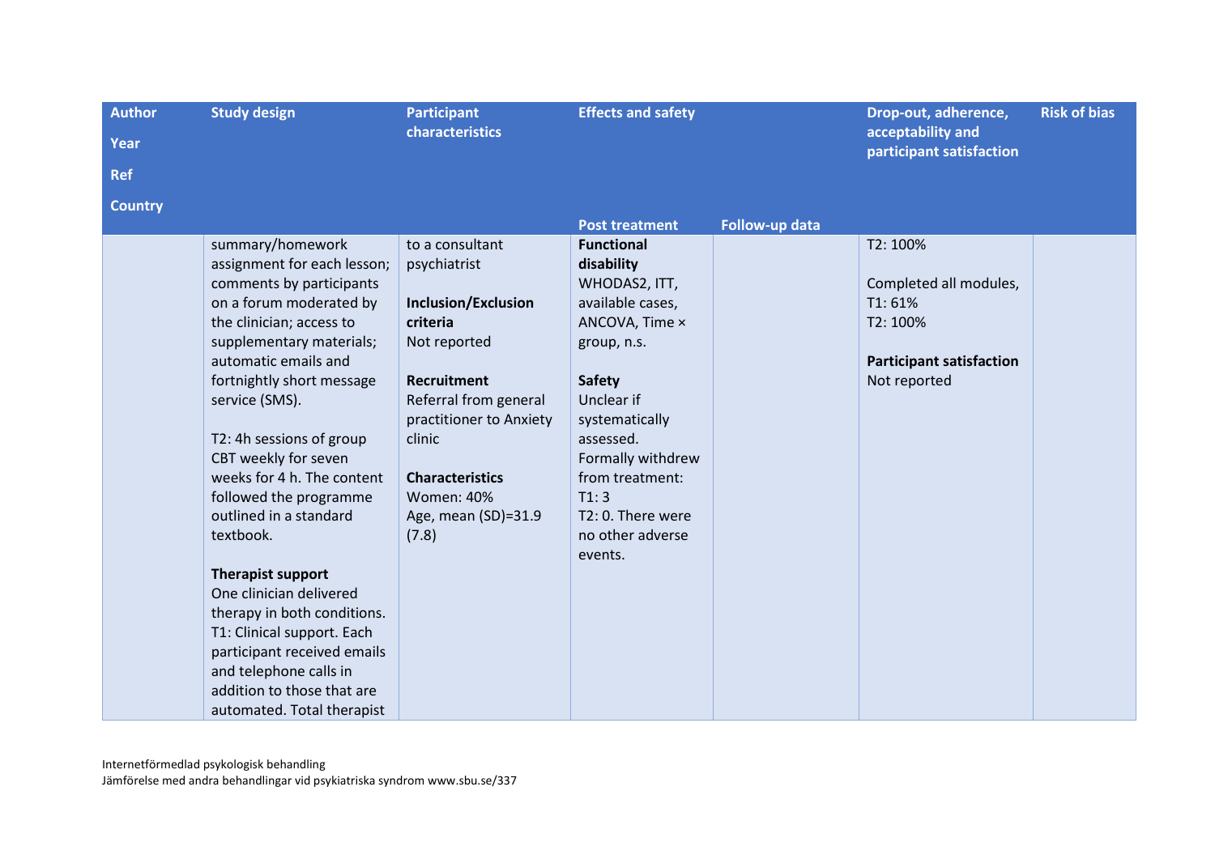| Author<br>Year<br>Ref<br>Country | Study design | Participant characteristics | Effects and safety | | Drop-out, adherence, acceptability and participant satisfaction | Risk of bias |
|---|---|---|---|---|---|---|
| | | | **Post treatment** | **Follow-up data** | | |
| | summary/homework assignment for each lesson; comments by participants on a forum moderated by the clinician; access to supplementary materials; automatic emails and fortnightly short message service (SMS).<br><br>T2: 4h sessions of group CBT weekly for seven weeks for 4 h. The content followed the programme outlined in a standard textbook.<br><br>**Therapist support**<br>One clinician delivered therapy in both conditions. T1: Clinical support. Each participant received emails and telephone calls in addition to those that are automated. Total therapist | to a consultant psychiatrist<br><br>**Inclusion/Exclusion criteria**<br>Not reported<br><br>**Recruitment**<br>Referral from general practitioner to Anxiety clinic<br><br>**Characteristics**<br>Women: 40%<br>Age, mean (SD)=31.9 (7.8) | **Functional disability**<br>WHODAS2, ITT, available cases, ANCOVA, Time × group, n.s.<br><br>**Safety**<br>Unclear if systematically assessed.<br>Formally withdrew from treatment:<br>T1: 3<br>T2: 0. There were no other adverse events. | | T2: 100%<br><br>Completed all modules,<br>T1: 61%<br>T2: 100%<br><br>**Participant satisfaction**<br>Not reported | |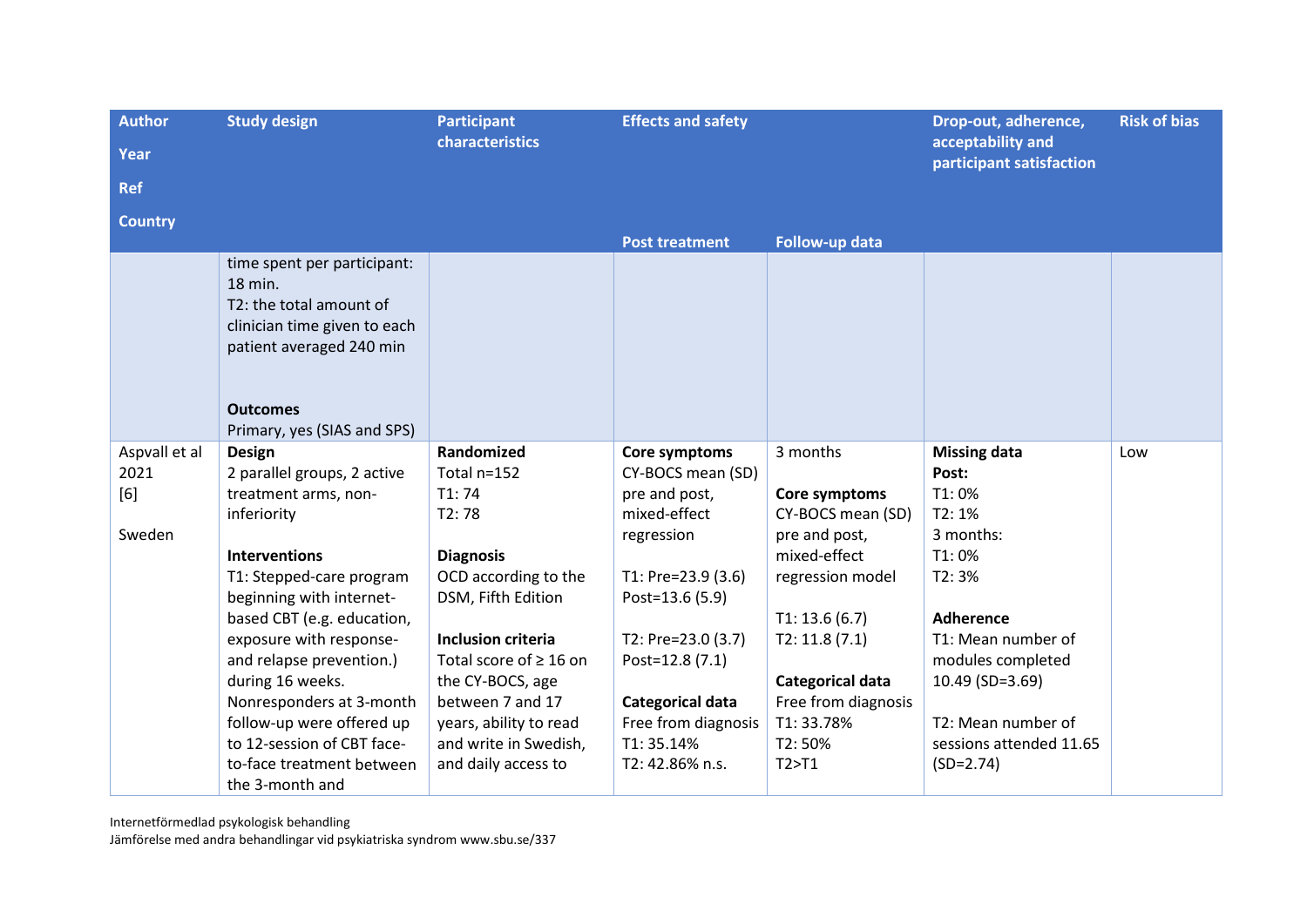| Author<br>Year<br>Ref<br>Country | Study design | Participant characteristics | Effects and safety | | Drop-out, adherence, acceptability and participant satisfaction | Risk of bias |
|---|---|---|---|---|---|---|
| | | | Post treatment | Follow-up data | | |
| | time spent per participant: 18 min.<br>T2: the total amount of clinician time given to each patient averaged 240 min<br><br>**Outcomes**<br>Primary, yes (SIAS and SPS) | | | | | |
| Aspvall et al<br>2021<br>[6]<br><br>Sweden | **Design**<br>2 parallel groups, 2 active treatment arms, non-inferiority<br><br>**Interventions**<br>T1: Stepped-care program beginning with internet-based CBT (e.g. education, exposure with response- and relapse prevention.) during 16 weeks. Nonresponders at 3-month follow-up were offered up to 12-session of CBT face-to-face treatment between the 3-month and | **Randomized**<br>Total n=152<br>T1: 74<br>T2: 78<br><br>**Diagnosis**<br>OCD according to the DSM, Fifth Edition<br><br>**Inclusion criteria**<br>Total score of ≥ 16 on the CY-BOCS, age between 7 and 17 years, ability to read and write in Swedish, and daily access to | **Core symptoms**<br>CY-BOCS mean (SD) pre and post, mixed-effect regression<br><br>T1: Pre=23.9 (3.6)<br>Post=13.6 (5.9)<br><br>T2: Pre=23.0 (3.7)<br>Post=12.8 (7.1)<br><br>**Categorical data**<br>Free from diagnosis<br>T1: 35.14%<br>T2: 42.86% n.s. | 3 months<br><br>**Core symptoms**<br>CY-BOCS mean (SD) pre and post, mixed-effect regression model<br><br>T1: 13.6 (6.7)<br>T2: 11.8 (7.1)<br><br>**Categorical data**<br>Free from diagnosis<br>T1: 33.78%<br>T2: 50%<br>T2>T1 | **Missing data**<br>**Post:**<br>T1: 0%<br>T2: 1%<br>3 months:<br>T1: 0%<br>T2: 3%<br><br>**Adherence**<br>T1: Mean number of modules completed 10.49 (SD=3.69)<br><br>T2: Mean number of sessions attended 11.65 (SD=2.74) | Low |

Internetförmedlad psykologisk behandling
Jämförelse med andra behandlingar vid psykiatriska syndrom www.sbu.se/337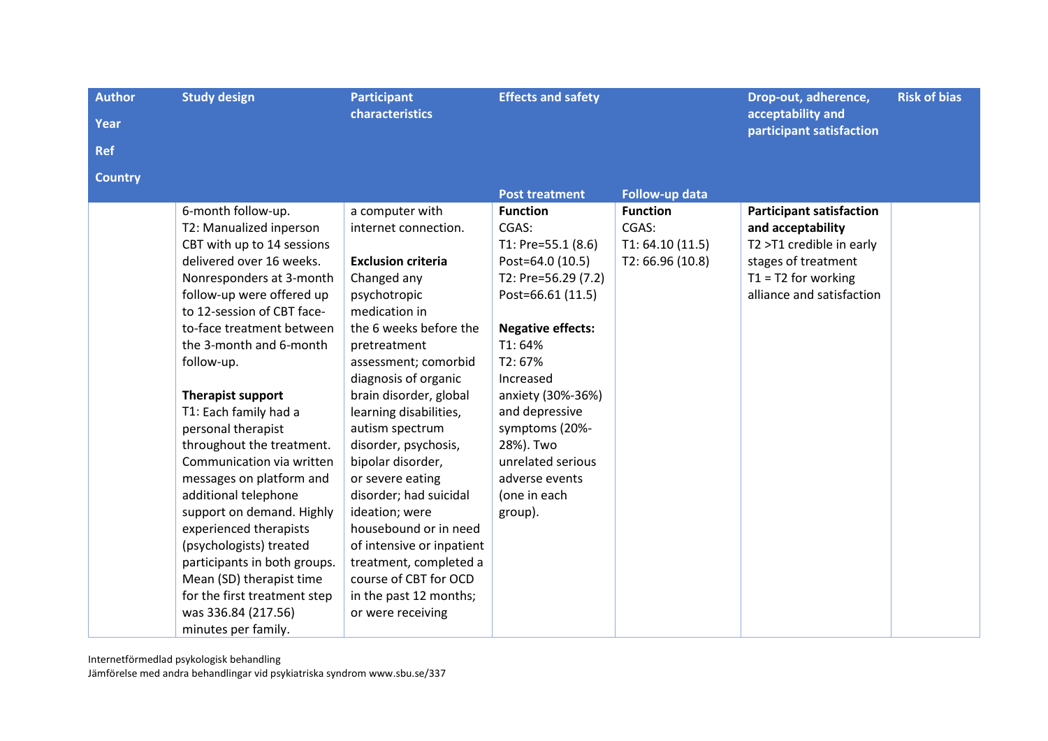| Author<br>Year<br>Ref<br>Country | Study design | Participant characteristics | Effects and safety | | Drop-out, adherence, acceptability and participant satisfaction | Risk of bias |
|---|---|---|---|---|---|---|
| | | | Post treatment | Follow-up data | | |
| | 6-month follow-up.<br>T2: Manualized inperson CBT with up to 14 sessions delivered over 16 weeks. Nonresponders at 3-month follow-up were offered up to 12-session of CBT face-to-face treatment between the 3-month and 6-month follow-up.<br><br>**Therapist support**<br>T1: Each family had a personal therapist throughout the treatment. Communication via written messages on platform and additional telephone support on demand. Highly experienced therapists (psychologists) treated participants in both groups. Mean (SD) therapist time for the first treatment step was 336.84 (217.56) minutes per family. | a computer with internet connection.<br><br>**Exclusion criteria**<br>Changed any psychotropic medication in the 6 weeks before the pretreatment assessment; comorbid diagnosis of organic brain disorder, global learning disabilities, autism spectrum disorder, psychosis, bipolar disorder, or severe eating disorder; had suicidal ideation; were housebound or in need of intensive or inpatient treatment, completed a course of CBT for OCD in the past 12 months; or were receiving | **Function**<br>CGAS:<br>T1: Pre=55.1 (8.6) Post=64.0 (10.5)<br>T2: Pre=56.29 (7.2) Post=66.61 (11.5)<br><br>**Negative effects:**<br>T1: 64%<br>T2: 67%<br>Increased anxiety (30%-36%) and depressive symptoms (20%-28%). Two unrelated serious adverse events (one in each group). | **Function**<br>CGAS:<br>T1: 64.10 (11.5)<br>T2: 66.96 (10.8) | **Participant satisfaction and acceptability**<br>T2 >T1 credible in early stages of treatment<br>T1 = T2 for working alliance and satisfaction | |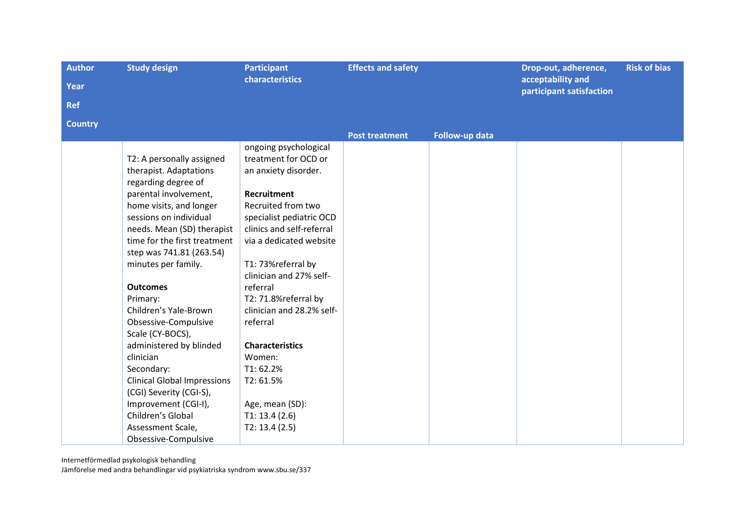| Author<br>Year<br>Ref<br>Country | Study design | Participant characteristics | Effects and safety | | Drop-out, adherence, acceptability and participant satisfaction | Risk of bias |
|---|---|---|---|---|---|---|
| | | | Post treatment | Follow-up data | | |
| | T2: A personally assigned therapist. Adaptations regarding degree of parental involvement, home visits, and longer sessions on individual needs. Mean (SD) therapist time for the first treatment step was 741.81 (263.54) minutes per family.<br><br>**Outcomes**<br>Primary:<br>Children's Yale-Brown Obsessive-Compulsive Scale (CY-BOCS), administered by blinded clinician<br>Secondary:<br>Clinical Global Impressions (CGI) Severity (CGI-S), Improvement (CGI-I), Children's Global Assessment Scale, Obsessive-Compulsive | ongoing psychological treatment for OCD or an anxiety disorder.<br><br>**Recruitment**<br>Recruited from two specialist pediatric OCD clinics and self-referral via a dedicated website<br><br>T1: 73%referral by clinician and 27% self-referral<br>T2: 71.8%referral by clinician and 28.2% self-referral<br><br>**Characteristics**<br>Women:<br>T1: 62.2%<br>T2: 61.5%<br><br>Age, mean (SD):<br>T1: 13.4 (2.6)<br>T2: 13.4 (2.5) | | | | |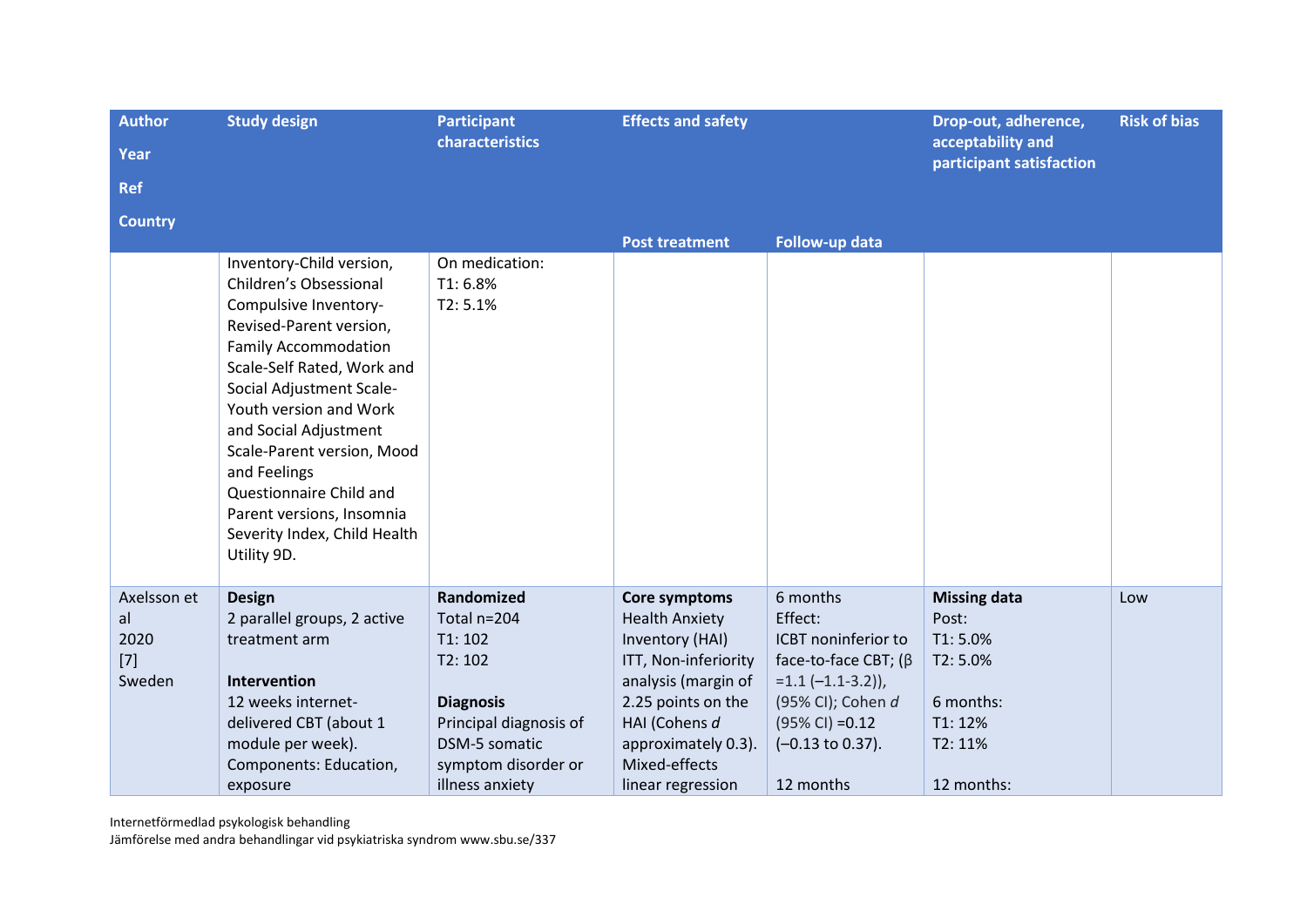| Author<br>Year<br>Ref<br>Country | Study design | Participant characteristics | Effects and safety | | Drop-out, adherence, acceptability and participant satisfaction | Risk of bias |
|---|---|---|---|---|---|---|
| | | | Post treatment | Follow-up data | | |
| | Inventory-Child version, Children's Obsessional Compulsive Inventory-Revised-Parent version, Family Accommodation Scale-Self Rated, Work and Social Adjustment Scale-Youth version and Work and Social Adjustment Scale-Parent version, Mood and Feelings Questionnaire Child and Parent versions, Insomnia Severity Index, Child Health Utility 9D. | On medication:<br>T1: 6.8%<br>T2: 5.1% | | | | |
| Axelsson et al<br>2020<br>[7]<br>Sweden | **Design**<br>2 parallel groups, 2 active treatment arm<br><br>**Intervention**<br>12 weeks internet-delivered CBT (about 1 module per week).<br>Components: Education, exposure | **Randomized**<br>Total n=204<br>T1: 102<br>T2: 102<br><br>**Diagnosis**<br>Principal diagnosis of DSM-5 somatic symptom disorder or illness anxiety | **Core symptoms**<br>Health Anxiety Inventory (HAI)<br>ITT, Non-inferiority analysis (margin of 2.25 points on the HAI (Cohens *d* approximately 0.3).<br>Mixed-effects linear regression | 6 months<br>Effect:<br>ICBT noninferior to face-to-face CBT; (β =1.1 (–1.1-3.2)), (95% CI); Cohen *d* (95% CI) =0.12 (–0.13 to 0.37).<br><br>12 months | **Missing data**<br>Post:<br>T1: 5.0%<br>T2: 5.0%<br><br>6 months:<br>T1: 12%<br>T2: 11%<br><br>12 months: | Low |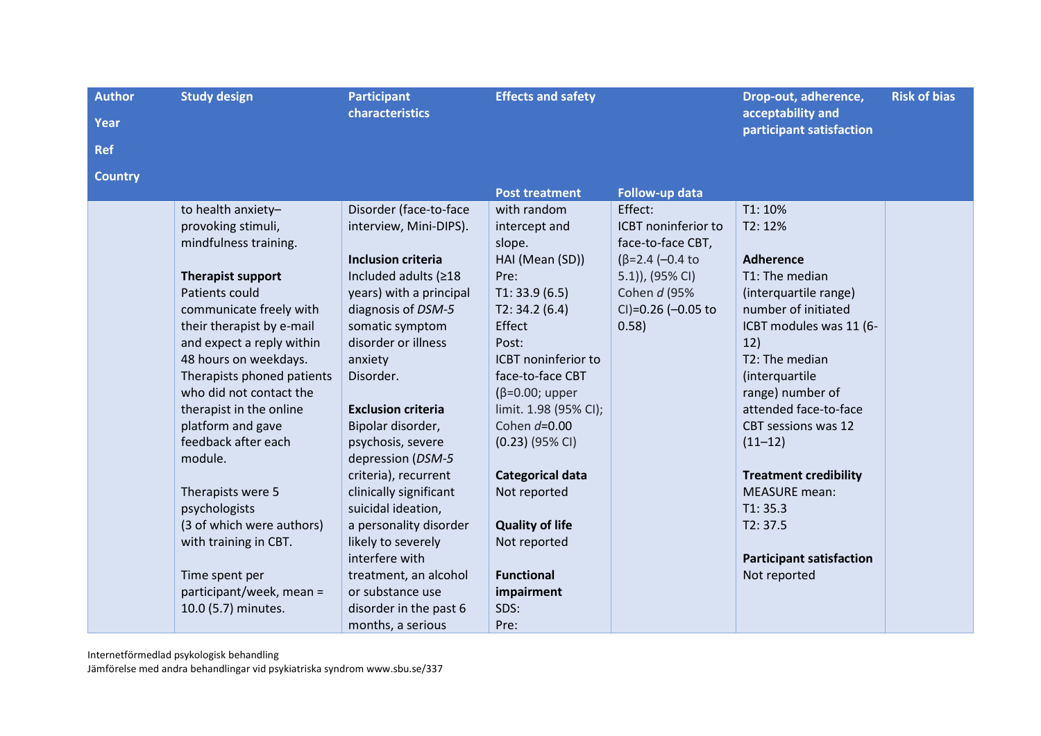| Author<br>Year<br>Ref<br>Country | Study design | Participant characteristics | Effects and safety | | Drop-out, adherence, acceptability and participant satisfaction | Risk of bias |
|---|---|---|---|---|---|---|
| | | | Post treatment | Follow-up data | | |
| | to health anxiety–provoking stimuli, mindfulness training.<br><br>**Therapist support**<br>Patients could communicate freely with their therapist by e-mail and expect a reply within 48 hours on weekdays. Therapists phoned patients who did not contact the therapist in the online platform and gave feedback after each module.<br><br>Therapists were 5 psychologists (3 of which were authors) with training in CBT.<br><br>Time spent per participant/week, mean = 10.0 (5.7) minutes. | Disorder (face-to-face interview, Mini-DIPS).<br><br>**Inclusion criteria**<br>Included adults (≥18 years) with a principal diagnosis of *DSM-5* somatic symptom disorder or illness anxiety Disorder.<br><br>**Exclusion criteria**<br>Bipolar disorder, psychosis, severe depression (*DSM-5* criteria), recurrent clinically significant suicidal ideation, a personality disorder likely to severely interfere with treatment, an alcohol or substance use disorder in the past 6 months, a serious | with random intercept and slope.<br>HAI (Mean (SD))<br>Pre:<br>T1: 33.9 (6.5)<br>T2: 34.2 (6.4)<br>Effect<br>Post:<br>ICBT noninferior to face-to-face CBT (β=0.00; upper limit. 1.98 (95% CI); Cohen *d*=0.00 (0.23) (95% CI)<br><br>**Categorical data**<br>Not reported<br><br>**Quality of life**<br>Not reported<br><br>**Functional impairment**<br>SDS:<br>Pre: | Effect:<br>ICBT noninferior to face-to-face CBT, (β=2.4 (–0.4 to 5.1)), (95% CI) Cohen *d* (95% CI)=0.26 (–0.05 to 0.58) | T1: 10%<br>T2: 12%<br><br>**Adherence**<br>T1: The median (interquartile range) number of initiated ICBT modules was 11 (6-12)<br>T2: The median (interquartile range) number of attended face-to-face CBT sessions was 12 (11–12)<br><br>**Treatment credibility**<br>MEASURE mean:<br>T1: 35.3<br>T2: 37.5<br><br>**Participant satisfaction**<br>Not reported | |

Internetförmedlad psykologisk behandling
Jämförelse med andra behandlingar vid psykiatriska syndrom www.sbu.se/337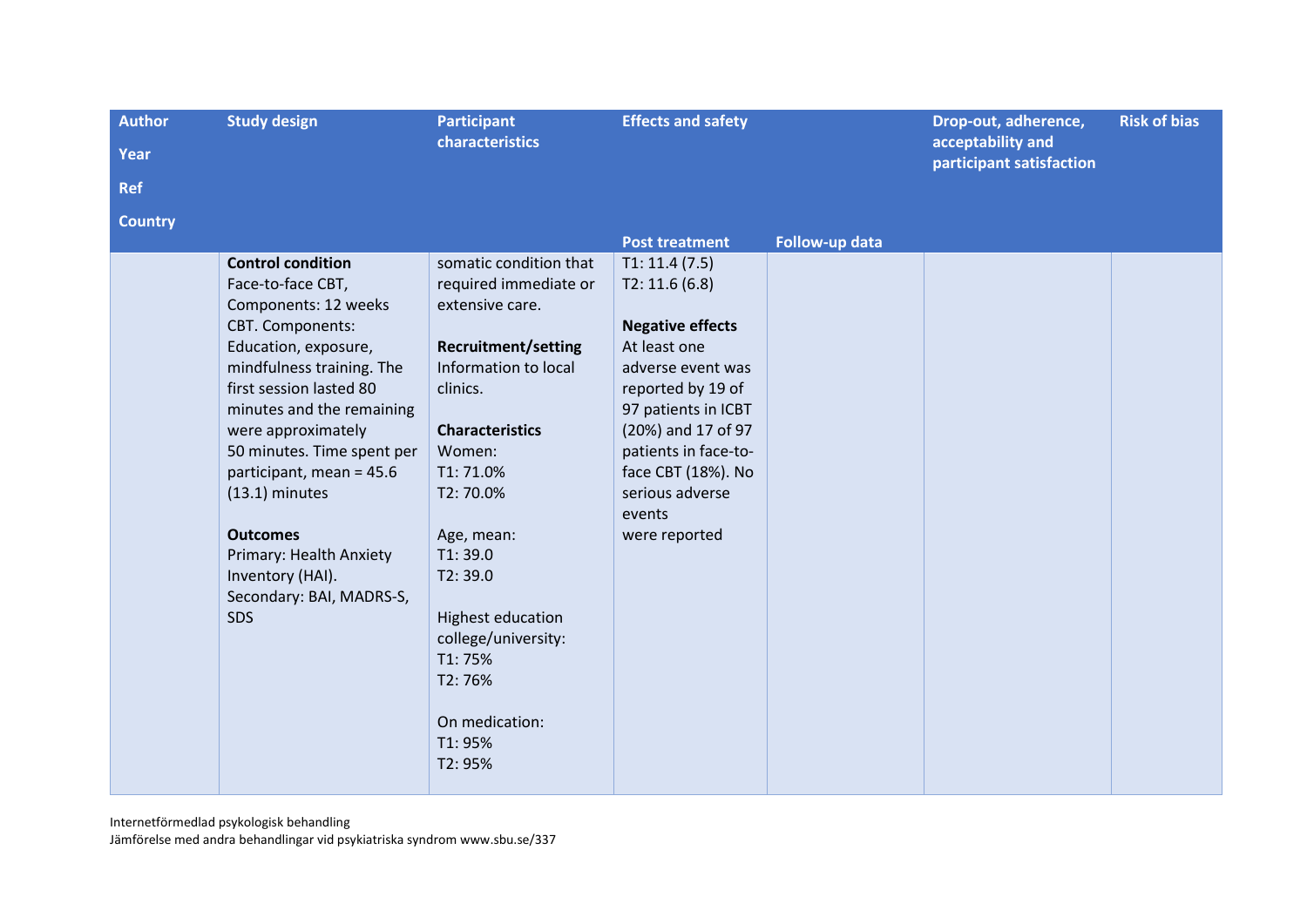| Author<br>Year<br>Ref<br>Country | Study design | Participant characteristics | Effects and safety | | Drop-out, adherence, acceptability and participant satisfaction | Risk of bias |
|---|---|---|---|---|---|---|
| | | | Post treatment | Follow-up data | | |
| | **Control condition**<br>Face-to-face CBT, Components: 12 weeks CBT. Components: Education, exposure, mindfulness training. The first session lasted 80 minutes and the remaining were approximately 50 minutes. Time spent per participant, mean = 45.6 (13.1) minutes<br><br>**Outcomes**<br>Primary: Health Anxiety Inventory (HAI).<br>Secondary: BAI, MADRS-S, SDS | somatic condition that required immediate or extensive care.<br><br>**Recruitment/setting**<br>Information to local clinics.<br><br>**Characteristics**<br>Women:<br>T1: 71.0%<br>T2: 70.0%<br><br>Age, mean:<br>T1: 39.0<br>T2: 39.0<br><br>Highest education college/university:<br>T1: 75%<br>T2: 76%<br><br>On medication:<br>T1: 95%<br>T2: 95% | T1: 11.4 (7.5)<br>T2: 11.6 (6.8)<br><br>**Negative effects**<br>At least one adverse event was reported by 19 of 97 patients in ICBT (20%) and 17 of 97 patients in face-to-face CBT (18%). No serious adverse events were reported | | | |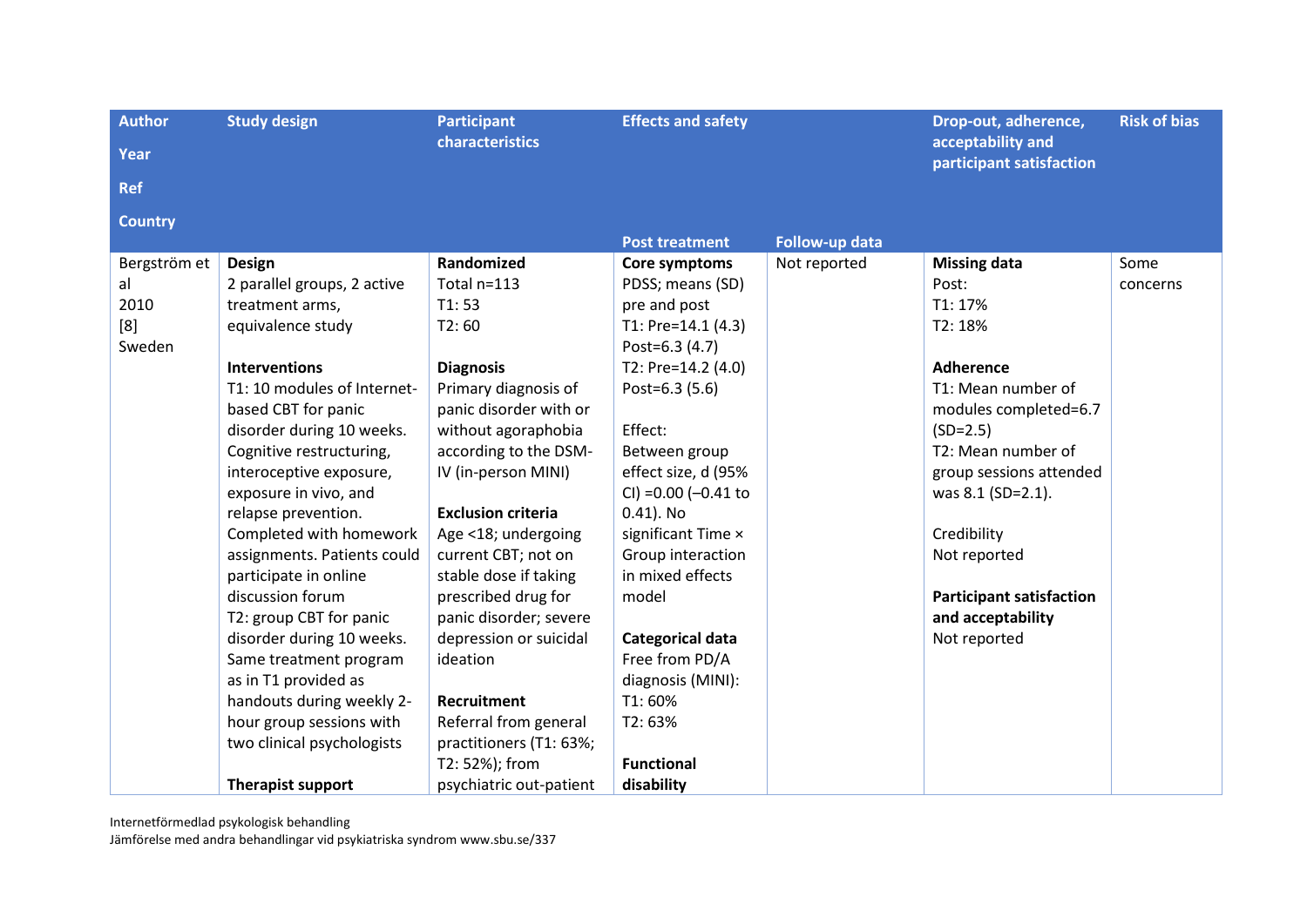| Author<br>Year<br>Ref<br>Country | Study design | Participant characteristics | Effects and safety | | Drop-out, adherence, acceptability and participant satisfaction | Risk of bias |
|---|---|---|---|---|---|---|
| | | | Post treatment | Follow-up data | | |
| Bergström et al<br>2010<br>[8]<br>Sweden | **Design**<br>2 parallel groups, 2 active treatment arms, equivalence study<br><br>**Interventions**<br>T1: 10 modules of Internet-based CBT for panic disorder during 10 weeks. Cognitive restructuring, interoceptive exposure, exposure in vivo, and relapse prevention. Completed with homework assignments. Patients could participate in online discussion forum<br>T2: group CBT for panic disorder during 10 weeks. Same treatment program as in T1 provided as handouts during weekly 2-hour group sessions with two clinical psychologists<br><br>**Therapist support** | **Randomized**<br>Total n=113<br>T1: 53<br>T2: 60<br><br>**Diagnosis**<br>Primary diagnosis of panic disorder with or without agoraphobia according to the DSM-IV (in-person MINI)<br><br>**Exclusion criteria**<br>Age <18; undergoing current CBT; not on stable dose if taking prescribed drug for panic disorder; severe depression or suicidal ideation<br><br>**Recruitment**<br>Referral from general practitioners (T1: 63%; T2: 52%); from psychiatric out-patient | **Core symptoms**<br>PDSS; means (SD) pre and post<br>T1: Pre=14.1 (4.3)<br>Post=6.3 (4.7)<br>T2: Pre=14.2 (4.0)<br>Post=6.3 (5.6)<br><br>Effect:<br>Between group effect size, d (95% CI) =0.00 (–0.41 to 0.41). No significant Time × Group interaction in mixed effects model<br><br>**Categorical data**<br>Free from PD/A diagnosis (MINI):<br>T1: 60%<br>T2: 63%<br><br>**Functional disability** | Not reported | **Missing data**<br>Post:<br>T1: 17%<br>T2: 18%<br><br>**Adherence**<br>T1: Mean number of modules completed=6.7 (SD=2.5)<br>T2: Mean number of group sessions attended was 8.1 (SD=2.1).<br><br>Credibility<br>Not reported<br><br>**Participant satisfaction and acceptability**<br>Not reported | Some concerns |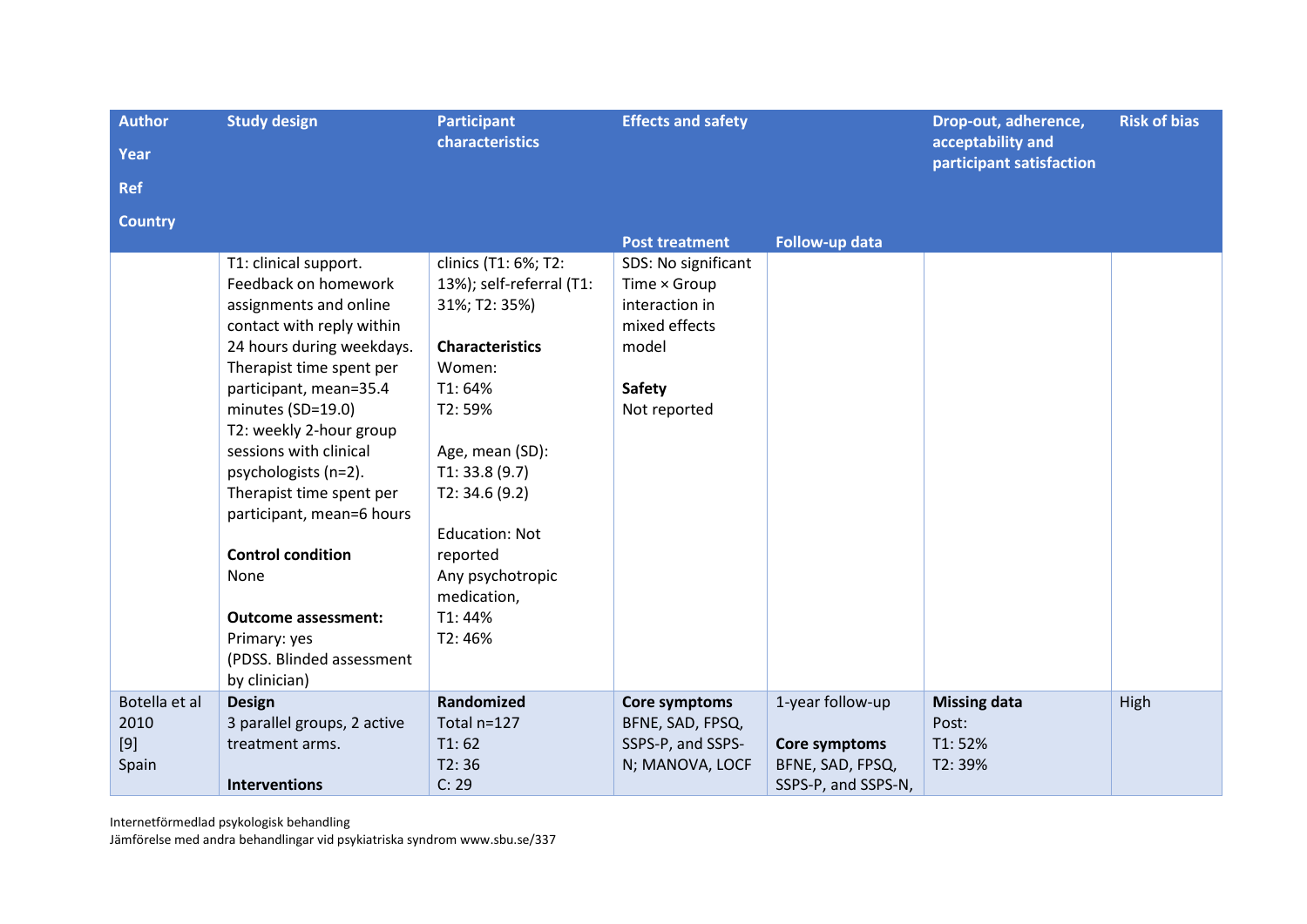| Author<br>Year<br>Ref<br>Country | Study design | Participant characteristics | Effects and safety | | Drop-out, adherence, acceptability and participant satisfaction | Risk of bias |
|---|---|---|---|---|---|---|
| | | | Post treatment | Follow-up data | | |
| | T1: clinical support. Feedback on homework assignments and online contact with reply within 24 hours during weekdays. Therapist time spent per participant, mean=35.4 minutes (SD=19.0)<br>T2: weekly 2-hour group sessions with clinical psychologists (n=2). Therapist time spent per participant, mean=6 hours<br><br>**Control condition**<br>None<br><br>**Outcome assessment:**<br>Primary: yes<br>(PDSS. Blinded assessment by clinician) | clinics (T1: 6%; T2: 13%); self-referral (T1: 31%; T2: 35%)<br><br>**Characteristics**<br>Women:<br>T1: 64%<br>T2: 59%<br><br>Age, mean (SD):<br>T1: 33.8 (9.7)<br>T2: 34.6 (9.2)<br><br>Education: Not reported<br>Any psychotropic medication,<br>T1: 44%<br>T2: 46% | SDS: No significant Time × Group interaction in mixed effects model<br><br>**Safety**<br>Not reported | | | |
| Botella et al<br>2010<br>[9]<br>Spain | **Design**<br>3 parallel groups, 2 active treatment arms.<br><br>**Interventions** | **Randomized**<br>Total n=127<br>T1: 62<br>T2: 36<br>C: 29 | **Core symptoms**<br>BFNE, SAD, FPSQ, SSPS-P, and SSPS-N; MANOVA, LOCF | 1-year follow-up<br><br>**Core symptoms**<br>BFNE, SAD, FPSQ, SSPS-P, and SSPS-N, | **Missing data**<br>Post:<br>T1: 52%<br>T2: 39% | High |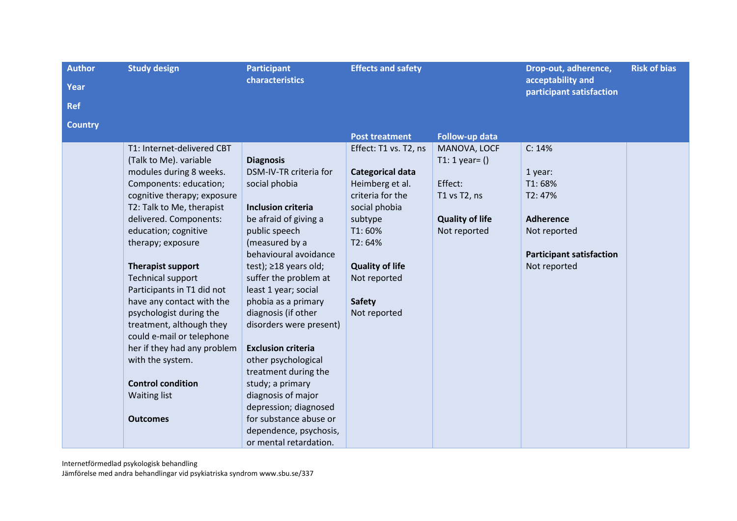| Author<br>Year<br>Ref<br>Country | Study design | Participant characteristics | Effects and safety | | Drop-out, adherence, acceptability and participant satisfaction | Risk of bias |
|---|---|---|---|---|---|---|
| | | | Post treatment | Follow-up data | | |
| | T1: Internet-delivered CBT (Talk to Me). variable modules during 8 weeks. Components: education; cognitive therapy; exposure<br>T2: Talk to Me, therapist delivered. Components: education; cognitive therapy; exposure<br><br>**Therapist support**<br>Technical support<br>Participants in T1 did not have any contact with the psychologist during the treatment, although they could e-mail or telephone her if they had any problem with the system.<br><br>**Control condition**<br>Waiting list<br><br>**Outcomes** | **Diagnosis**<br>DSM-IV-TR criteria for social phobia<br><br>**Inclusion criteria**<br>be afraid of giving a public speech (measured by a behavioural avoidance test); ≥18 years old; suffer the problem at least 1 year; social phobia as a primary diagnosis (if other disorders were present)<br><br>**Exclusion criteria**<br>other psychological treatment during the study; a primary diagnosis of major depression; diagnosed for substance abuse or dependence, psychosis, or mental retardation. | Effect: T1 vs. T2, ns<br><br>**Categorical data**<br>Heimberg et al. criteria for the social phobia subtype<br>T1: 60%<br>T2: 64%<br><br>**Quality of life**<br>Not reported<br><br>**Safety**<br>Not reported | MANOVA, LOCF<br>T1: 1 year= ()<br><br>Effect:<br>T1 vs T2, ns<br><br>**Quality of life**<br>Not reported | C: 14%<br><br>1 year:<br>T1: 68%<br>T2: 47%<br><br>**Adherence**<br>Not reported<br><br>**Participant satisfaction**<br>Not reported | |

Internetförmedlad psykologisk behandling
Jämförelse med andra behandlingar vid psykiatriska syndrom www.sbu.se/337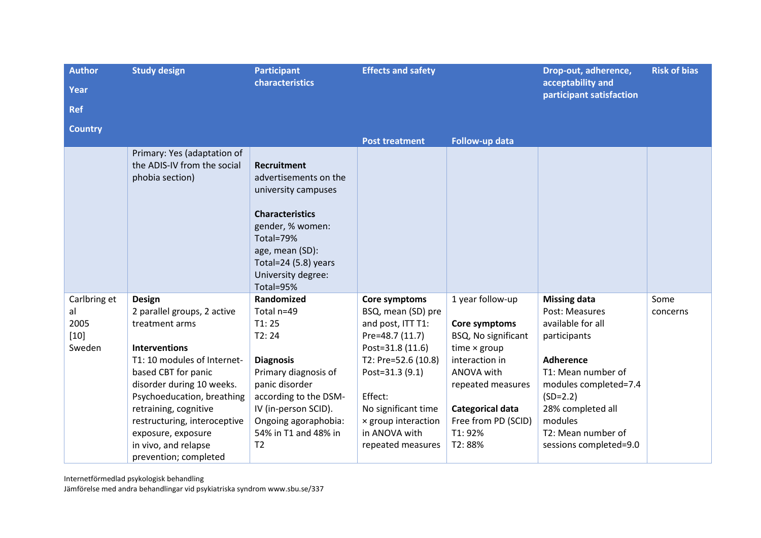| Author<br>Year<br>Ref<br>Country | Study design | Participant characteristics | Effects and safety | | Drop-out, adherence, acceptability and participant satisfaction | Risk of bias |
|---|---|---|---|---|---|---|
| | | | Post treatment | Follow-up data | | |
| | Primary: Yes (adaptation of the ADIS-IV from the social phobia section) | **Recruitment**<br>advertisements on the university campuses<br><br>**Characteristics**<br>gender, % women:<br>Total=79%<br>age, mean (SD):<br>Total=24 (5.8) years<br>University degree:<br>Total=95% | | | | |
| Carlbring et al<br>2005<br>[10]<br>Sweden | **Design**<br>2 parallel groups, 2 active treatment arms<br><br>**Interventions**<br>T1: 10 modules of Internet-based CBT for panic disorder during 10 weeks. Psychoeducation, breathing retraining, cognitive restructuring, interoceptive exposure, exposure in vivo, and relapse prevention; completed | **Randomized**<br>Total n=49<br>T1: 25<br>T2: 24<br><br>**Diagnosis**<br>Primary diagnosis of panic disorder according to the DSM-IV (in-person SCID).<br>Ongoing agoraphobia: 54% in T1 and 48% in T2 | **Core symptoms**<br>BSQ, mean (SD) pre and post, ITT T1:<br>Pre=48.7 (11.7)<br>Post=31.8 (11.6)<br>T2: Pre=52.6 (10.8)<br>Post=31.3 (9.1)<br><br>Effect:<br>No significant time × group interaction in ANOVA with repeated measures | 1 year follow-up<br><br>**Core symptoms**<br>BSQ, No significant time × group interaction in ANOVA with repeated measures<br><br>**Categorical data**<br>Free from PD (SCID)<br>T1: 92%<br>T2: 88% | **Missing data**<br>Post: Measures available for all participants<br><br>**Adherence**<br>T1: Mean number of modules completed=7.4 (SD=2.2)<br>28% completed all modules<br>T2: Mean number of sessions completed=9.0 | Some concerns |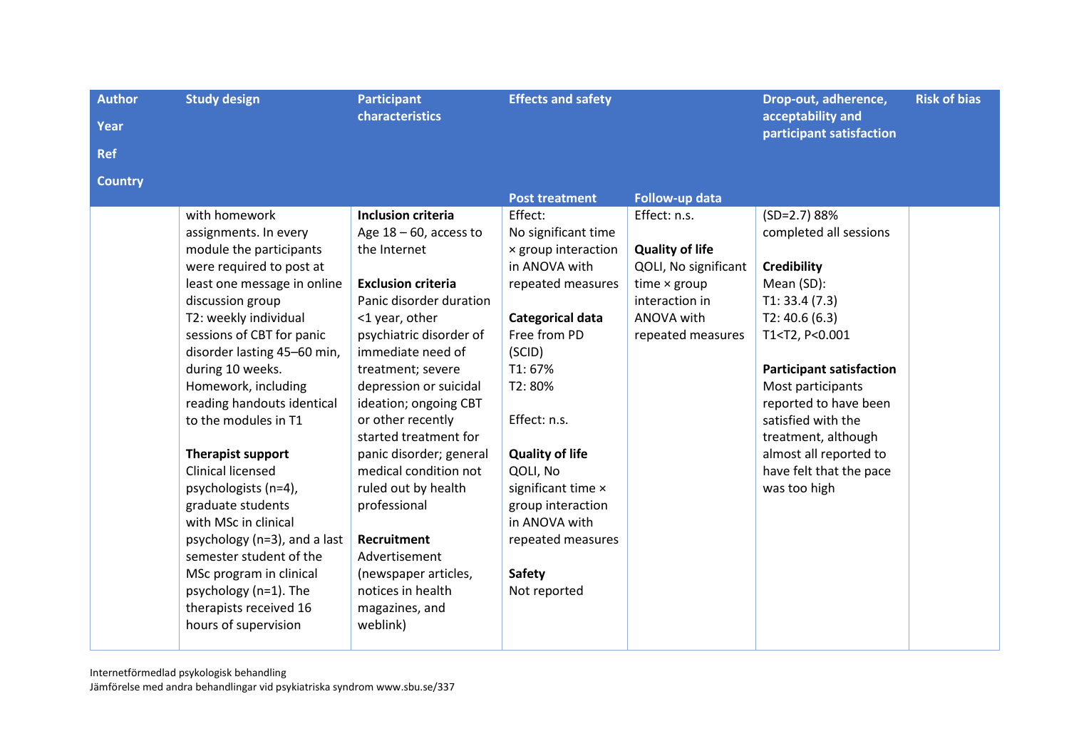| Author<br>Year<br>Ref<br>Country | Study design | Participant characteristics | Effects and safety | | Drop-out, adherence, acceptability and participant satisfaction | Risk of bias |
|---|---|---|---|---|---|---|
| | | | **Post treatment** | **Follow-up data** | | |
| | with homework assignments. In every module the participants were required to post at least one message in online discussion group<br>T2: weekly individual sessions of CBT for panic disorder lasting 45–60 min, during 10 weeks. Homework, including reading handouts identical to the modules in T1<br><br>**Therapist support**<br>Clinical licensed psychologists (n=4), graduate students with MSc in clinical psychology (n=3), and a last semester student of the MSc program in clinical psychology (n=1). The therapists received 16 hours of supervision | **Inclusion criteria**<br>Age 18 – 60, access to the Internet<br><br>**Exclusion criteria**<br>Panic disorder duration <1 year, other psychiatric disorder of immediate need of treatment; severe depression or suicidal ideation; ongoing CBT or other recently started treatment for panic disorder; general medical condition not ruled out by health professional<br><br>**Recruitment**<br>Advertisement (newspaper articles, notices in health magazines, and weblink) | Effect:<br>No significant time × group interaction in ANOVA with repeated measures<br><br>**Categorical data**<br>Free from PD (SCID)<br>T1: 67%<br>T2: 80%<br><br>Effect: n.s.<br><br>**Quality of life**<br>QOLI, No significant time × group interaction in ANOVA with repeated measures<br><br>**Safety**<br>Not reported | Effect: n.s.<br><br>**Quality of life**<br>QOLI, No significant time × group interaction in ANOVA with repeated measures | (SD=2.7) 88% completed all sessions<br><br>**Credibility**<br>Mean (SD):<br>T1: 33.4 (7.3)<br>T2: 40.6 (6.3)<br>T1<T2, P<0.001<br><br>**Participant satisfaction**<br>Most participants reported to have been satisfied with the treatment, although almost all reported to have felt that the pace was too high | |

Internetförmedlad psykologisk behandling
Jämförelse med andra behandlingar vid psykiatriska syndrom www.sbu.se/337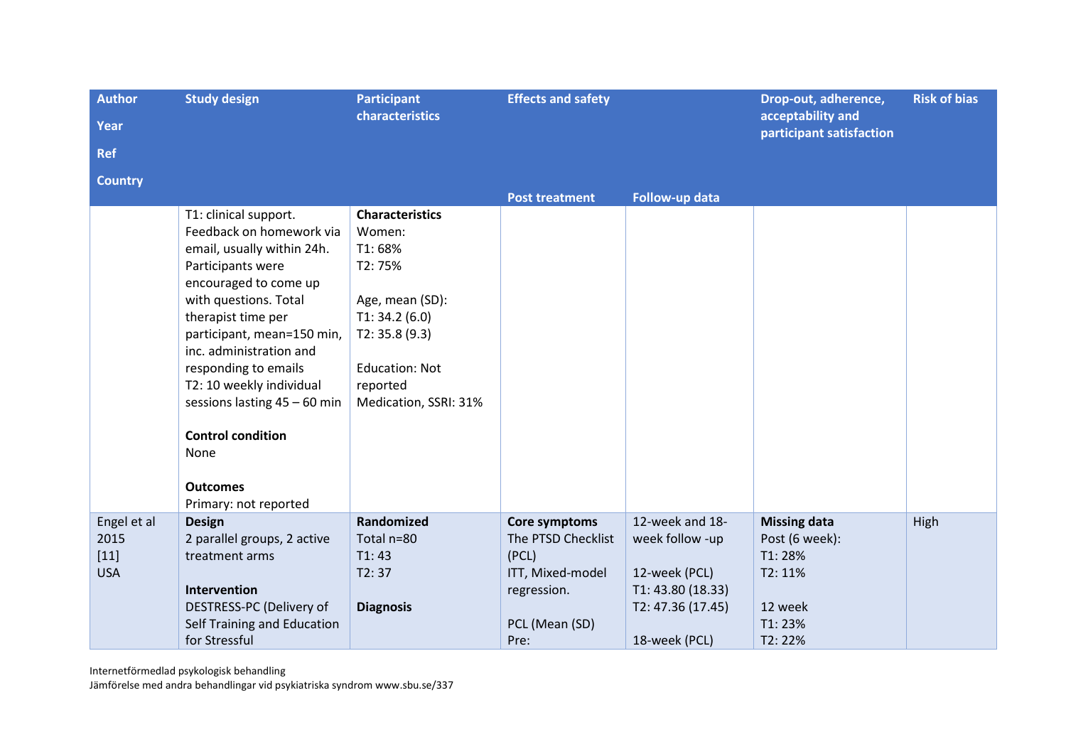| Author<br>Year<br>Ref<br>Country | Study design | Participant characteristics | Effects and safety | | Drop-out, adherence, acceptability and participant satisfaction | Risk of bias |
|---|---|---|---|---|---|---|
| | | | Post treatment | Follow-up data | | |
| | T1: clinical support. Feedback on homework via email, usually within 24h. Participants were encouraged to come up with questions. Total therapist time per participant, mean=150 min, inc. administration and responding to emails<br>T2: 10 weekly individual sessions lasting 45 – 60 min<br><br>**Control condition**<br>None<br><br>**Outcomes**<br>Primary: not reported | **Characteristics**<br>Women:<br>T1: 68%<br>T2: 75%<br><br>Age, mean (SD):<br>T1: 34.2 (6.0)<br>T2: 35.8 (9.3)<br><br>Education: Not reported<br>Medication, SSRI: 31% | | | | |
| Engel et al<br>2015<br>[11]<br>USA | **Design**<br>2 parallel groups, 2 active treatment arms<br><br>**Intervention**<br>DESTRESS-PC (Delivery of Self Training and Education for Stressful | **Randomized**<br>Total n=80<br>T1: 43<br>T2: 37<br><br>**Diagnosis** | **Core symptoms**<br>The PTSD Checklist (PCL)<br>ITT, Mixed-model regression.<br><br>PCL (Mean (SD)<br>Pre: | 12-week and 18-week follow -up<br><br>12-week (PCL)<br>T1: 43.80 (18.33)<br>T2: 47.36 (17.45)<br><br>18-week (PCL) | **Missing data**<br>Post (6 week):<br>T1: 28%<br>T2: 11%<br><br>12 week<br>T1: 23%<br>T2: 22% | High |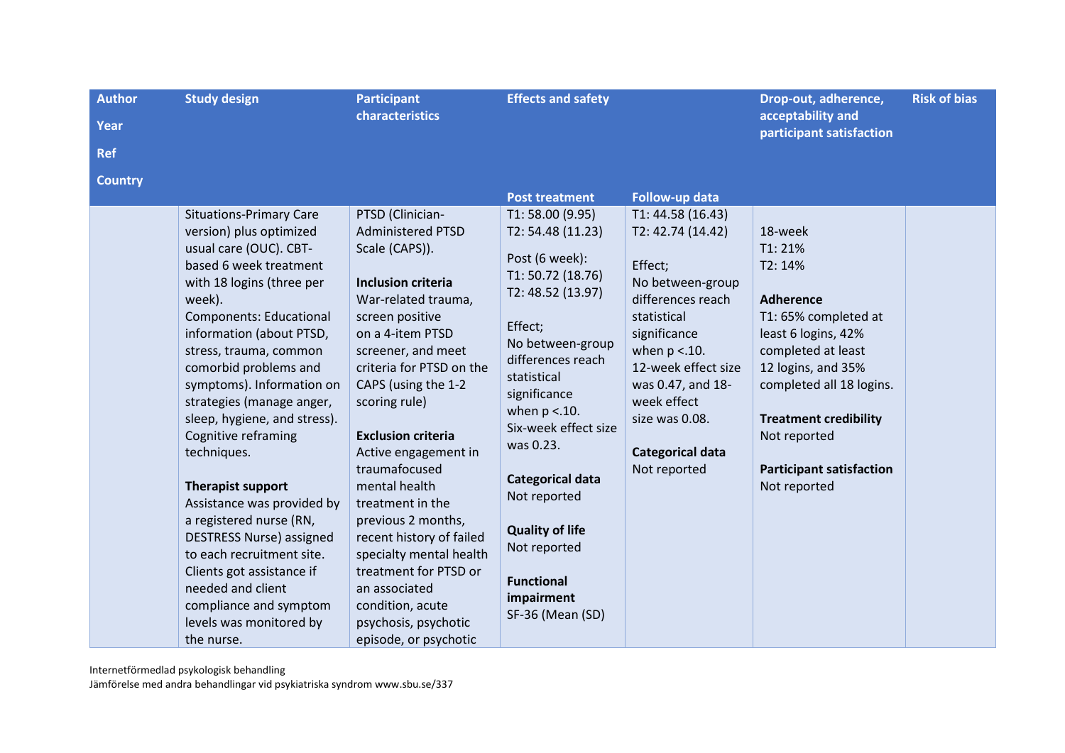| Author<br>Year<br>Ref<br>Country | Study design | Participant characteristics | Effects and safety | | Drop-out, adherence, acceptability and participant satisfaction | Risk of bias |
|---|---|---|---|---|---|---|
| | | | Post treatment | Follow-up data | | |
| | Situations-Primary Care version) plus optimized usual care (OUC). CBT-based 6 week treatment with 18 logins (three per week).<br>Components: Educational information (about PTSD, stress, trauma, common comorbid problems and symptoms). Information on strategies (manage anger, sleep, hygiene, and stress). Cognitive reframing techniques.<br><br>**Therapist support**<br>Assistance was provided by a registered nurse (RN, DESTRESS Nurse) assigned to each recruitment site. Clients got assistance if needed and client compliance and symptom levels was monitored by the nurse. | PTSD (Clinician-Administered PTSD Scale (CAPS)).<br><br>**Inclusion criteria**<br>War-related trauma, screen positive on a 4-item PTSD screener, and meet criteria for PTSD on the CAPS (using the 1-2 scoring rule)<br><br>**Exclusion criteria**<br>Active engagement in traumafocused mental health treatment in the previous 2 months, recent history of failed specialty mental health treatment for PTSD or an associated condition, acute psychosis, psychotic episode, or psychotic | T1: 58.00 (9.95)<br>T2: 54.48 (11.23)<br><br>Post (6 week):<br>T1: 50.72 (18.76)<br>T2: 48.52 (13.97)<br><br>Effect;<br>No between-group differences reach statistical significance when p <.10.<br>Six-week effect size was 0.23.<br><br>**Categorical data**<br>Not reported<br><br>**Quality of life**<br>Not reported<br><br>**Functional impairment**<br>SF-36 (Mean (SD) | T1: 44.58 (16.43)<br>T2: 42.74 (14.42)<br><br>Effect;<br>No between-group differences reach statistical significance when p <.10.<br>12-week effect size was 0.47, and 18-week effect size was 0.08.<br><br>**Categorical data**<br>Not reported | 18-week<br>T1: 21%<br>T2: 14%<br><br>**Adherence**<br>T1: 65% completed at least 6 logins, 42% completed at least 12 logins, and 35% completed all 18 logins.<br><br>**Treatment credibility**<br>Not reported<br><br>**Participant satisfaction**<br>Not reported | |

Internetförmedlad psykologisk behandling
Jämförelse med andra behandlingar vid psykiatriska syndrom www.sbu.se/337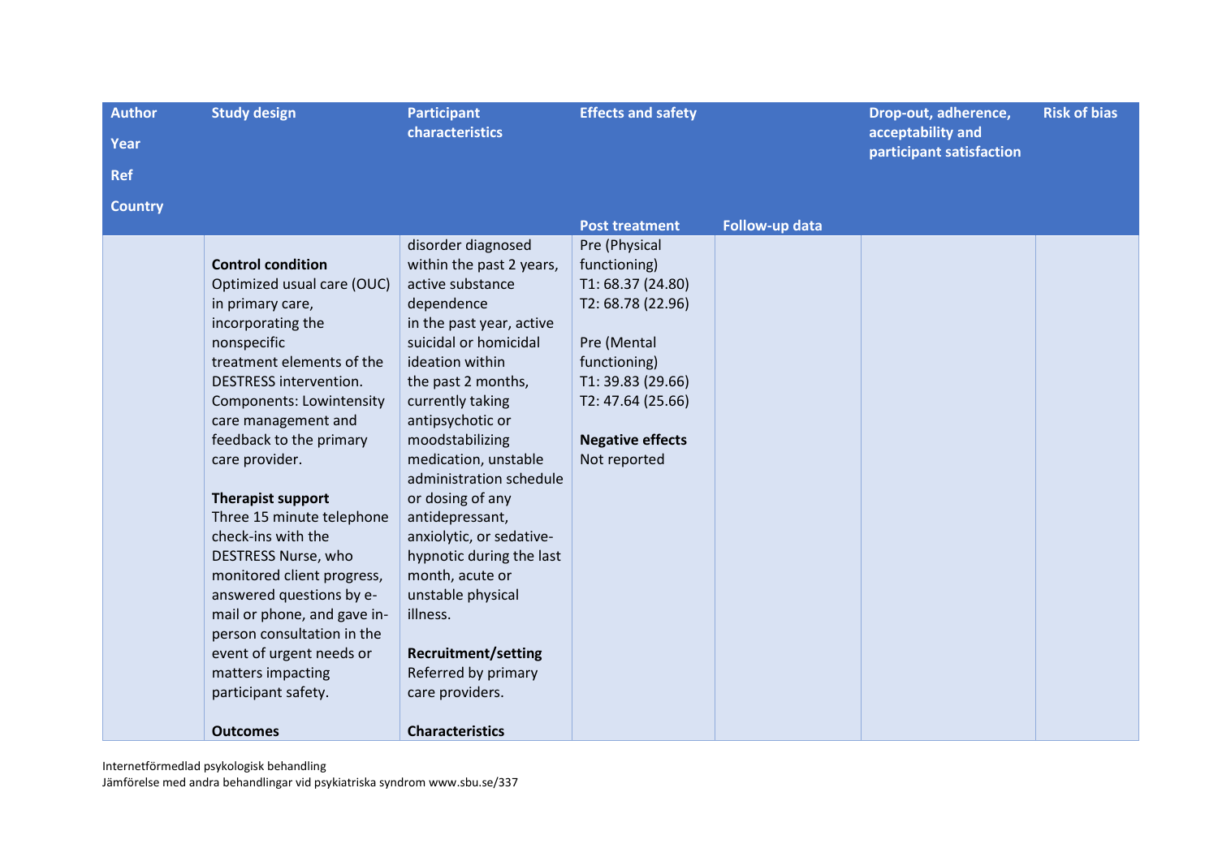| Author<br>Year<br>Ref<br>Country | Study design | Participant characteristics | Effects and safety | | Drop-out, adherence, acceptability and participant satisfaction | Risk of bias |
|---|---|---|---|---|---|---|
| | | | **Post treatment** | **Follow-up data** | | |
| | **Control condition**<br>Optimized usual care (OUC) in primary care, incorporating the nonspecific treatment elements of the DESTRESS intervention. Components: Lowintensity care management and feedback to the primary care provider.<br><br>**Therapist support**<br>Three 15 minute telephone check-ins with the DESTRESS Nurse, who monitored client progress, answered questions by e-mail or phone, and gave in-person consultation in the event of urgent needs or matters impacting participant safety.<br><br>**Outcomes** | disorder diagnosed within the past 2 years, active substance dependence in the past year, active suicidal or homicidal ideation within the past 2 months, currently taking antipsychotic or moodstabilizing medication, unstable administration schedule or dosing of any antidepressant, anxiolytic, or sedative-hypnotic during the last month, acute or unstable physical illness.<br><br>**Recruitment/setting**<br>Referred by primary care providers.<br><br>**Characteristics** | Pre (Physical functioning)<br>T1: 68.37 (24.80)<br>T2: 68.78 (22.96)<br><br>Pre (Mental functioning)<br>T1: 39.83 (29.66)<br>T2: 47.64 (25.66)<br><br>**Negative effects**<br>Not reported | | | |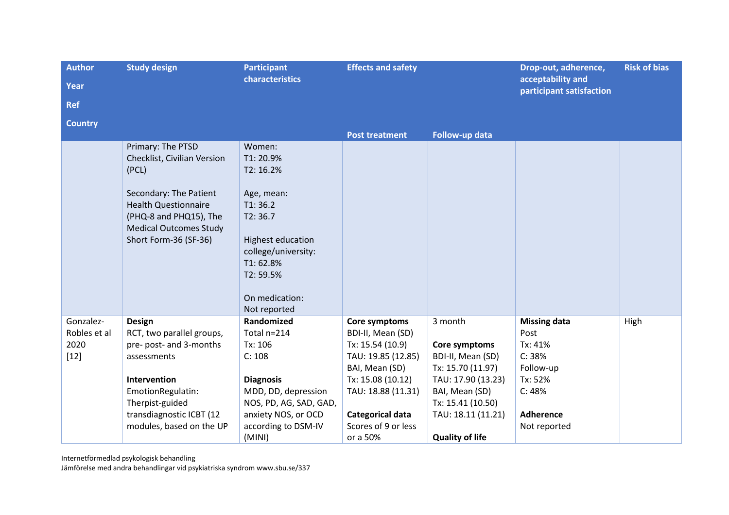| Author<br>Year<br>Ref<br>Country | Study design | Participant characteristics | Effects and safety | | Drop-out, adherence, acceptability and participant satisfaction | Risk of bias |
|---|---|---|---|---|---|---|
| | | | Post treatment | Follow-up data | | |
| | Primary: The PTSD Checklist, Civilian Version (PCL)<br><br>Secondary: The Patient Health Questionnaire (PHQ-8 and PHQ15), The Medical Outcomes Study Short Form-36 (SF-36) | Women:<br>T1: 20.9%<br>T2: 16.2%<br><br>Age, mean:<br>T1: 36.2<br>T2: 36.7<br><br>Highest education college/university:<br>T1: 62.8%<br>T2: 59.5%<br><br>On medication:<br>Not reported | | | | |
| Gonzalez-Robles et al 2020<br>[12] | **Design**<br>RCT, two parallel groups, pre- post- and 3-months assessments<br><br>**Intervention**<br>EmotionRegulatin: Therpist-guided transdiagnostic ICBT (12 modules, based on the UP | **Randomized**<br>Total n=214<br>Tx: 106<br>C: 108<br><br>**Diagnosis**<br>MDD, DD, depression NOS, PD, AG, SAD, GAD, anxiety NOS, or OCD according to DSM-IV (MINI) | **Core symptoms**<br>BDI-II, Mean (SD)<br>Tx: 15.54 (10.9)<br>TAU: 19.85 (12.85)<br>BAI, Mean (SD)<br>Tx: 15.08 (10.12)<br>TAU: 18.88 (11.31)<br><br>**Categorical data**<br>Scores of 9 or less or a 50% | 3 month<br><br>**Core symptoms**<br>BDI-II, Mean (SD)<br>Tx: 15.70 (11.97)<br>TAU: 17.90 (13.23)<br>BAI, Mean (SD)<br>Tx: 15.41 (10.50)<br>TAU: 18.11 (11.21)<br><br>**Quality of life** | **Missing data**<br>Post<br>Tx: 41%<br>C: 38%<br>Follow-up<br>Tx: 52%<br>C: 48%<br><br>**Adherence**<br>Not reported | High |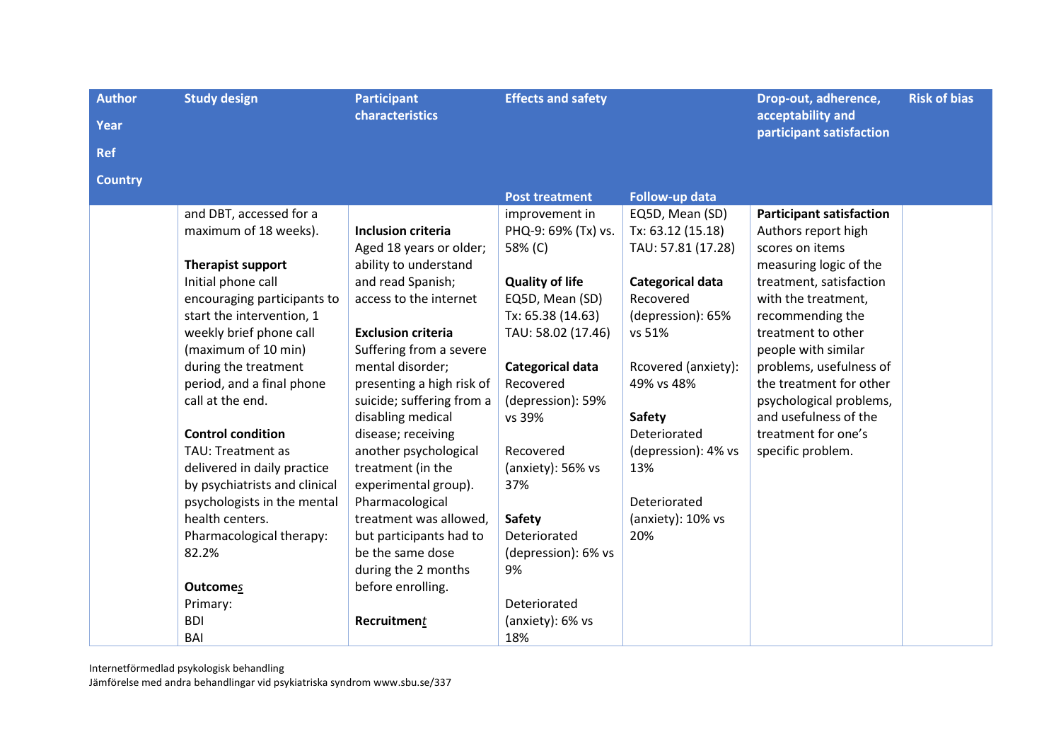| Author<br>Year<br>Ref<br>Country | Study design | Participant characteristics | Effects and safety | | Drop-out, adherence, acceptability and participant satisfaction | Risk of bias |
|---|---|---|---|---|---|---|
| | | | **Post treatment** | **Follow-up data** | | |
| | and DBT, accessed for a maximum of 18 weeks).<br><br>**Therapist support**<br>Initial phone call encouraging participants to start the intervention, 1 weekly brief phone call (maximum of 10 min) during the treatment period, and a final phone call at the end.<br><br>**Control condition**<br>TAU: Treatment as delivered in daily practice by psychiatrists and clinical psychologists in the mental health centers.<br>Pharmacological therapy: 82.2%<br><br>**Outcomes**<br>Primary:<br>BDI<br>BAI | **Inclusion criteria**<br>Aged 18 years or older; ability to understand and read Spanish; access to the internet<br><br>**Exclusion criteria**<br>Suffering from a severe mental disorder; presenting a high risk of suicide; suffering from a disabling medical disease; receiving another psychological treatment (in the experimental group). Pharmacological treatment was allowed, but participants had to be the same dose during the 2 months before enrolling.<br><br>**Recruitment** | improvement in PHQ-9: 69% (Tx) vs. 58% (C)<br><br>**Quality of life**<br>EQ5D, Mean (SD)<br>Tx: 65.38 (14.63)<br>TAU: 58.02 (17.46)<br><br>**Categorical data**<br>Recovered (depression): 59% vs 39%<br><br>Recovered (anxiety): 56% vs 37%<br><br>**Safety**<br>Deteriorated (depression): 6% vs 9%<br><br>Deteriorated (anxiety): 6% vs 18% | EQ5D, Mean (SD)<br>Tx: 63.12 (15.18)<br>TAU: 57.81 (17.28)<br><br>**Categorical data**<br>Recovered (depression): 65% vs 51%<br><br>Rcovered (anxiety): 49% vs 48%<br><br>**Safety**<br>Deteriorated (depression): 4% vs 13%<br><br>Deteriorated (anxiety): 10% vs 20% | **Participant satisfaction**<br>Authors report high scores on items measuring logic of the treatment, satisfaction with the treatment, recommending the treatment to other people with similar problems, usefulness of the treatment for other psychological problems, and usefulness of the treatment for one's specific problem. | |

Internetförmedlad psykologisk behandling
Jämförelse med andra behandlingar vid psykiatriska syndrom www.sbu.se/337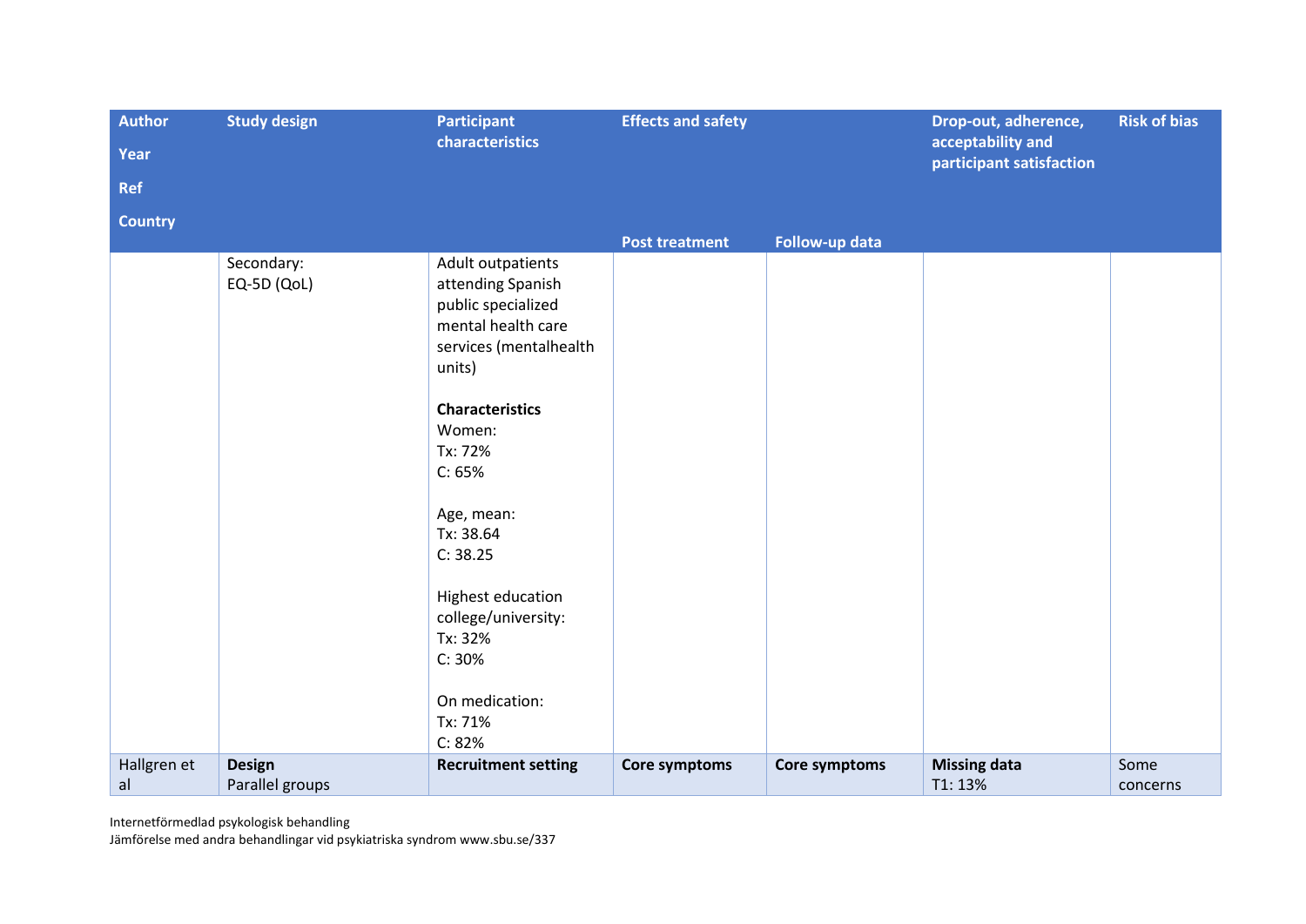| Author<br>Year<br>Ref<br>Country | Study design | Participant characteristics | Effects and safety | | Drop-out, adherence, acceptability and participant satisfaction | Risk of bias |
|---|---|---|---|---|---|---|
| | | | Post treatment | Follow-up data | | |
| | Secondary:<br>EQ-5D (QoL) | Adult outpatients attending Spanish public specialized mental health care services (mentalhealth units)<br><br>**Characteristics**<br>Women:<br>Tx: 72%<br>C: 65%<br><br>Age, mean:<br>Tx: 38.64<br>C: 38.25<br><br>Highest education college/university:<br>Tx: 32%<br>C: 30%<br><br>On medication:<br>Tx: 71%<br>C: 82% | | | | |
| Hallgren et al | **Design**<br>Parallel groups | **Recruitment setting** | **Core symptoms** | **Core symptoms** | **Missing data**<br>T1: 13% | Some concerns |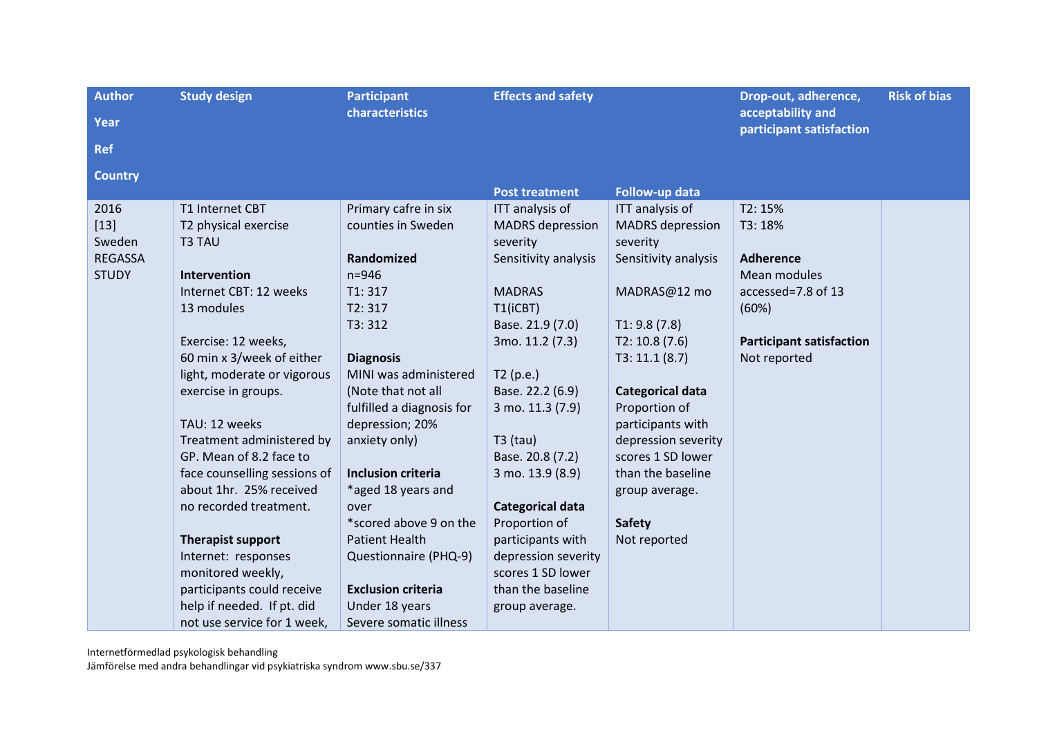| Author<br>Year<br>Ref<br>Country | Study design | Participant characteristics | Effects and safety | | Drop-out, adherence, acceptability and participant satisfaction | Risk of bias |
|---|---|---|---|---|---|---|
| | | | Post treatment | Follow-up data | | |
| 2016<br>[13]<br>Sweden<br>REGASSA STUDY | T1 Internet CBT<br>T2 physical exercise<br>T3 TAU<br><br>**Intervention**<br>Internet CBT: 12 weeks<br>13 modules<br><br>Exercise: 12 weeks,<br>60 min x 3/week of either light, moderate or vigorous exercise in groups.<br><br>TAU: 12 weeks<br>Treatment administered by GP. Mean of 8.2 face to face counselling sessions of about 1hr. 25% received no recorded treatment.<br><br>**Therapist support**<br>Internet: responses monitored weekly, participants could receive help if needed. If pt. did not use service for 1 week, | Primary cafre in six counties in Sweden<br><br>**Randomized**<br>n=946<br>T1: 317<br>T2: 317<br>T3: 312<br><br>**Diagnosis**<br>MINI was administered (Note that not all fulfilled a diagnosis for depression; 20% anxiety only)<br><br>**Inclusion criteria**<br>*aged 18 years and over<br>*scored above 9 on the Patient Health Questionnaire (PHQ-9)<br><br>**Exclusion criteria**<br>Under 18 years<br>Severe somatic illness | ITT analysis of MADRS depression severity<br>Sensitivity analysis<br><br>MADRAS<br>T1(iCBT)<br>Base. 21.9 (7.0)<br>3mo. 11.2 (7.3)<br><br>T2 (p.e.)<br>Base. 22.2 (6.9)<br>3 mo. 11.3 (7.9)<br><br>T3 (tau)<br>Base. 20.8 (7.2)<br>3 mo. 13.9 (8.9)<br><br>**Categorical data**<br>Proportion of participants with depression severity scores 1 SD lower than the baseline group average. | ITT analysis of MADRS depression severity<br>Sensitivity analysis<br><br>MADRAS@12 mo<br><br>T1: 9.8 (7.8)<br>T2: 10.8 (7.6)<br>T3: 11.1 (8.7)<br><br>**Categorical data**<br>Proportion of participants with depression severity scores 1 SD lower than the baseline group average.<br><br>**Safety**<br>Not reported | T2: 15%<br>T3: 18%<br><br>**Adherence**<br>Mean modules accessed=7.8 of 13 (60%)<br><br>**Participant satisfaction**<br>Not reported | |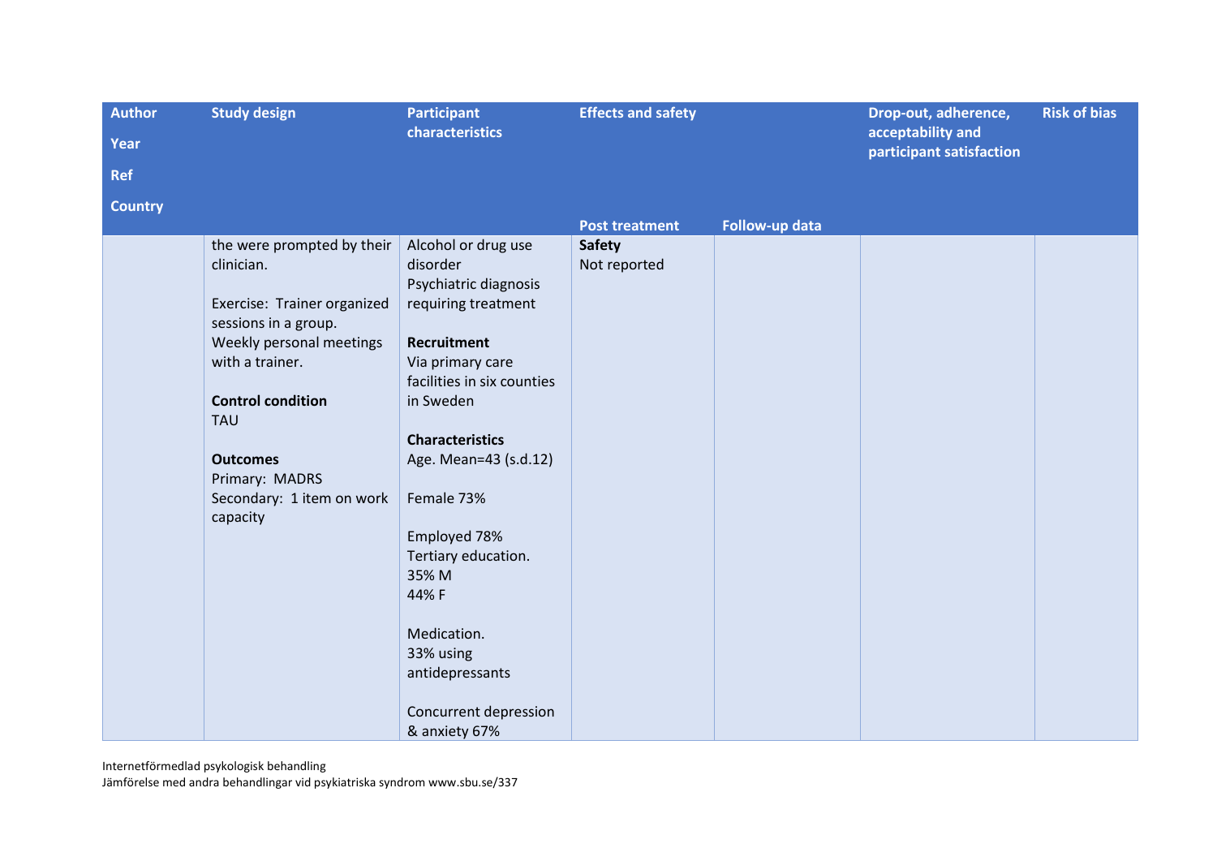| Author<br>Year<br>Ref<br>Country | Study design | Participant characteristics | Effects and safety | | Drop-out, adherence, acceptability and participant satisfaction | Risk of bias |
|---|---|---|---|---|---|---|
| | | | Post treatment | Follow-up data | | |
| | the were prompted by their clinician.<br><br>Exercise: Trainer organized sessions in a group. Weekly personal meetings with a trainer.<br><br>**Control condition**<br>TAU<br><br>**Outcomes**<br>Primary: MADRS<br>Secondary: 1 item on work capacity | Alcohol or drug use disorder<br>Psychiatric diagnosis requiring treatment<br><br>**Recruitment**<br>Via primary care facilities in six counties in Sweden<br><br>**Characteristics**<br>Age. Mean=43 (s.d.12)<br><br>Female 73%<br><br>Employed 78%<br>Tertiary education.<br>35% M<br>44% F<br><br>Medication.<br>33% using antidepressants<br><br>Concurrent depression & anxiety 67% | **Safety**<br>Not reported | | | |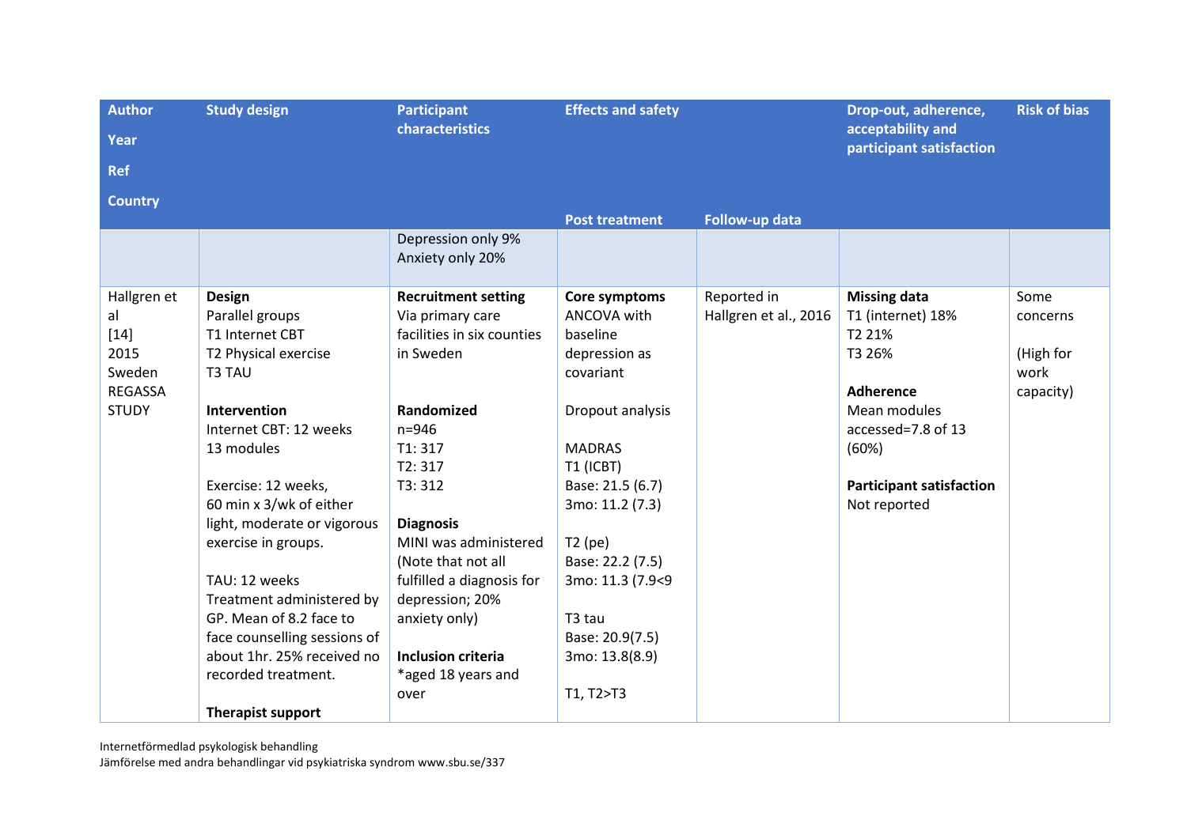| Author<br>Year<br>Ref<br>Country | Study design | Participant characteristics | Effects and safety | | Drop-out, adherence, acceptability and participant satisfaction | Risk of bias |
|---|---|---|---|---|---|---|
| | | | Post treatment | Follow-up data | | |
| | | Depression only 9%<br>Anxiety only 20% | | | | |
| Hallgren et al<br>[14]<br>2015<br>Sweden<br>REGASSA STUDY | **Design**<br>Parallel groups<br>T1 Internet CBT<br>T2 Physical exercise<br>T3 TAU<br><br>**Intervention**<br>Internet CBT: 12 weeks<br>13 modules<br><br>Exercise: 12 weeks,<br>60 min x 3/wk of either light, moderate or vigorous exercise in groups.<br><br>TAU: 12 weeks<br>Treatment administered by GP. Mean of 8.2 face to face counselling sessions of about 1hr. 25% received no recorded treatment.<br><br>**Therapist support** | **Recruitment setting**<br>Via primary care facilities in six counties in Sweden<br><br>**Randomized**<br>n=946<br>T1: 317<br>T2: 317<br>T3: 312<br><br>**Diagnosis**<br>MINI was administered (Note that not all fulfilled a diagnosis for depression; 20% anxiety only)<br><br>**Inclusion criteria**<br>*aged 18 years and over | **Core symptoms**<br>ANCOVA with baseline depression as covariant<br><br>Dropout analysis<br><br>MADRAS<br>T1 (ICBT)<br>Base: 21.5 (6.7)<br>3mo: 11.2 (7.3)<br><br>T2 (pe)<br>Base: 22.2 (7.5)<br>3mo: 11.3 (7.9<9<br><br>T3 tau<br>Base: 20.9(7.5)<br>3mo: 13.8(8.9)<br><br>T1, T2>T3 | Reported in Hallgren et al., 2016 | **Missing data**<br>T1 (internet) 18%<br>T2 21%<br>T3 26%<br><br>**Adherence**<br>Mean modules accessed=7.8 of 13 (60%)<br><br>**Participant satisfaction**<br>Not reported | Some concerns<br><br>(High for work capacity) |

Internetförmedlad psykologisk behandling
Jämförelse med andra behandlingar vid psykiatriska syndrom www.sbu.se/337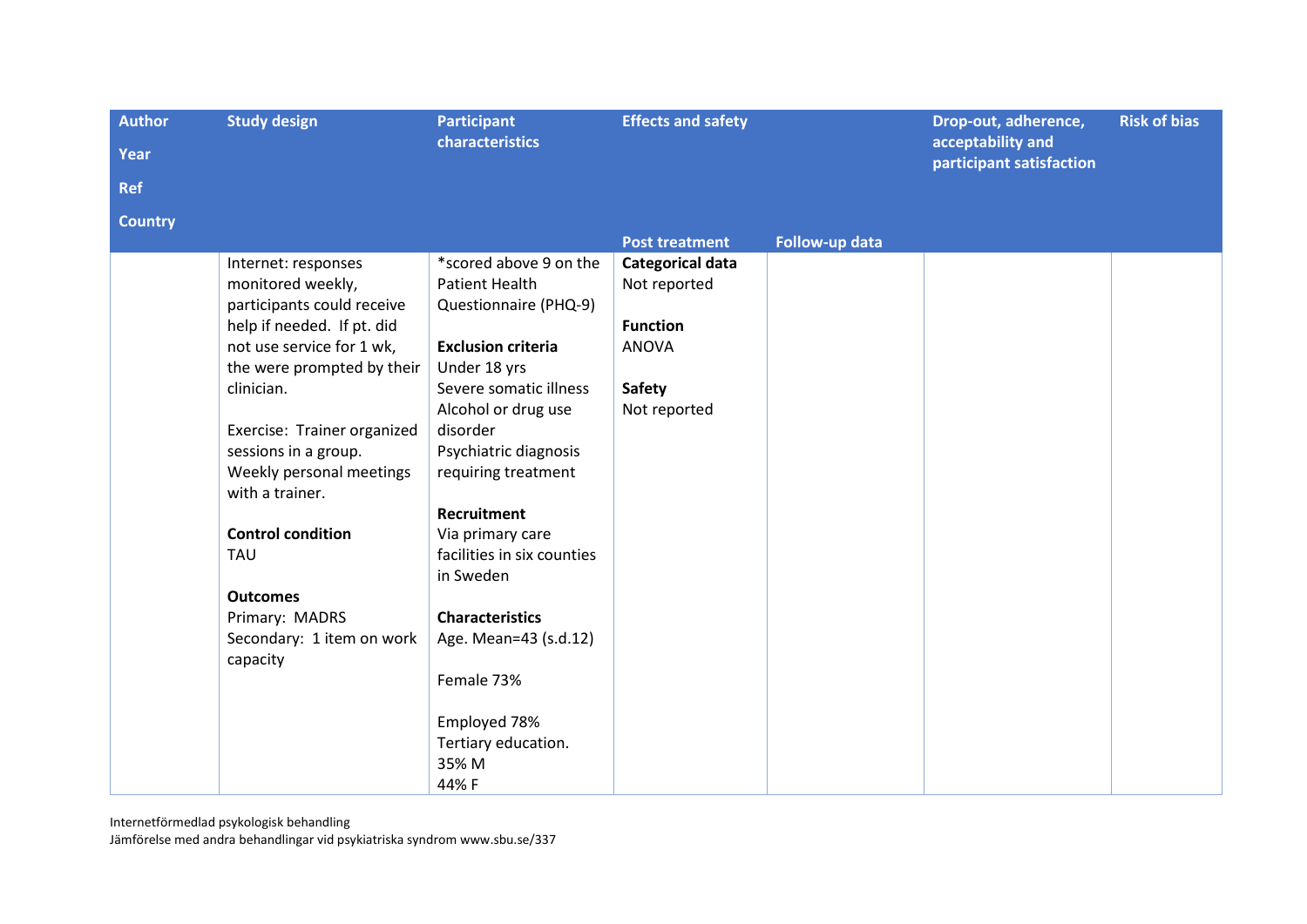| Author<br>Year<br>Ref<br>Country | Study design | Participant characteristics | Effects and safety | | Drop-out, adherence, acceptability and participant satisfaction | Risk of bias |
|---|---|---|---|---|---|---|
| | | | Post treatment | Follow-up data | | |
| | Internet: responses monitored weekly, participants could receive help if needed. If pt. did not use service for 1 wk, the were prompted by their clinician.<br><br>Exercise: Trainer organized sessions in a group. Weekly personal meetings with a trainer.<br><br>**Control condition**<br>TAU<br><br>**Outcomes**<br>Primary: MADRS<br>Secondary: 1 item on work capacity | *scored above 9 on the Patient Health Questionnaire (PHQ-9)<br><br>**Exclusion criteria**<br>Under 18 yrs<br>Severe somatic illness<br>Alcohol or drug use disorder<br>Psychiatric diagnosis requiring treatment<br><br>**Recruitment**<br>Via primary care facilities in six counties in Sweden<br><br>**Characteristics**<br>Age. Mean=43 (s.d.12)<br><br>Female 73%<br><br>Employed 78%<br>Tertiary education.<br>35% M<br>44% F | **Categorical data**<br>Not reported<br><br>**Function**<br>ANOVA<br><br>**Safety**<br>Not reported | | | |

Internetförmedlad psykologisk behandling
Jämförelse med andra behandlingar vid psykiatriska syndrom www.sbu.se/337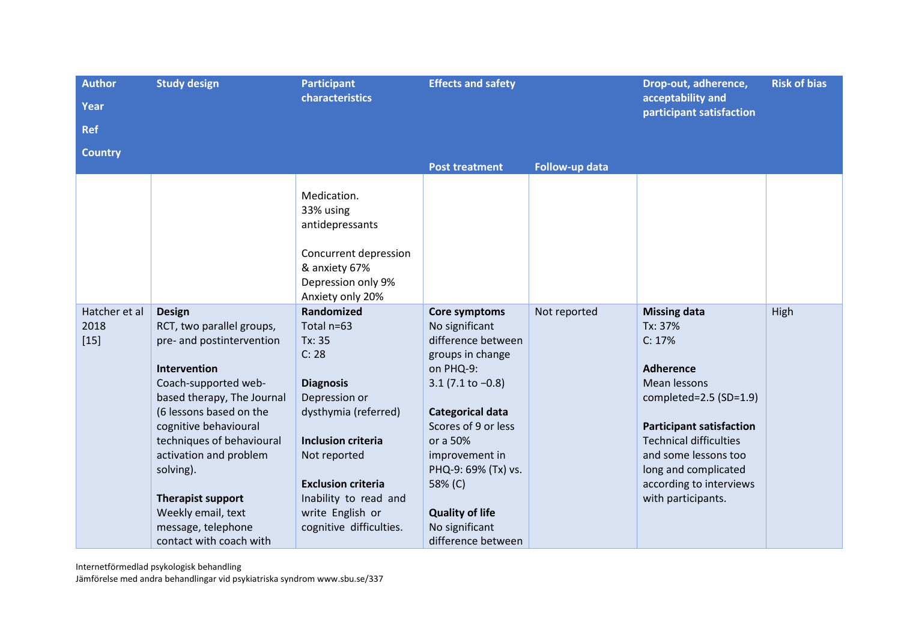| Author<br>Year<br>Ref<br>Country | Study design | Participant characteristics | Effects and safety | | Drop-out, adherence, acceptability and participant satisfaction | Risk of bias |
|---|---|---|---|---|---|---|
| | | | Post treatment | Follow-up data | | |
| | | Medication.<br>33% using antidepressants<br><br>Concurrent depression & anxiety 67%<br>Depression only 9%<br>Anxiety only 20% | | | | |
| Hatcher et al 2018<br>[15] | **Design**<br>RCT, two parallel groups, pre- and postintervention<br><br>**Intervention**<br>Coach-supported web-based therapy, The Journal (6 lessons based on the cognitive behavioural techniques of behavioural activation and problem solving).<br><br>**Therapist support**<br>Weekly email, text message, telephone contact with coach with | **Randomized**<br>Total n=63<br>Tx: 35<br>C: 28<br><br>**Diagnosis**<br>Depression or dysthymia (referred)<br><br>**Inclusion criteria**<br>Not reported<br><br>**Exclusion criteria**<br>Inability to read and write English or cognitive difficulties. | **Core symptoms**<br>No significant difference between groups in change on PHQ-9:<br>3.1 (7.1 to −0.8)<br><br>**Categorical data**<br>Scores of 9 or less or a 50% improvement in PHQ-9: 69% (Tx) vs. 58% (C)<br><br>**Quality of life**<br>No significant difference between | Not reported | **Missing data**<br>Tx: 37%<br>C: 17%<br><br>**Adherence**<br>Mean lessons completed=2.5 (SD=1.9)<br><br>**Participant satisfaction**<br>Technical difficulties and some lessons too long and complicated according to interviews with participants. | High |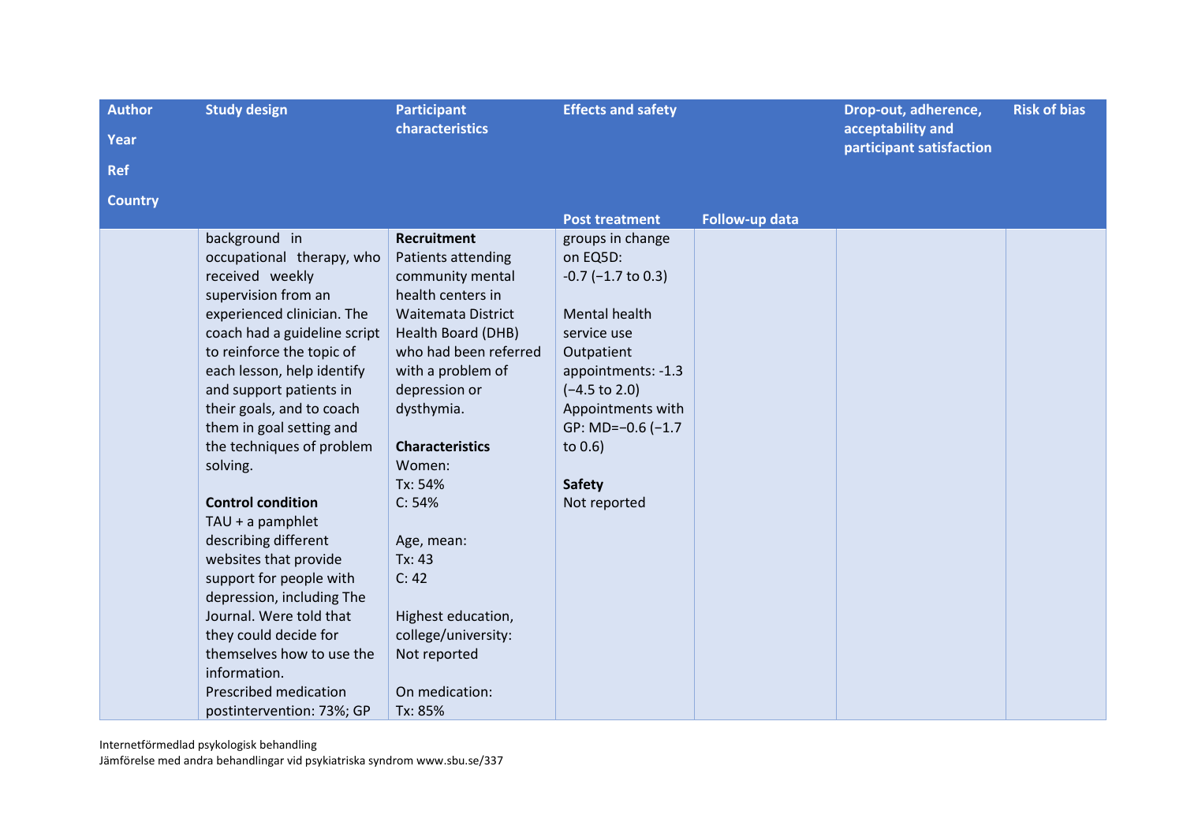| Author<br>Year<br>Ref<br>Country | Study design | Participant characteristics | Effects and safety | | Drop-out, adherence, acceptability and participant satisfaction | Risk of bias |
|---|---|---|---|---|---|---|
| | | | Post treatment | Follow-up data | | |
| | background in occupational therapy, who received weekly supervision from an experienced clinician. The coach had a guideline script to reinforce the topic of each lesson, help identify and support patients in their goals, and to coach them in goal setting and the techniques of problem solving.<br><br>**Control condition**<br>TAU + a pamphlet describing different websites that provide support for people with depression, including The Journal. Were told that they could decide for themselves how to use the information.<br>Prescribed medication postintervention: 73%; GP | **Recruitment**<br>Patients attending community mental health centers in Waitemata District Health Board (DHB) who had been referred with a problem of depression or dysthymia.<br><br>**Characteristics**<br>Women:<br>Tx: 54%<br>C: 54%<br><br>Age, mean:<br>Tx: 43<br>C: 42<br><br>Highest education, college/university:<br>Not reported<br><br>On medication:<br>Tx: 85% | groups in change on EQ5D:<br>-0.7 (−1.7 to 0.3)<br><br>Mental health service use<br>Outpatient appointments: -1.3 (−4.5 to 2.0)<br>Appointments with GP: MD=−0.6 (−1.7 to 0.6)<br><br>**Safety**<br>Not reported | | | |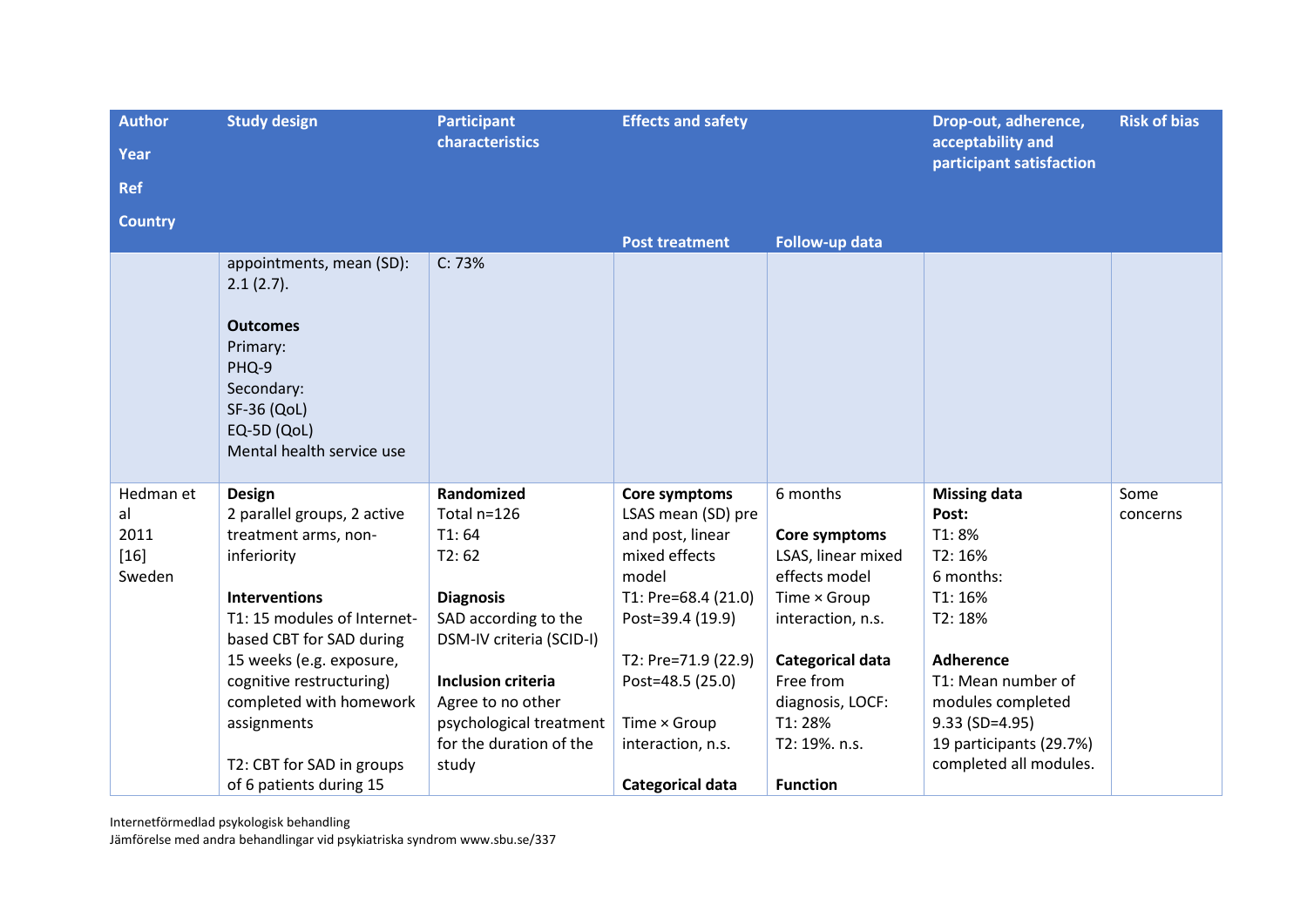| Author<br>Year<br>Ref<br>Country | Study design | Participant characteristics | Effects and safety | | Drop-out, adherence, acceptability and participant satisfaction | Risk of bias |
|---|---|---|---|---|---|---|
| | | | Post treatment | Follow-up data | | |
| | appointments, mean (SD): 2.1 (2.7).<br><br>**Outcomes**<br>Primary:<br>PHQ-9<br>Secondary:<br>SF-36 (QoL)<br>EQ-5D (QoL)<br>Mental health service use | C: 73% | | | | |
| Hedman et al<br>2011<br>[16]<br>Sweden | **Design**<br>2 parallel groups, 2 active treatment arms, non-inferiority<br><br>**Interventions**<br>T1: 15 modules of Internet-based CBT for SAD during 15 weeks (e.g. exposure, cognitive restructuring) completed with homework assignments<br><br>T2: CBT for SAD in groups of 6 patients during 15 | **Randomized**<br>Total n=126<br>T1: 64<br>T2: 62<br><br>**Diagnosis**<br>SAD according to the DSM-IV criteria (SCID-I)<br><br>**Inclusion criteria**<br>Agree to no other psychological treatment for the duration of the study | **Core symptoms**<br>LSAS mean (SD) pre and post, linear mixed effects model<br>T1: Pre=68.4 (21.0)<br>Post=39.4 (19.9)<br><br>T2: Pre=71.9 (22.9)<br>Post=48.5 (25.0)<br><br>Time × Group interaction, n.s.<br><br>**Categorical data** | 6 months<br><br>**Core symptoms**<br>LSAS, linear mixed effects model<br>Time × Group interaction, n.s.<br><br>**Categorical data**<br>Free from diagnosis, LOCF:<br>T1: 28%<br>T2: 19%. n.s.<br><br>**Function** | **Missing data**<br>**Post:**<br>T1: 8%<br>T2: 16%<br>6 months:<br>T1: 16%<br>T2: 18%<br><br>**Adherence**<br>T1: Mean number of modules completed 9.33 (SD=4.95)<br>19 participants (29.7%) completed all modules. | Some concerns |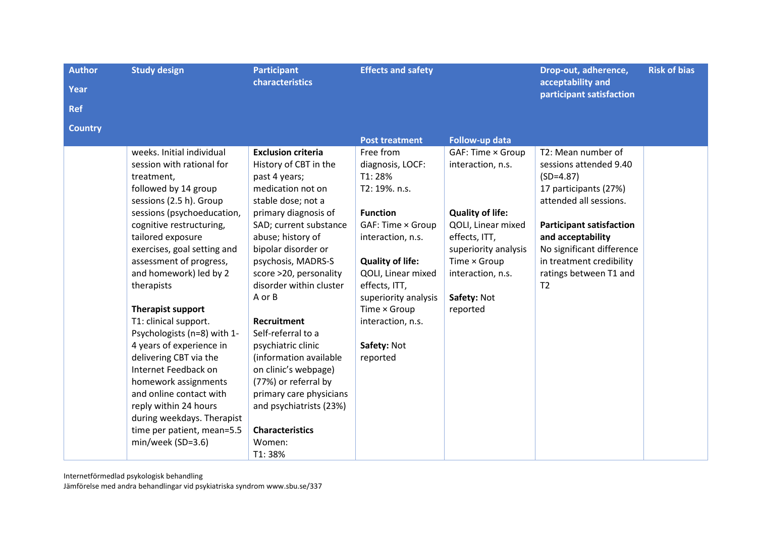| Author<br>Year<br>Ref<br>Country | Study design | Participant characteristics | Effects and safety | | Drop-out, adherence, acceptability and participant satisfaction | Risk of bias |
|---|---|---|---|---|---|---|
| | | | Post treatment | Follow-up data | | |
| | weeks. Initial individual session with rational for treatment,<br>followed by 14 group sessions (2.5 h). Group sessions (psychoeducation, cognitive restructuring, tailored exposure exercises, goal setting and assessment of progress, and homework) led by 2 therapists<br><br>**Therapist support**<br>T1: clinical support. Psychologists (n=8) with 1-4 years of experience in delivering CBT via the Internet Feedback on homework assignments and online contact with reply within 24 hours during weekdays. Therapist time per patient, mean=5.5 min/week (SD=3.6) | **Exclusion criteria**<br>History of CBT in the past 4 years; medication not on stable dose; not a primary diagnosis of SAD; current substance abuse; history of bipolar disorder or psychosis, MADRS-S score >20, personality disorder within cluster A or B<br><br>**Recruitment**<br>Self-referral to a psychiatric clinic (information available on clinic's webpage) (77%) or referral by primary care physicians and psychiatrists (23%)<br><br>**Characteristics**<br>Women:<br>T1: 38% | Free from diagnosis, LOCF:<br>T1: 28%<br>T2: 19%. n.s.<br><br>**Function**<br>GAF: Time × Group interaction, n.s.<br><br>**Quality of life:**<br>QOLI, Linear mixed effects, ITT, superiority analysis Time × Group interaction, n.s.<br><br>**Safety:** Not reported | GAF: Time × Group interaction, n.s.<br><br>**Quality of life:**<br>QOLI, Linear mixed effects, ITT, superiority analysis Time × Group interaction, n.s.<br><br>**Safety:** Not reported | T2: Mean number of sessions attended 9.40 (SD=4.87)<br>17 participants (27%) attended all sessions.<br><br>**Participant satisfaction and acceptability**<br>No significant difference in treatment credibility ratings between T1 and T2 | |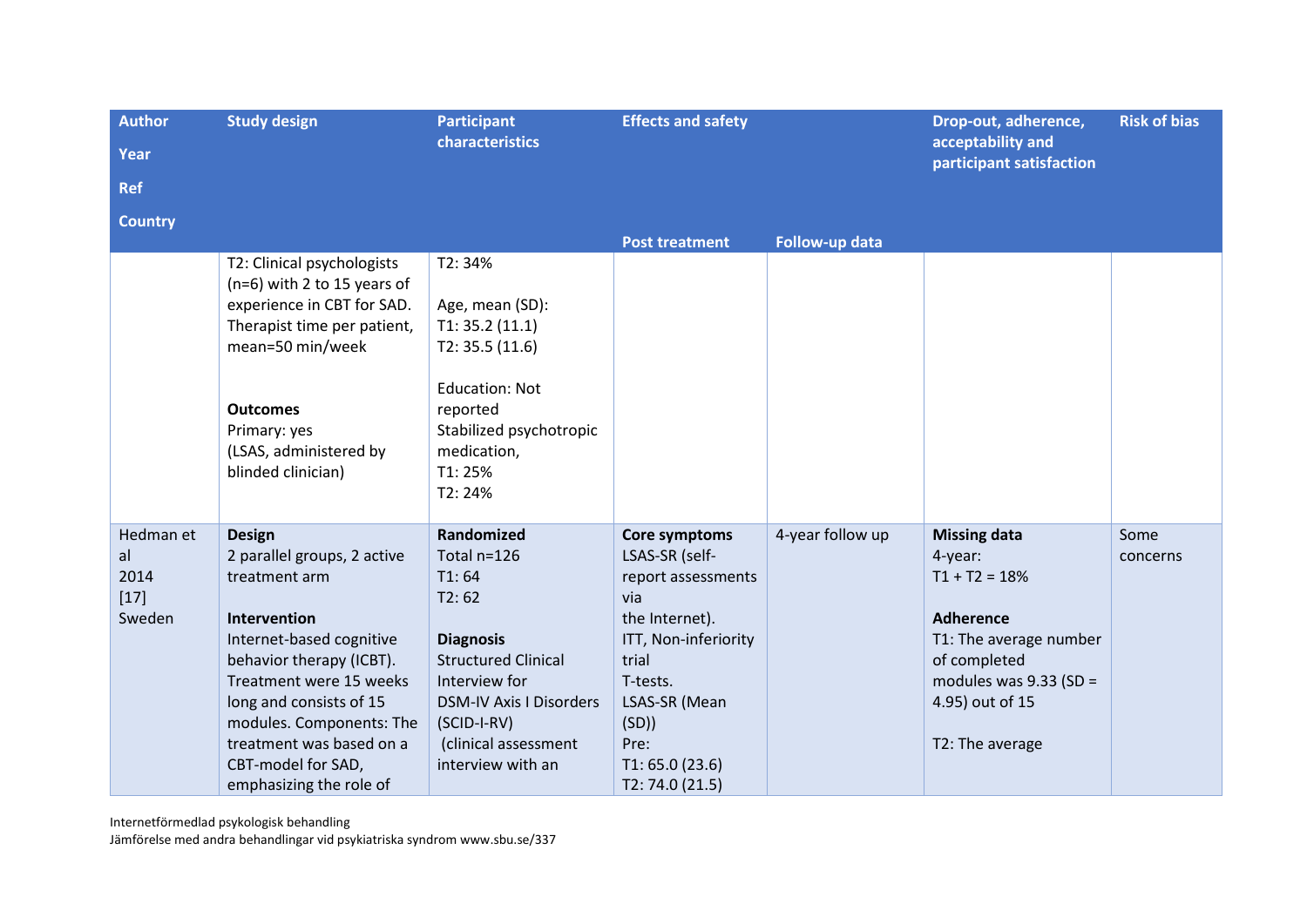| Author<br>Year<br>Ref<br>Country | Study design | Participant characteristics | Effects and safety | | Drop-out, adherence, acceptability and participant satisfaction | Risk of bias |
|---|---|---|---|---|---|---|
| | | | Post treatment | Follow-up data | | |
| | T2: Clinical psychologists (n=6) with 2 to 15 years of experience in CBT for SAD. Therapist time per patient, mean=50 min/week<br><br>**Outcomes**<br>Primary: yes<br>(LSAS, administered by blinded clinician) | T2: 34%<br><br>Age, mean (SD):<br>T1: 35.2 (11.1)<br>T2: 35.5 (11.6)<br><br>Education: Not reported<br>Stabilized psychotropic medication,<br>T1: 25%<br>T2: 24% | | | | |
| Hedman et al<br>2014<br>[17]<br>Sweden | **Design**<br>2 parallel groups, 2 active treatment arm<br><br>**Intervention**<br>Internet-based cognitive behavior therapy (ICBT). Treatment were 15 weeks long and consists of 15 modules. Components: The treatment was based on a CBT-model for SAD, emphasizing the role of | **Randomized**<br>Total n=126<br>T1: 64<br>T2: 62<br><br>**Diagnosis**<br>Structured Clinical Interview for DSM-IV Axis I Disorders (SCID-I-RV)<br>(clinical assessment interview with an | **Core symptoms**<br>LSAS-SR (self-report assessments via the Internet).<br>ITT, Non-inferiority trial<br>T-tests.<br>LSAS-SR (Mean (SD))<br>Pre:<br>T1: 65.0 (23.6)<br>T2: 74.0 (21.5) | 4-year follow up | **Missing data**<br>4-year:<br>T1 + T2 = 18%<br><br>**Adherence**<br>T1: The average number of completed modules was 9.33 (SD = 4.95) out of 15<br><br>T2: The average | Some concerns |

Internetförmedlad psykologisk behandling
Jämförelse med andra behandlingar vid psykiatriska syndrom www.sbu.se/337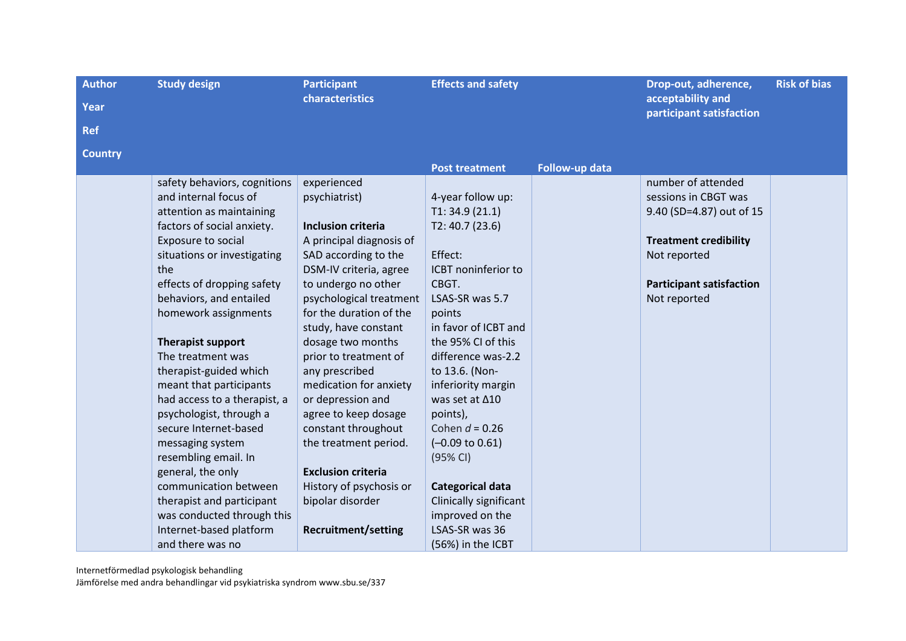| Author<br>Year<br>Ref<br>Country | Study design | Participant characteristics | Effects and safety | | Drop-out, adherence, acceptability and participant satisfaction | Risk of bias |
|---|---|---|---|---|---|---|
| | | | Post treatment | Follow-up data | | |
| | safety behaviors, cognitions and internal focus of attention as maintaining factors of social anxiety. Exposure to social situations or investigating the effects of dropping safety behaviors, and entailed homework assignments<br><br>**Therapist support**<br>The treatment was therapist-guided which meant that participants had access to a therapist, a psychologist, through a secure Internet-based messaging system resembling email. In general, the only communication between therapist and participant was conducted through this Internet-based platform and there was no | experienced psychiatrist)<br><br>**Inclusion criteria**<br>A principal diagnosis of SAD according to the DSM-IV criteria, agree to undergo no other psychological treatment for the duration of the study, have constant dosage two months prior to treatment of any prescribed medication for anxiety or depression and agree to keep dosage constant throughout the treatment period.<br><br>**Exclusion criteria**<br>History of psychosis or bipolar disorder<br><br>**Recruitment/setting** | 4-year follow up:<br>T1: 34.9 (21.1)<br>T2: 40.7 (23.6)<br><br>Effect:<br>ICBT noninferior to CBGT.<br>LSAS-SR was 5.7 points in favor of ICBT and the 95% CI of this difference was-2.2 to 13.6. (Non-inferiority margin was set at Δ10 points),<br>Cohen *d* = 0.26 (–0.09 to 0.61) (95% CI)<br><br>**Categorical data**<br>Clinically significant improved on the LSAS-SR was 36 (56%) in the ICBT | | number of attended sessions in CBGT was 9.40 (SD=4.87) out of 15<br><br>**Treatment credibility**<br>Not reported<br><br>**Participant satisfaction**<br>Not reported | |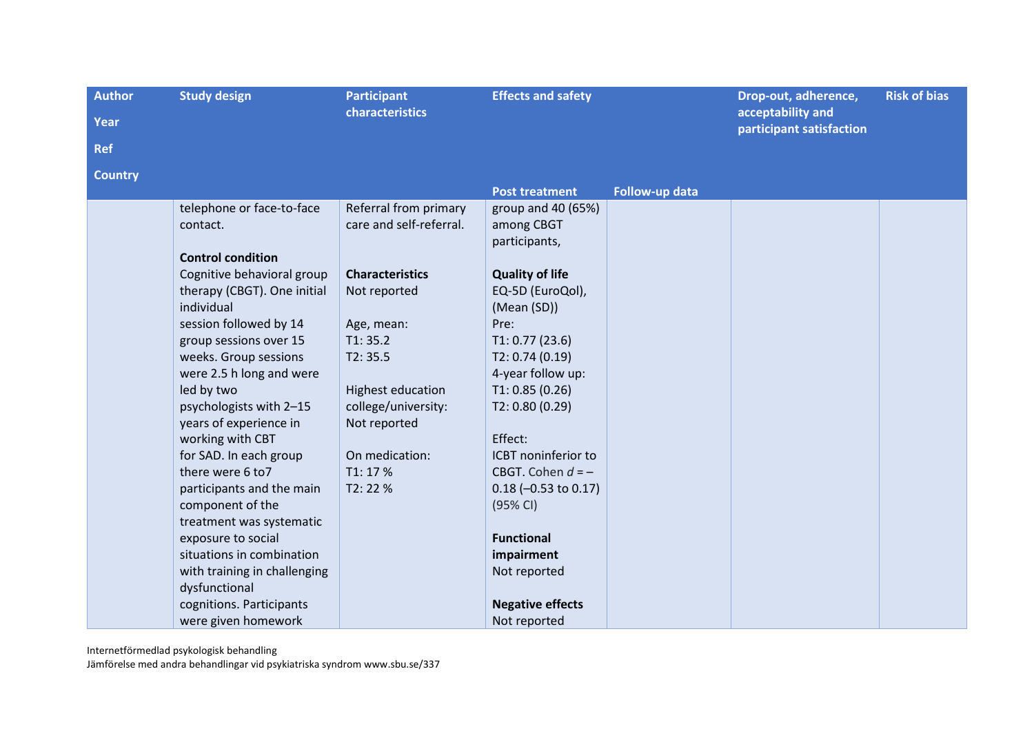| Author<br>Year<br>Ref<br>Country | Study design | Participant characteristics | Effects and safety | | Drop-out, adherence, acceptability and participant satisfaction | Risk of bias |
|---|---|---|---|---|---|---|
| | | | Post treatment | Follow-up data | | |
| | telephone or face-to-face contact.<br><br>**Control condition**<br>Cognitive behavioral group therapy (CBGT). One initial individual session followed by 14 group sessions over 15 weeks. Group sessions were 2.5 h long and were led by two psychologists with 2–15 years of experience in working with CBT for SAD. In each group there were 6 to7 participants and the main component of the treatment was systematic exposure to social situations in combination with training in challenging dysfunctional cognitions. Participants were given homework | Referral from primary care and self-referral.<br><br>**Characteristics**<br>Not reported<br><br>Age, mean:<br>T1: 35.2<br>T2: 35.5<br><br>Highest education college/university:<br>Not reported<br><br>On medication:<br>T1: 17 %<br>T2: 22 % | group and 40 (65%) among CBGT participants,<br><br>**Quality of life**<br>EQ-5D (EuroQol), (Mean (SD))<br>Pre:<br>T1: 0.77 (23.6)<br>T2: 0.74 (0.19)<br>4-year follow up:<br>T1: 0.85 (0.26)<br>T2: 0.80 (0.29)<br><br>Effect:<br>ICBT noninferior to CBGT. Cohen *d* = –0.18 (–0.53 to 0.17) (95% CI)<br><br>**Functional impairment**<br>Not reported<br><br>**Negative effects**<br>Not reported | | | |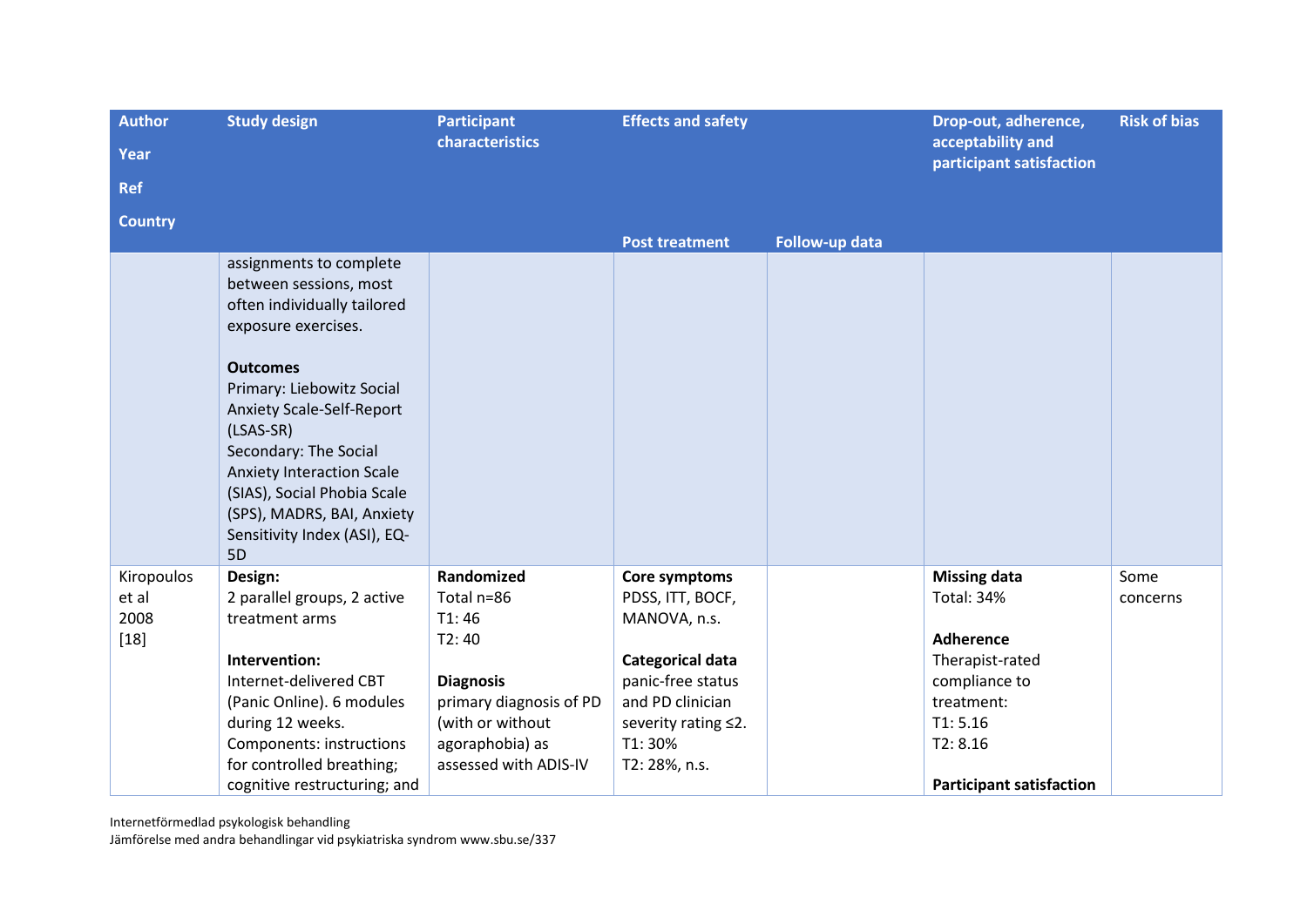| Author<br>Year<br>Ref<br>Country | Study design | Participant characteristics | Effects and safety | | Drop-out, adherence, acceptability and participant satisfaction | Risk of bias |
|---|---|---|---|---|---|---|
| | | | **Post treatment** | **Follow-up data** | | |
| | assignments to complete between sessions, most often individually tailored exposure exercises.<br><br>**Outcomes**<br>Primary: Liebowitz Social Anxiety Scale-Self-Report (LSAS-SR)<br>Secondary: The Social Anxiety Interaction Scale (SIAS), Social Phobia Scale (SPS), MADRS, BAI, Anxiety Sensitivity Index (ASI), EQ-5D | | | | | |
| Kiropoulos et al<br>2008<br>[18] | **Design:**<br>2 parallel groups, 2 active treatment arms<br><br>**Intervention:**<br>Internet-delivered CBT (Panic Online). 6 modules during 12 weeks.<br>Components: instructions for controlled breathing; cognitive restructuring; and | **Randomized**<br>Total n=86<br>T1: 46<br>T2: 40<br><br>**Diagnosis**<br>primary diagnosis of PD (with or without agoraphobia) as assessed with ADIS-IV | **Core symptoms**<br>PDSS, ITT, BOCF, MANOVA, n.s.<br><br>**Categorical data**<br>panic-free status and PD clinician severity rating ≤2.<br>T1: 30%<br>T2: 28%, n.s. | | **Missing data**<br>Total: 34%<br><br>**Adherence**<br>Therapist-rated compliance to treatment:<br>T1: 5.16<br>T2: 8.16<br><br>**Participant satisfaction** | Some concerns |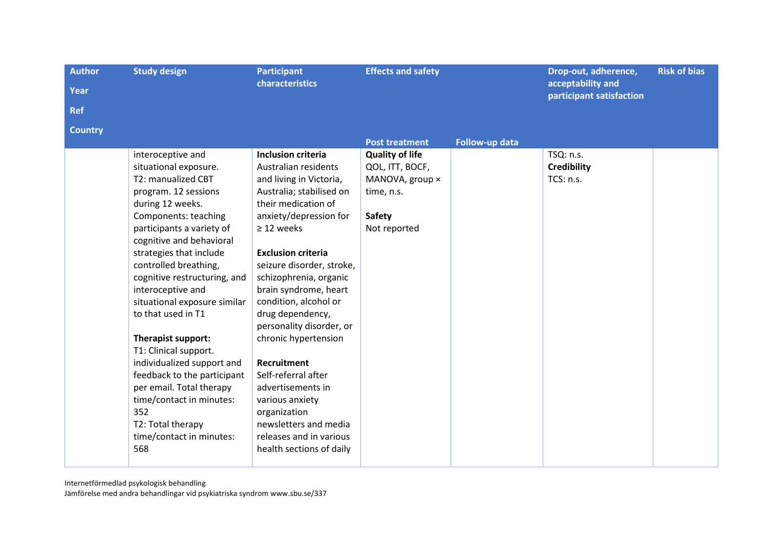| Author<br>Year<br>Ref<br>Country | Study design | Participant characteristics | Effects and safety | | Drop-out, adherence, acceptability and participant satisfaction | Risk of bias |
|---|---|---|---|---|---|---|
| | | | Post treatment | Follow-up data | | |
| | interoceptive and situational exposure.<br>T2: manualized CBT program. 12 sessions during 12 weeks. Components: teaching participants a variety of cognitive and behavioral strategies that include controlled breathing, cognitive restructuring, and interoceptive and situational exposure similar to that used in T1<br><br>**Therapist support:**<br>T1: Clinical support. individualized support and feedback to the participant per email. Total therapy time/contact in minutes: 352<br>T2: Total therapy time/contact in minutes: 568 | **Inclusion criteria**<br>Australian residents and living in Victoria, Australia; stabilised on their medication of anxiety/depression for ≥ 12 weeks<br><br>**Exclusion criteria**<br>seizure disorder, stroke, schizophrenia, organic brain syndrome, heart condition, alcohol or drug dependency, personality disorder, or chronic hypertension<br><br>**Recruitment**<br>Self-referral after advertisements in various anxiety organization newsletters and media releases and in various health sections of daily | **Quality of life**<br>QOL, ITT, BOCF, MANOVA, group × time, n.s.<br><br>**Safety**<br>Not reported | | TSQ: n.s.<br>**Credibility**<br>TCS: n.s. | |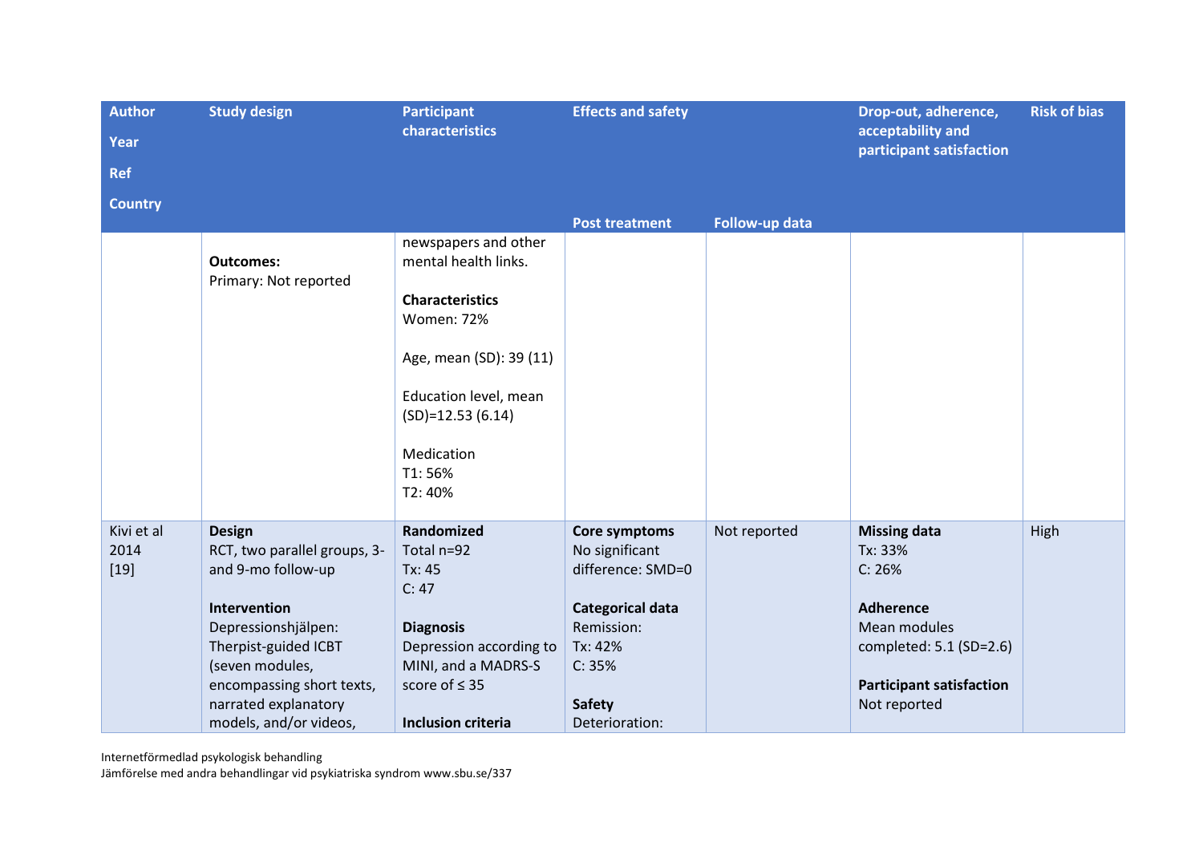| Author<br>Year<br>Ref<br>Country | Study design | Participant characteristics | Effects and safety | | Drop-out, adherence, acceptability and participant satisfaction | Risk of bias |
|---|---|---|---|---|---|---|
| | | | Post treatment | Follow-up data | | |
| | **Outcomes:**<br>Primary: Not reported | newspapers and other mental health links.<br><br>**Characteristics**<br>Women: 72%<br><br>Age, mean (SD): 39 (11)<br><br>Education level, mean (SD)=12.53 (6.14)<br><br>Medication<br>T1: 56%<br>T2: 40% | | | | |
| Kivi et al<br>2014<br>[19] | **Design**<br>RCT, two parallel groups, 3- and 9-mo follow-up<br><br>**Intervention**<br>Depressionshjälpen: Therpist-guided ICBT (seven modules, encompassing short texts, narrated explanatory models, and/or videos, | **Randomized**<br>Total n=92<br>Tx: 45<br>C: 47<br><br>**Diagnosis**<br>Depression according to MINI, and a MADRS-S score of ≤ 35<br><br>**Inclusion criteria** | **Core symptoms**<br>No significant difference: SMD=0<br><br>**Categorical data**<br>Remission:<br>Tx: 42%<br>C: 35%<br><br>**Safety**<br>Deterioration: | Not reported | **Missing data**<br>Tx: 33%<br>C: 26%<br><br>**Adherence**<br>Mean modules completed: 5.1 (SD=2.6)<br><br>**Participant satisfaction**<br>Not reported | High |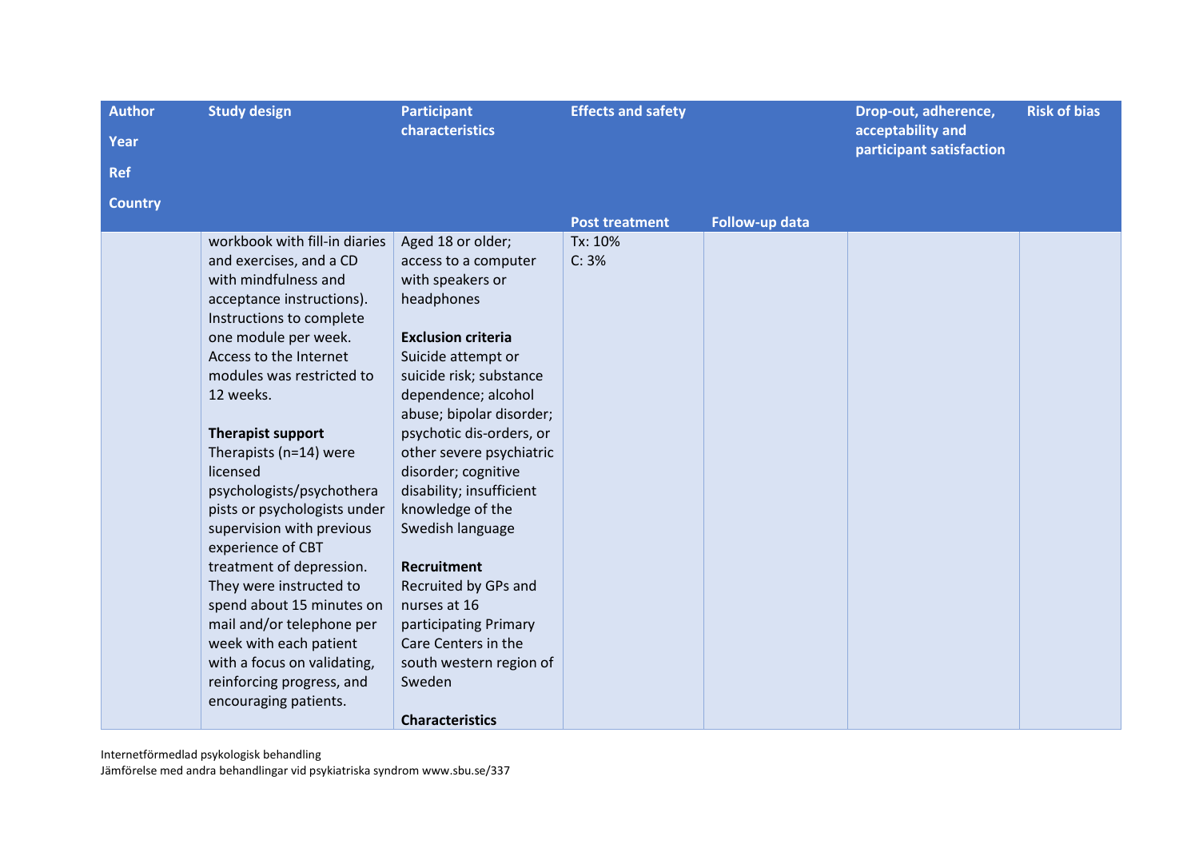| Author<br>Year<br>Ref<br>Country | Study design | Participant characteristics | Effects and safety | | Drop-out, adherence, acceptability and participant satisfaction | Risk of bias |
|---|---|---|---|---|---|---|
| | | | Post treatment | Follow-up data | | |
| | workbook with fill-in diaries and exercises, and a CD with mindfulness and acceptance instructions). Instructions to complete one module per week. Access to the Internet modules was restricted to 12 weeks.<br><br>**Therapist support**<br>Therapists (n=14) were licensed psychologists/psychotherapists or psychologists under supervision with previous experience of CBT treatment of depression. They were instructed to spend about 15 minutes on mail and/or telephone per week with each patient with a focus on validating, reinforcing progress, and encouraging patients. | Aged 18 or older; access to a computer with speakers or headphones<br><br>**Exclusion criteria**<br>Suicide attempt or suicide risk; substance dependence; alcohol abuse; bipolar disorder; psychotic dis-orders, or other severe psychiatric disorder; cognitive disability; insufficient knowledge of the Swedish language<br><br>**Recruitment**<br>Recruited by GPs and nurses at 16 participating Primary Care Centers in the south western region of Sweden<br><br>**Characteristics** | Tx: 10%<br>C: 3% | | | |

Internetförmedlad psykologisk behandling
Jämförelse med andra behandlingar vid psykiatriska syndrom www.sbu.se/337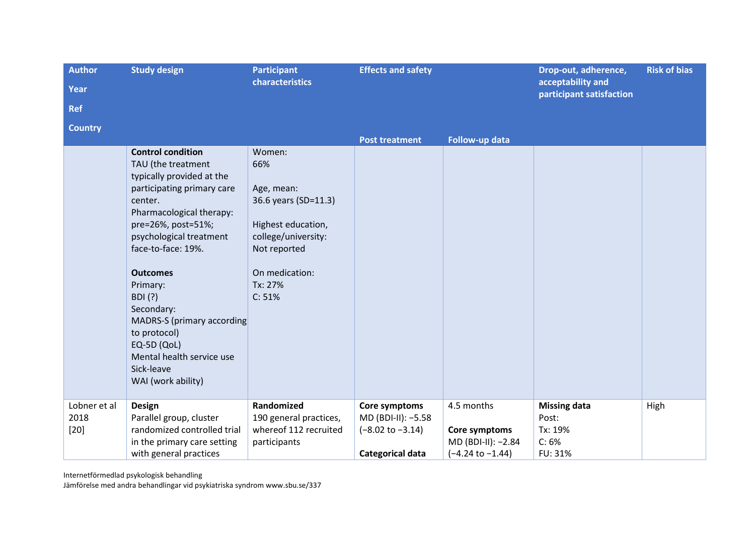| Author<br>Year<br>Ref<br>Country | Study design | Participant characteristics | Effects and safety | | Drop-out, adherence, acceptability and participant satisfaction | Risk of bias |
|---|---|---|---|---|---|---|
| | | | Post treatment | Follow-up data | | |
| | **Control condition**<br>TAU (the treatment typically provided at the participating primary care center.<br>Pharmacological therapy: pre=26%, post=51%; psychological treatment face-to-face: 19%.<br><br>**Outcomes**<br>Primary:<br>BDI (?)<br>Secondary:<br>MADRS-S (primary according to protocol)<br>EQ-5D (QoL)<br>Mental health service use<br>Sick-leave<br>WAI (work ability) | Women:<br>66%<br><br>Age, mean:<br>36.6 years (SD=11.3)<br><br>Highest education, college/university:<br>Not reported<br><br>On medication:<br>Tx: 27%<br>C: 51% | | | | |
| Lobner et al<br>2018<br>[20] | **Design**<br>Parallel group, cluster randomized controlled trial in the primary care setting with general practices | **Randomized**<br>190 general practices, whereof 112 recruited participants | **Core symptoms**<br>MD (BDI-II): −5.58<br>(−8.02 to −3.14)<br><br>**Categorical data** | 4.5 months<br><br>**Core symptoms**<br>MD (BDI-II): −2.84<br>(−4.24 to −1.44) | **Missing data**<br>Post:<br>Tx: 19%<br>C: 6%<br>FU: 31% | High |

Internetförmedlad psykologisk behandling
Jämförelse med andra behandlingar vid psykiatriska syndrom www.sbu.se/337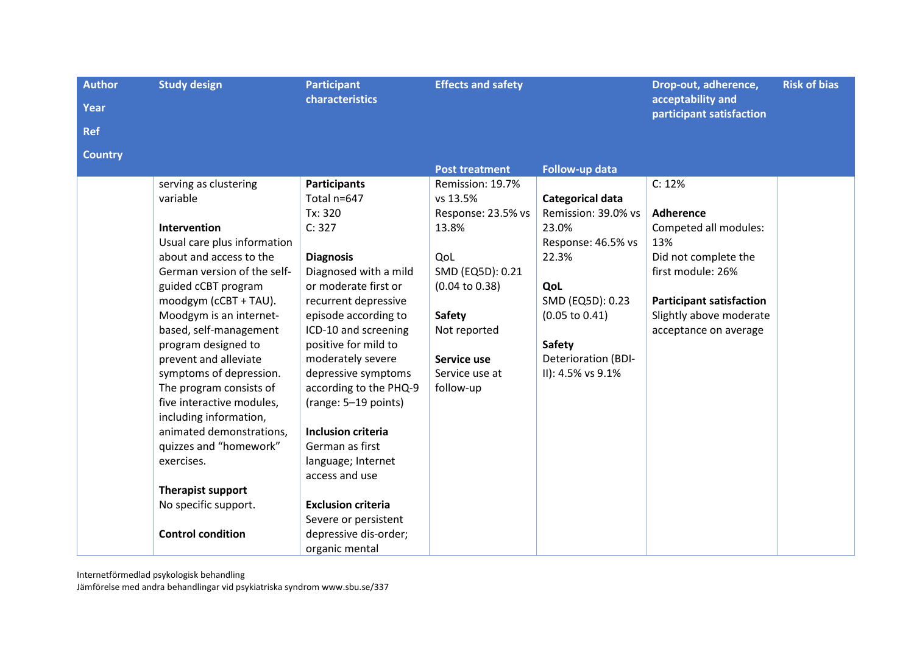| Author<br>Year<br>Ref<br>Country | Study design | Participant characteristics | Effects and safety | | Drop-out, adherence, acceptability and participant satisfaction | Risk of bias |
|---|---|---|---|---|---|---|
| | | | Post treatment | Follow-up data | | |
| | serving as clustering variable<br><br>**Intervention**<br>Usual care plus information about and access to the German version of the self-guided cCBT program moodgym (cCBT + TAU). Moodgym is an internet-based, self-management program designed to prevent and alleviate symptoms of depression. The program consists of five interactive modules, including information, animated demonstrations, quizzes and "homework" exercises.<br><br>**Therapist support**<br>No specific support.<br><br>**Control condition** | **Participants**<br>Total n=647<br>Tx: 320<br>C: 327<br><br>**Diagnosis**<br>Diagnosed with a mild or moderate first or recurrent depressive episode according to ICD-10 and screening positive for mild to moderately severe depressive symptoms according to the PHQ-9 (range: 5–19 points)<br><br>**Inclusion criteria**<br>German as first language; Internet access and use<br><br>**Exclusion criteria**<br>Severe or persistent depressive dis-order; organic mental | Remission: 19.7% vs 13.5%<br>Response: 23.5% vs 13.8%<br><br>QoL<br>SMD (EQ5D): 0.21 (0.04 to 0.38)<br><br>**Safety**<br>Not reported<br><br>**Service use**<br>Service use at follow-up | **Categorical data**<br>Remission: 39.0% vs 23.0%<br>Response: 46.5% vs 22.3%<br><br>**QoL**<br>SMD (EQ5D): 0.23 (0.05 to 0.41)<br><br>**Safety**<br>Deterioration (BDI-II): 4.5% vs 9.1% | C: 12%<br><br>**Adherence**<br>Competed all modules: 13%<br>Did not complete the first module: 26%<br><br>**Participant satisfaction**<br>Slightly above moderate acceptance on average | |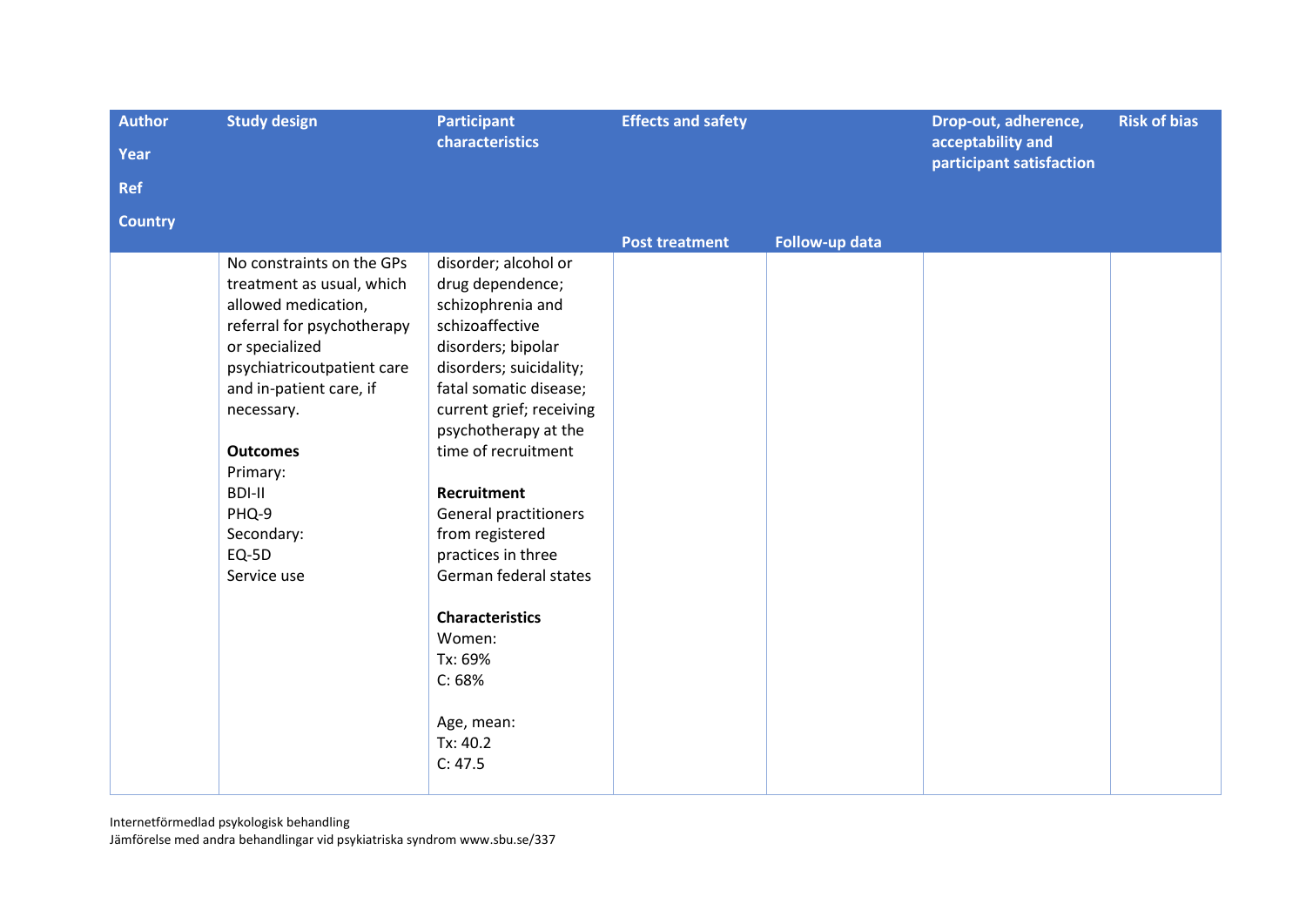| Author<br>Year<br>Ref<br>Country | Study design | Participant characteristics | Effects and safety | | Drop-out, adherence, acceptability and participant satisfaction | Risk of bias |
|---|---|---|---|---|---|---|
| | | | Post treatment | Follow-up data | | |
| | No constraints on the GPs treatment as usual, which allowed medication, referral for psychotherapy or specialized psychiatricoutpatient care and in-patient care, if necessary.<br><br>**Outcomes**<br>Primary:<br>BDI-II<br>PHQ-9<br>Secondary:<br>EQ-5D<br>Service use | disorder; alcohol or drug dependence; schizophrenia and schizoaffective disorders; bipolar disorders; suicidality; fatal somatic disease; current grief; receiving psychotherapy at the time of recruitment<br><br>**Recruitment**<br>General practitioners from registered practices in three German federal states<br><br>**Characteristics**<br>Women:<br>Tx: 69%<br>C: 68%<br><br>Age, mean:<br>Tx: 40.2<br>C: 47.5 | | | | |

Internetförmedlad psykologisk behandling
Jämförelse med andra behandlingar vid psykiatriska syndrom www.sbu.se/337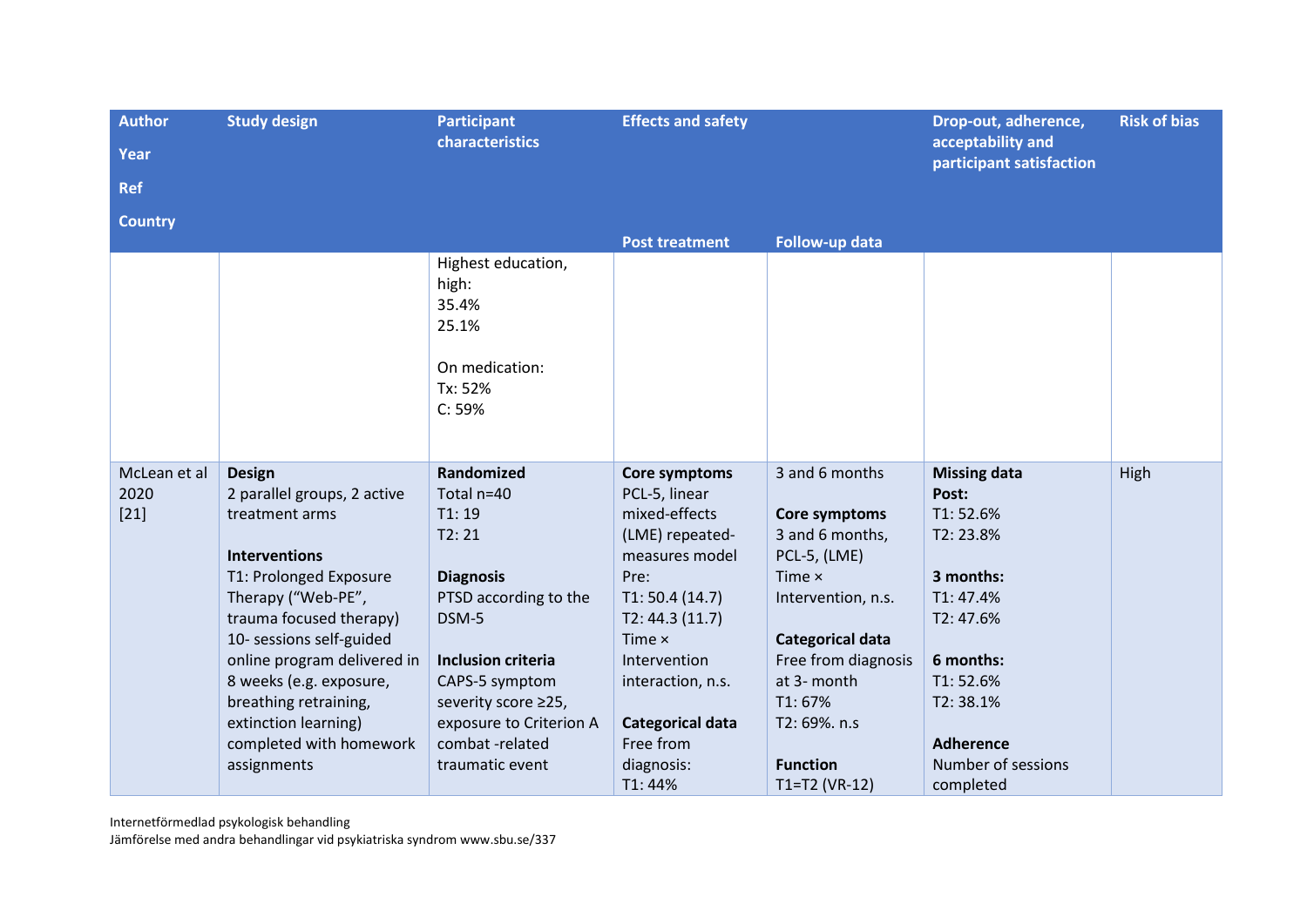| Author<br>Year<br>Ref<br>Country | Study design | Participant characteristics | Effects and safety | | Drop-out, adherence, acceptability and participant satisfaction | Risk of bias |
|---|---|---|---|---|---|---|
| | | | Post treatment | Follow-up data | | |
| | | Highest education, high:<br>35.4%<br>25.1%<br><br>On medication:<br>Tx: 52%<br>C: 59% | | | | |
| McLean et al<br>2020<br>[21] | **Design**<br>2 parallel groups, 2 active treatment arms<br><br>**Interventions**<br>T1: Prolonged Exposure Therapy ("Web-PE", trauma focused therapy)<br>10- sessions self-guided online program delivered in 8 weeks (e.g. exposure, breathing retraining, extinction learning) completed with homework assignments | **Randomized**<br>Total n=40<br>T1: 19<br>T2: 21<br><br>**Diagnosis**<br>PTSD according to the DSM-5<br><br>**Inclusion criteria**<br>CAPS-5 symptom severity score ≥25, exposure to Criterion A combat -related traumatic event | **Core symptoms**<br>PCL-5, linear mixed-effects (LME) repeated-measures model<br>Pre:<br>T1: 50.4 (14.7)<br>T2: 44.3 (11.7)<br>Time × Intervention interaction, n.s.<br><br>**Categorical data**<br>Free from diagnosis:<br>T1: 44% | 3 and 6 months<br><br>**Core symptoms**<br>3 and 6 months, PCL-5, (LME)<br>Time × Intervention, n.s.<br><br>**Categorical data**<br>Free from diagnosis at 3- month<br>T1: 67%<br>T2: 69%. n.s<br><br>**Function**<br>T1=T2 (VR-12) | **Missing data**<br>**Post:**<br>T1: 52.6%<br>T2: 23.8%<br><br>**3 months:**<br>T1: 47.4%<br>T2: 47.6%<br><br>**6 months:**<br>T1: 52.6%<br>T2: 38.1%<br><br>**Adherence**<br>Number of sessions completed | High |

Internetförmedlad psykologisk behandling
Jämförelse med andra behandlingar vid psykiatriska syndrom www.sbu.se/337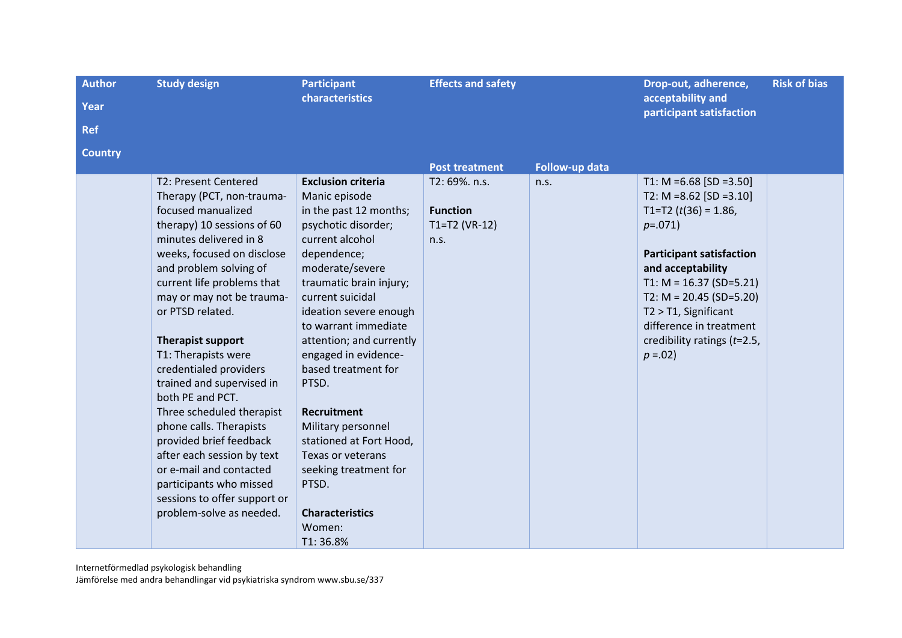| Author<br>Year<br>Ref<br>Country | Study design | Participant characteristics | Effects and safety | | Drop-out, adherence, acceptability and participant satisfaction | Risk of bias |
|---|---|---|---|---|---|---|
| | | | Post treatment | Follow-up data | | |
| | T2: Present Centered Therapy (PCT, non-trauma-focused manualized therapy) 10 sessions of 60 minutes delivered in 8 weeks, focused on disclose and problem solving of current life problems that may or may not be trauma- or PTSD related.<br><br>**Therapist support**<br>T1: Therapists were credentialed providers trained and supervised in both PE and PCT.<br>Three scheduled therapist phone calls. Therapists provided brief feedback after each session by text or e-mail and contacted participants who missed sessions to offer support or problem-solve as needed. | **Exclusion criteria**<br>Manic episode in the past 12 months; psychotic disorder; current alcohol dependence; moderate/severe traumatic brain injury; current suicidal ideation severe enough to warrant immediate attention; and currently engaged in evidence-based treatment for PTSD.<br><br>**Recruitment**<br>Military personnel stationed at Fort Hood, Texas or veterans seeking treatment for PTSD.<br><br>**Characteristics**<br>Women:<br>T1: 36.8% | T2: 69%. n.s.<br><br>**Function**<br>T1=T2 (VR-12)<br>n.s. | n.s. | T1: M =6.68 [SD =3.50]<br>T2: M =8.62 [SD =3.10]<br>T1=T2 ($t(36)$ = 1.86, $p$=.071)<br><br>**Participant satisfaction and acceptability**<br>T1: M = 16.37 (SD=5.21)<br>T2: M = 20.45 (SD=5.20)<br>T2 > T1, Significant difference in treatment credibility ratings ($t$=2.5, $p$ =.02) | |

Internetförmedlad psykologisk behandling
Jämförelse med andra behandlingar vid psykiatriska syndrom www.sbu.se/337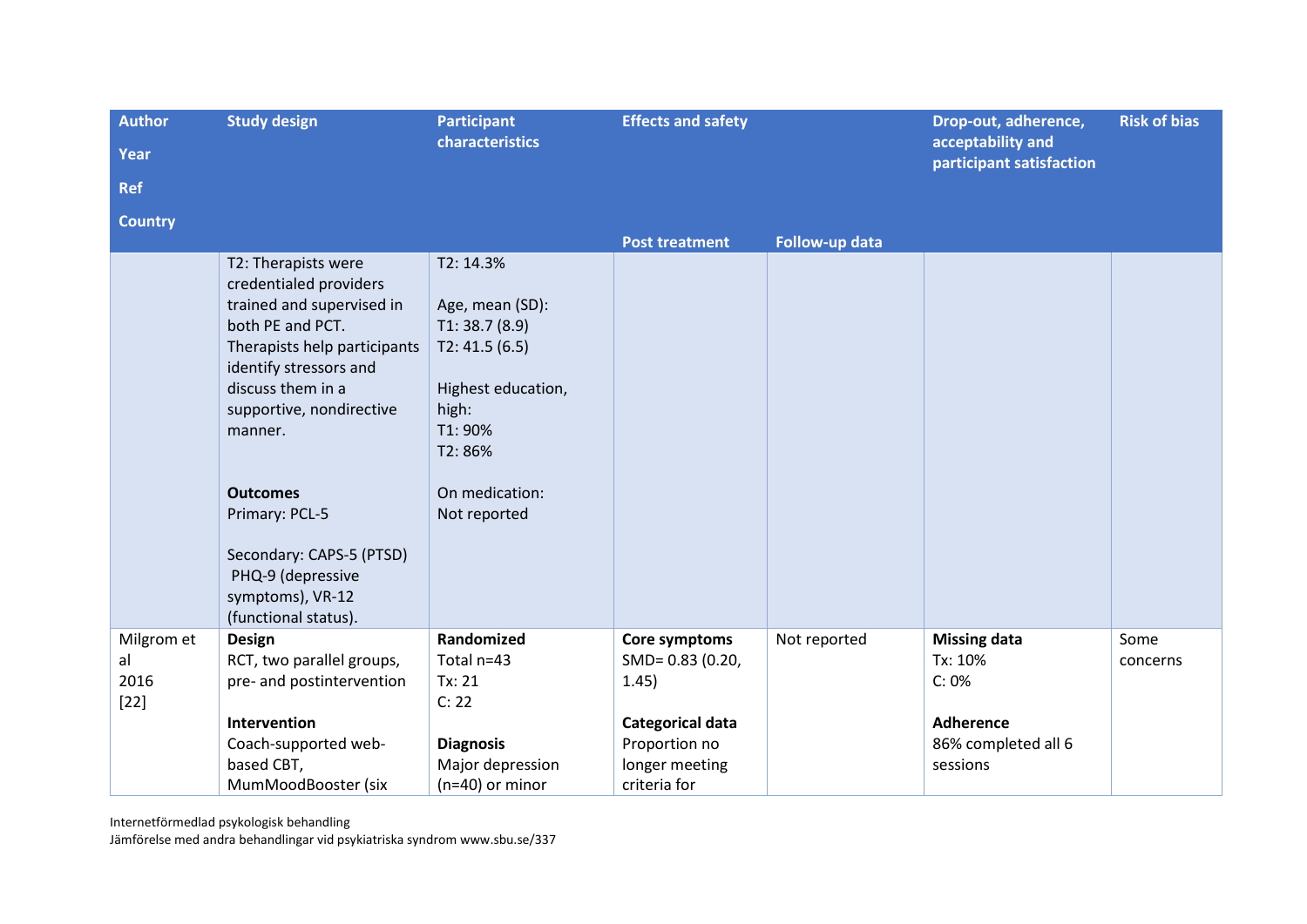| Author<br>Year<br>Ref<br>Country | Study design | Participant characteristics | Effects and safety | | Drop-out, adherence, acceptability and participant satisfaction | Risk of bias |
|---|---|---|---|---|---|---|
| | | | Post treatment | Follow-up data | | |
| | T2: Therapists were credentialed providers trained and supervised in both PE and PCT. Therapists help participants identify stressors and discuss them in a supportive, nondirective manner.<br><br>**Outcomes**<br>Primary: PCL-5<br><br>Secondary: CAPS-5 (PTSD) PHQ-9 (depressive symptoms), VR-12 (functional status). | T2: 14.3%<br><br>Age, mean (SD):<br>T1: 38.7 (8.9)<br>T2: 41.5 (6.5)<br><br>Highest education, high:<br>T1: 90%<br>T2: 86%<br><br>On medication:<br>Not reported | | | | |
| Milgrom et al<br>2016<br>[22] | **Design**<br>RCT, two parallel groups, pre- and postintervention<br><br>**Intervention**<br>Coach-supported web-based CBT, MumMoodBooster (six | **Randomized**<br>Total n=43<br>Tx: 21<br>C: 22<br><br>**Diagnosis**<br>Major depression (n=40) or minor | **Core symptoms**<br>SMD= 0.83 (0.20, 1.45)<br><br>**Categorical data**<br>Proportion no longer meeting criteria for | Not reported | **Missing data**<br>Tx: 10%<br>C: 0%<br><br>**Adherence**<br>86% completed all 6 sessions | Some concerns |

Internetförmedlad psykologisk behandling
Jämförelse med andra behandlingar vid psykiatriska syndrom www.sbu.se/337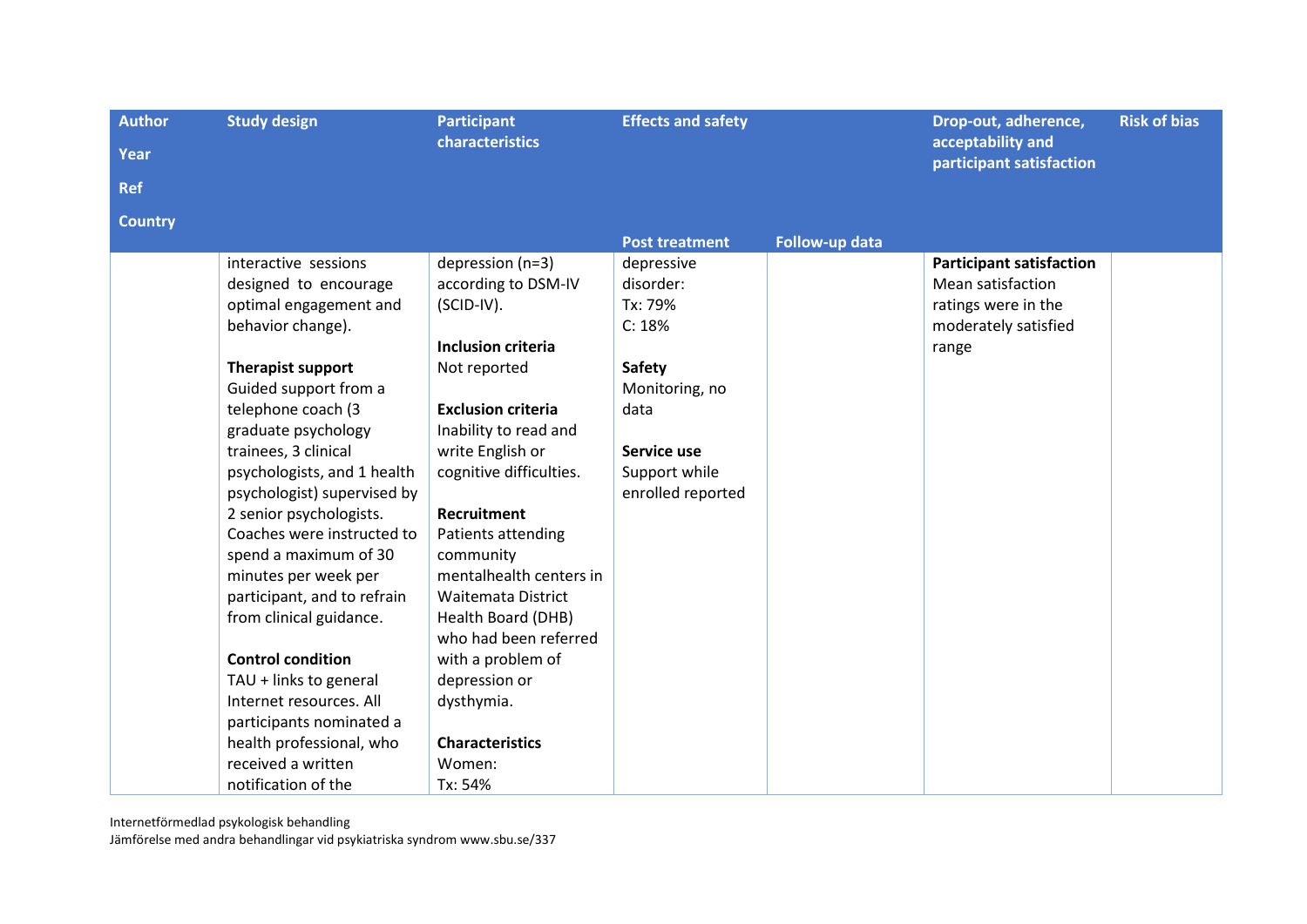| Author<br>Year<br>Ref<br>Country | Study design | Participant characteristics | Effects and safety | | Drop-out, adherence, acceptability and participant satisfaction | Risk of bias |
|---|---|---|---|---|---|---|
| | | | **Post treatment** | **Follow-up data** | | |
| | interactive sessions designed to encourage optimal engagement and behavior change).<br><br>**Therapist support**<br>Guided support from a telephone coach (3 graduate psychology trainees, 3 clinical psychologists, and 1 health psychologist) supervised by 2 senior psychologists. Coaches were instructed to spend a maximum of 30 minutes per week per participant, and to refrain from clinical guidance.<br><br>**Control condition**<br>TAU + links to general Internet resources. All participants nominated a health professional, who received a written notification of the | depression (n=3) according to DSM-IV (SCID-IV).<br><br>**Inclusion criteria**<br>Not reported<br><br>**Exclusion criteria**<br>Inability to read and write English or cognitive difficulties.<br><br>**Recruitment**<br>Patients attending community mentalhealth centers in Waitemata District Health Board (DHB) who had been referred with a problem of depression or dysthymia.<br><br>**Characteristics**<br>Women:<br>Tx: 54% | depressive disorder:<br>Tx: 79%<br>C: 18%<br><br>**Safety**<br>Monitoring, no data<br><br>**Service use**<br>Support while enrolled reported | | **Participant satisfaction**<br>Mean satisfaction ratings were in the moderately satisfied range | |

Internetförmedlad psykologisk behandling
Jämförelse med andra behandlingar vid psykiatriska syndrom www.sbu.se/337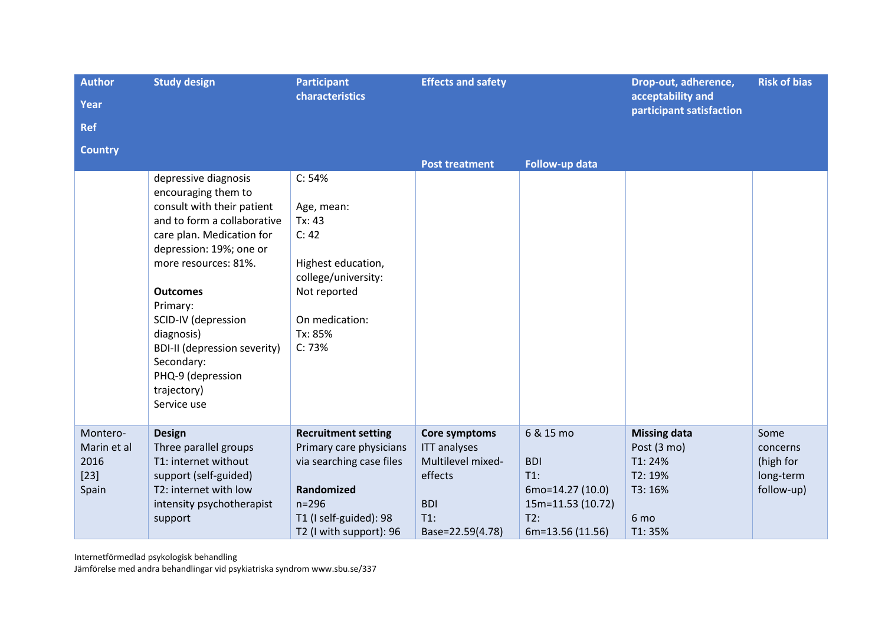| Author<br>Year<br>Ref<br>Country | Study design | Participant characteristics | Effects and safety | | Drop-out, adherence, acceptability and participant satisfaction | Risk of bias |
|---|---|---|---|---|---|---|
| | | | Post treatment | Follow-up data | | |
| | depressive diagnosis encouraging them to consult with their patient and to form a collaborative care plan. Medication for depression: 19%; one or more resources: 81%.<br><br>**Outcomes**<br>Primary:<br>SCID-IV (depression diagnosis)<br>BDI-II (depression severity)<br>Secondary:<br>PHQ-9 (depression trajectory)<br>Service use | C: 54%<br><br>Age, mean:<br>Tx: 43<br>C: 42<br><br>Highest education, college/university:<br>Not reported<br><br>On medication:<br>Tx: 85%<br>C: 73% | | | | |
| Montero-Marin et al<br>2016<br>[23]<br>Spain | **Design**<br>Three parallel groups<br>T1: internet without support (self-guided)<br>T2: internet with low intensity psychotherapist support | **Recruitment setting**<br>Primary care physicians via searching case files<br><br>**Randomized**<br>n=296<br>T1 (I self-guided): 98<br>T2 (I with support): 96 | **Core symptoms**<br>ITT analyses<br>Multilevel mixed-effects<br><br>BDI<br>T1:<br>Base=22.59(4.78) | 6 & 15 mo<br><br>BDI<br>T1:<br>6mo=14.27 (10.0)<br>15m=11.53 (10.72)<br>T2:<br>6m=13.56 (11.56) | **Missing data**<br>Post (3 mo)<br>T1: 24%<br>T2: 19%<br>T3: 16%<br><br>6 mo<br>T1: 35% | Some concerns (high for long-term follow-up) |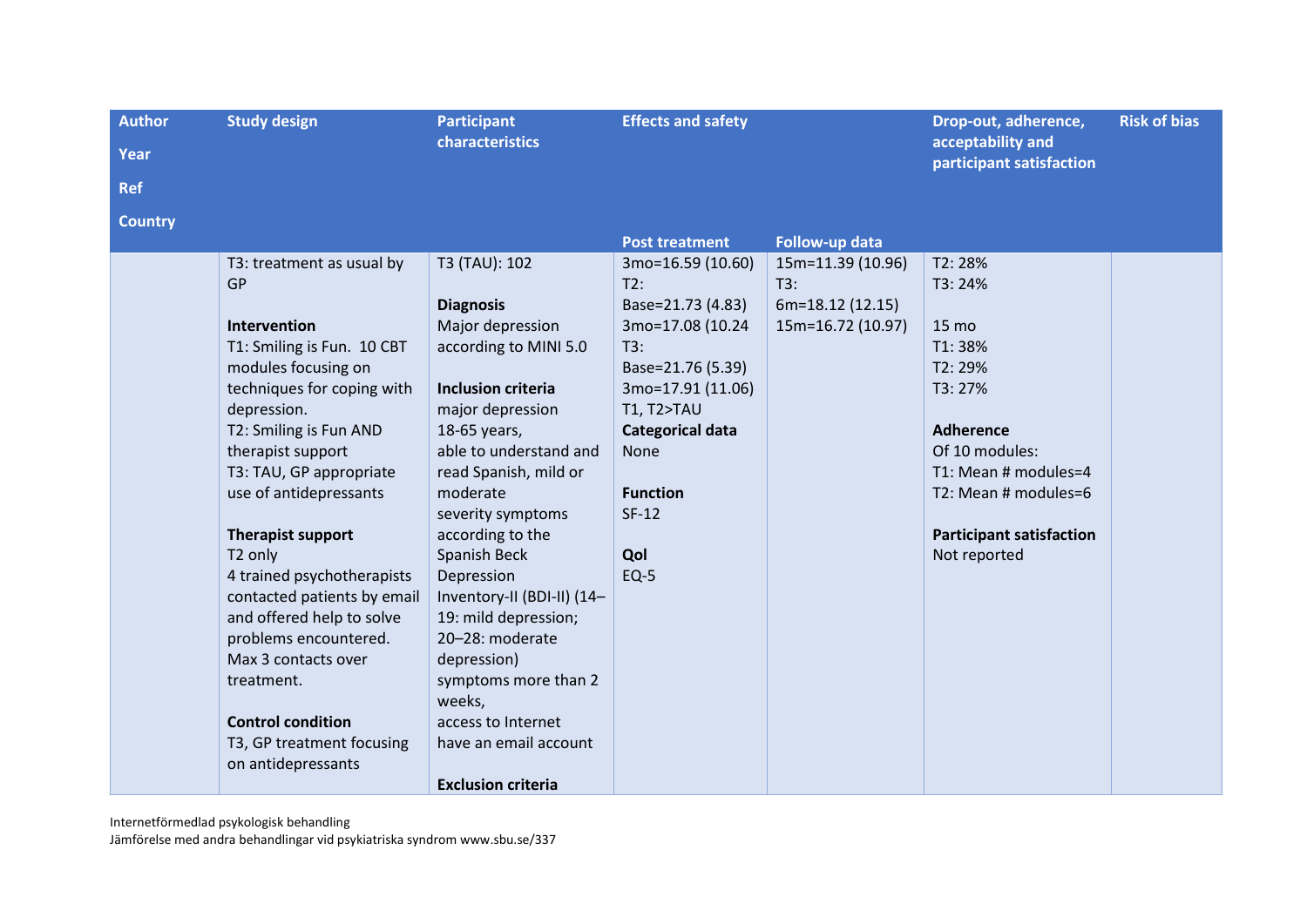| Author<br>Year<br>Ref<br>Country | Study design | Participant characteristics | Effects and safety | | Drop-out, adherence, acceptability and participant satisfaction | Risk of bias |
|---|---|---|---|---|---|---|
| | | | Post treatment | Follow-up data | | |
| | T3: treatment as usual by GP<br><br>**Intervention**<br>T1: Smiling is Fun. 10 CBT modules focusing on techniques for coping with depression.<br>T2: Smiling is Fun AND therapist support<br>T3: TAU, GP appropriate use of antidepressants<br><br>**Therapist support**<br>T2 only<br>4 trained psychotherapists contacted patients by email and offered help to solve problems encountered. Max 3 contacts over treatment.<br><br>**Control condition**<br>T3, GP treatment focusing on antidepressants | T3 (TAU): 102<br><br>**Diagnosis**<br>Major depression according to MINI 5.0<br><br>**Inclusion criteria**<br>major depression<br>18-65 years,<br>able to understand and read Spanish, mild or moderate<br>severity symptoms according to the Spanish Beck Depression Inventory-II (BDI-II) (14–19: mild depression; 20–28: moderate depression)<br>symptoms more than 2 weeks,<br>access to Internet<br>have an email account<br><br>**Exclusion criteria** | 3mo=16.59 (10.60)<br>T2:<br>Base=21.73 (4.83)<br>3mo=17.08 (10.24<br>T3:<br>Base=21.76 (5.39)<br>3mo=17.91 (11.06)<br>T1, T2>TAU<br>**Categorical data**<br>None<br><br>**Function**<br>SF-12<br><br>**Qol**<br>EQ-5 | 15m=11.39 (10.96)<br>T3:<br>6m=18.12 (12.15)<br>15m=16.72 (10.97) | T2: 28%<br>T3: 24%<br><br>15 mo<br>T1: 38%<br>T2: 29%<br>T3: 27%<br><br>**Adherence**<br>Of 10 modules:<br>T1: Mean # modules=4<br>T2: Mean # modules=6<br><br>**Participant satisfaction**<br>Not reported | |

Internetförmedlad psykologisk behandling
Jämförelse med andra behandlingar vid psykiatriska syndrom www.sbu.se/337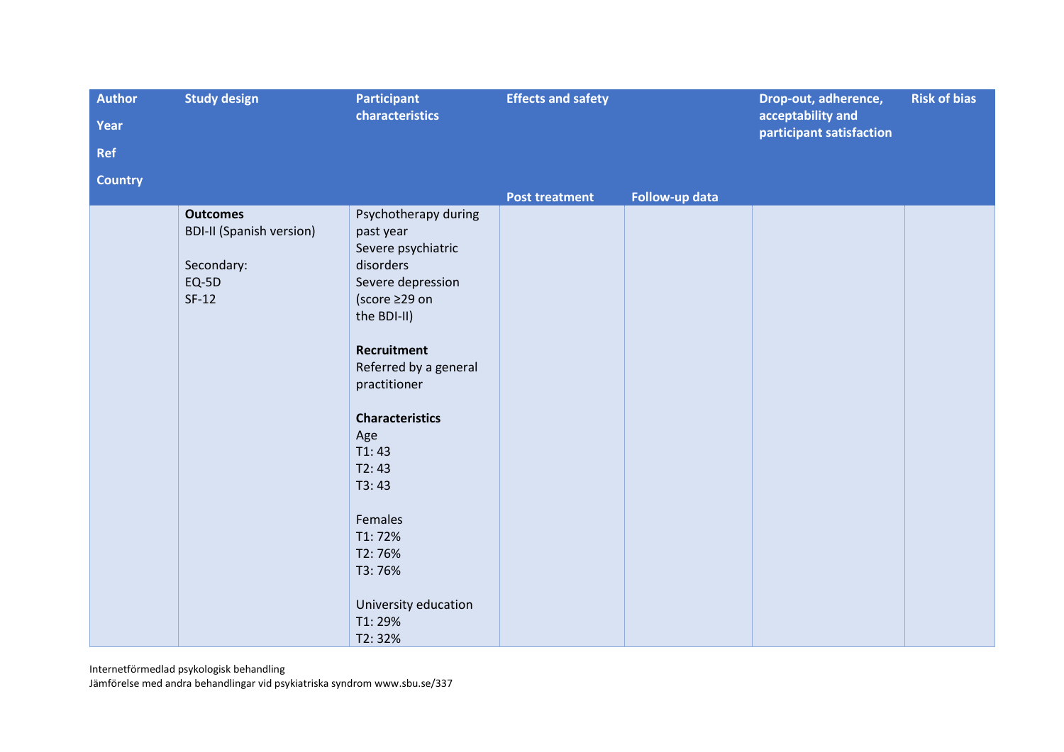| Author<br>Year<br>Ref<br>Country | Study design | Participant characteristics | Effects and safety | | Drop-out, adherence, acceptability and participant satisfaction | Risk of bias |
|---|---|---|---|---|---|---|
| | | | Post treatment | Follow-up data | | |
| | **Outcomes**<br>BDI-II (Spanish version)<br><br>Secondary:<br>EQ-5D<br>SF-12 | Psychotherapy during past year<br>Severe psychiatric disorders<br>Severe depression (score ≥29 on the BDI-II)<br><br>**Recruitment**<br>Referred by a general practitioner<br><br>**Characteristics**<br>Age<br>T1: 43<br>T2: 43<br>T3: 43<br><br>Females<br>T1: 72%<br>T2: 76%<br>T3: 76%<br><br>University education<br>T1: 29%<br>T2: 32% | | | | |

Internetförmedlad psykologisk behandling
Jämförelse med andra behandlingar vid psykiatriska syndrom www.sbu.se/337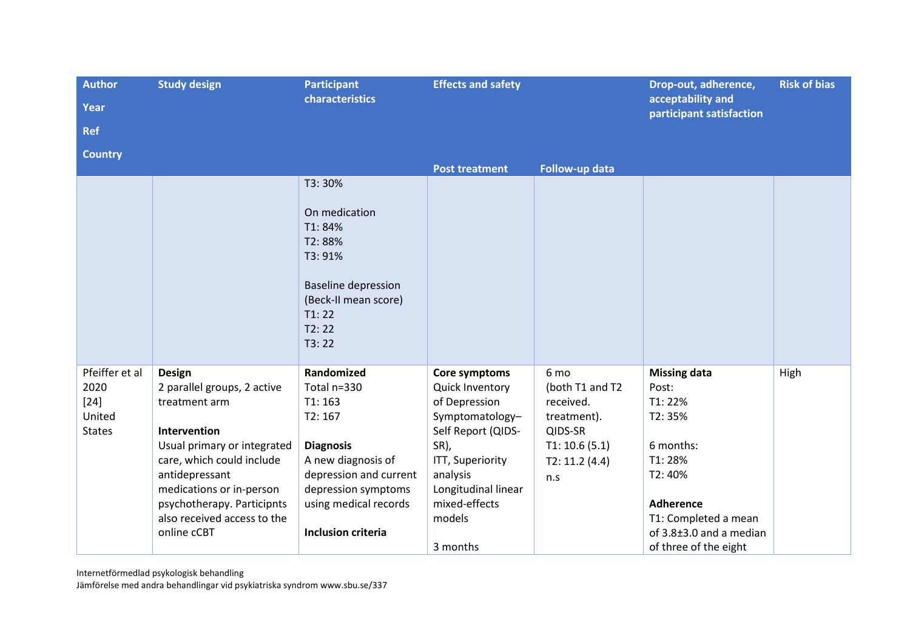| Author<br>Year<br>Ref<br>Country | Study design | Participant characteristics | Effects and safety | | Drop-out, adherence, acceptability and participant satisfaction | Risk of bias |
|---|---|---|---|---|---|---|
| | | | Post treatment | Follow-up data | | |
| | | T3: 30%<br><br>On medication<br>T1: 84%<br>T2: 88%<br>T3: 91%<br><br>Baseline depression (Beck-II mean score)<br>T1: 22<br>T2: 22<br>T3: 22 | | | | |
| Pfeiffer et al<br>2020<br>[24]<br>United States | **Design**<br>2 parallel groups, 2 active treatment arm<br><br>**Intervention**<br>Usual primary or integrated care, which could include antidepressant medications or in-person psychotherapy. Participnts also received access to the online cCBT | **Randomized**<br>Total n=330<br>T1: 163<br>T2: 167<br><br>**Diagnosis**<br>A new diagnosis of depression and current depression symptoms using medical records<br><br>**Inclusion criteria** | **Core symptoms**<br>Quick Inventory of Depression Symptomatology–Self Report (QIDS-SR),<br>ITT, Superiority analysis<br>Longitudinal linear mixed-effects models<br><br>3 months | 6 mo<br>(both T1 and T2 received. treatment).<br>QIDS-SR<br>T1: 10.6 (5.1)<br>T2: 11.2 (4.4)<br>n.s | **Missing data**<br>Post:<br>T1: 22%<br>T2: 35%<br><br>6 months:<br>T1: 28%<br>T2: 40%<br><br>**Adherence**<br>T1: Completed a mean of 3.8±3.0 and a median of three of the eight | High |

Internetförmedlad psykologisk behandling
Jämförelse med andra behandlingar vid psykiatriska syndrom www.sbu.se/337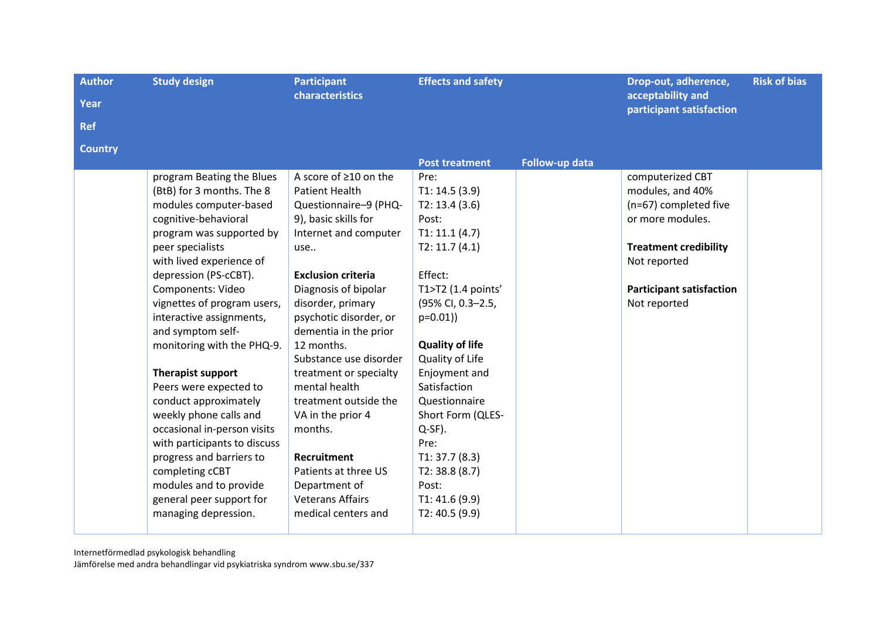| Author<br>Year<br>Ref<br>Country | Study design | Participant characteristics | Effects and safety | | Drop-out, adherence, acceptability and participant satisfaction | Risk of bias |
|---|---|---|---|---|---|---|
| | | | Post treatment | Follow-up data | | |
| | program Beating the Blues (BtB) for 3 months. The 8 modules computer-based cognitive-behavioral program was supported by peer specialists with lived experience of depression (PS-cCBT).<br>Components: Video vignettes of program users, interactive assignments, and symptom self-monitoring with the PHQ-9.<br><br>**Therapist support**<br>Peers were expected to conduct approximately weekly phone calls and occasional in-person visits with participants to discuss progress and barriers to completing cCBT modules and to provide general peer support for managing depression. | A score of ≥10 on the Patient Health Questionnaire–9 (PHQ-9), basic skills for Internet and computer use..<br><br>**Exclusion criteria**<br>Diagnosis of bipolar disorder, primary psychotic disorder, or dementia in the prior 12 months. Substance use disorder treatment or specialty mental health treatment outside the VA in the prior 4 months.<br><br>**Recruitment**<br>Patients at three US Department of Veterans Affairs medical centers and | Pre:<br>T1: 14.5 (3.9)<br>T2: 13.4 (3.6)<br>Post:<br>T1: 11.1 (4.7)<br>T2: 11.7 (4.1)<br><br>Effect:<br>T1>T2 (1.4 points' (95% CI, 0.3–2.5, p=0.01))<br><br>**Quality of life**<br>Quality of Life Enjoyment and Satisfaction Questionnaire Short Form (QLES-Q-SF).<br>Pre:<br>T1: 37.7 (8.3)<br>T2: 38.8 (8.7)<br>Post:<br>T1: 41.6 (9.9)<br>T2: 40.5 (9.9) | | computerized CBT modules, and 40% (n=67) completed five or more modules.<br><br>**Treatment credibility**<br>Not reported<br><br>**Participant satisfaction**<br>Not reported | |

Internetförmedlad psykologisk behandling
Jämförelse med andra behandlingar vid psykiatriska syndrom www.sbu.se/337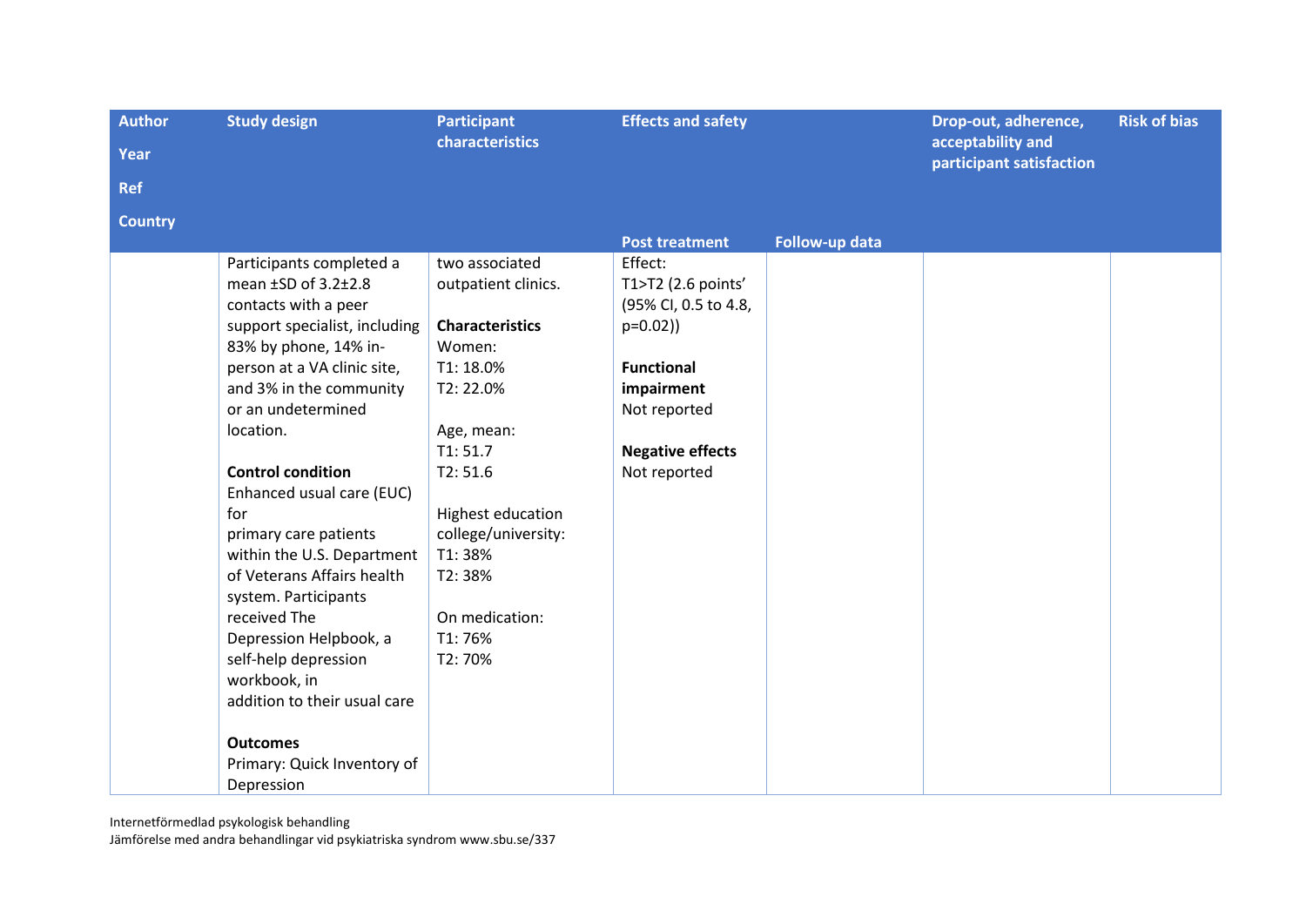| Author<br>Year<br>Ref<br>Country | Study design | Participant characteristics | Effects and safety | | Drop-out, adherence, acceptability and participant satisfaction | Risk of bias |
|---|---|---|---|---|---|---|
| | | | Post treatment | Follow-up data | | |
| | Participants completed a mean ±SD of 3.2±2.8 contacts with a peer support specialist, including 83% by phone, 14% in-person at a VA clinic site, and 3% in the community or an undetermined location.<br><br>**Control condition**<br>Enhanced usual care (EUC) for primary care patients within the U.S. Department of Veterans Affairs health system. Participants received The Depression Helpbook, a self-help depression workbook, in addition to their usual care<br><br>**Outcomes**<br>Primary: Quick Inventory of Depression | two associated outpatient clinics.<br><br>**Characteristics**<br>Women:<br>T1: 18.0%<br>T2: 22.0%<br><br>Age, mean:<br>T1: 51.7<br>T2: 51.6<br><br>Highest education college/university:<br>T1: 38%<br>T2: 38%<br><br>On medication:<br>T1: 76%<br>T2: 70% | Effect:<br>T1>T2 (2.6 points' (95% CI, 0.5 to 4.8, p=0.02))<br><br>**Functional impairment**<br>Not reported<br><br>**Negative effects**<br>Not reported | | | |

Internetförmedlad psykologisk behandling
Jämförelse med andra behandlingar vid psykiatriska syndrom www.sbu.se/337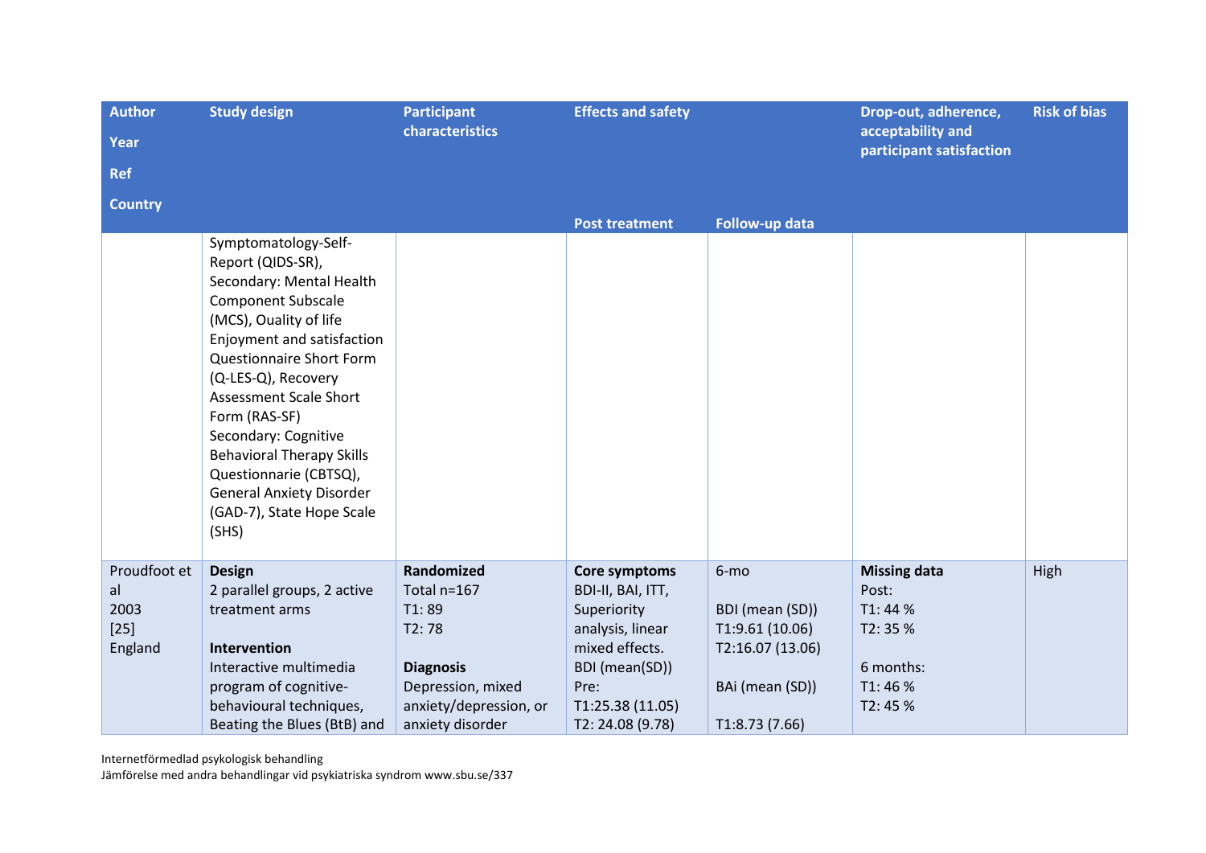| Author<br>Year<br>Ref<br>Country | Study design | Participant characteristics | Effects and safety | | Drop-out, adherence, acceptability and participant satisfaction | Risk of bias |
|---|---|---|---|---|---|---|
| | | | Post treatment | Follow-up data | | |
| | Symptomatology-Self-Report (QIDS-SR),<br>Secondary: Mental Health Component Subscale (MCS), Ouality of life Enjoyment and satisfaction Questionnaire Short Form (Q-LES-Q), Recovery Assessment Scale Short Form (RAS-SF)<br>Secondary: Cognitive Behavioral Therapy Skills Questionnarie (CBTSQ), General Anxiety Disorder (GAD-7), State Hope Scale (SHS) | | | | | |
| Proudfoot et al<br>2003<br>[25]<br>England | **Design**<br>2 parallel groups, 2 active treatment arms<br><br>**Intervention**<br>Interactive multimedia program of cognitive-behavioural techniques, Beating the Blues (BtB) and | **Randomized**<br>Total n=167<br>T1: 89<br>T2: 78<br><br>**Diagnosis**<br>Depression, mixed anxiety/depression, or anxiety disorder | **Core symptoms**<br>BDI-II, BAI, ITT, Superiority analysis, linear mixed effects.<br>BDI (mean(SD))<br>Pre:<br>T1:25.38 (11.05)<br>T2: 24.08 (9.78) | 6-mo<br><br>BDI (mean (SD))<br>T1:9.61 (10.06)<br>T2:16.07 (13.06)<br><br>BAi (mean (SD))<br><br>T1:8.73 (7.66) | **Missing data**<br>Post:<br>T1: 44 %<br>T2: 35 %<br><br>6 months:<br>T1: 46 %<br>T2: 45 % | High |

Internetförmedlad psykologisk behandling
Jämförelse med andra behandlingar vid psykiatriska syndrom www.sbu.se/337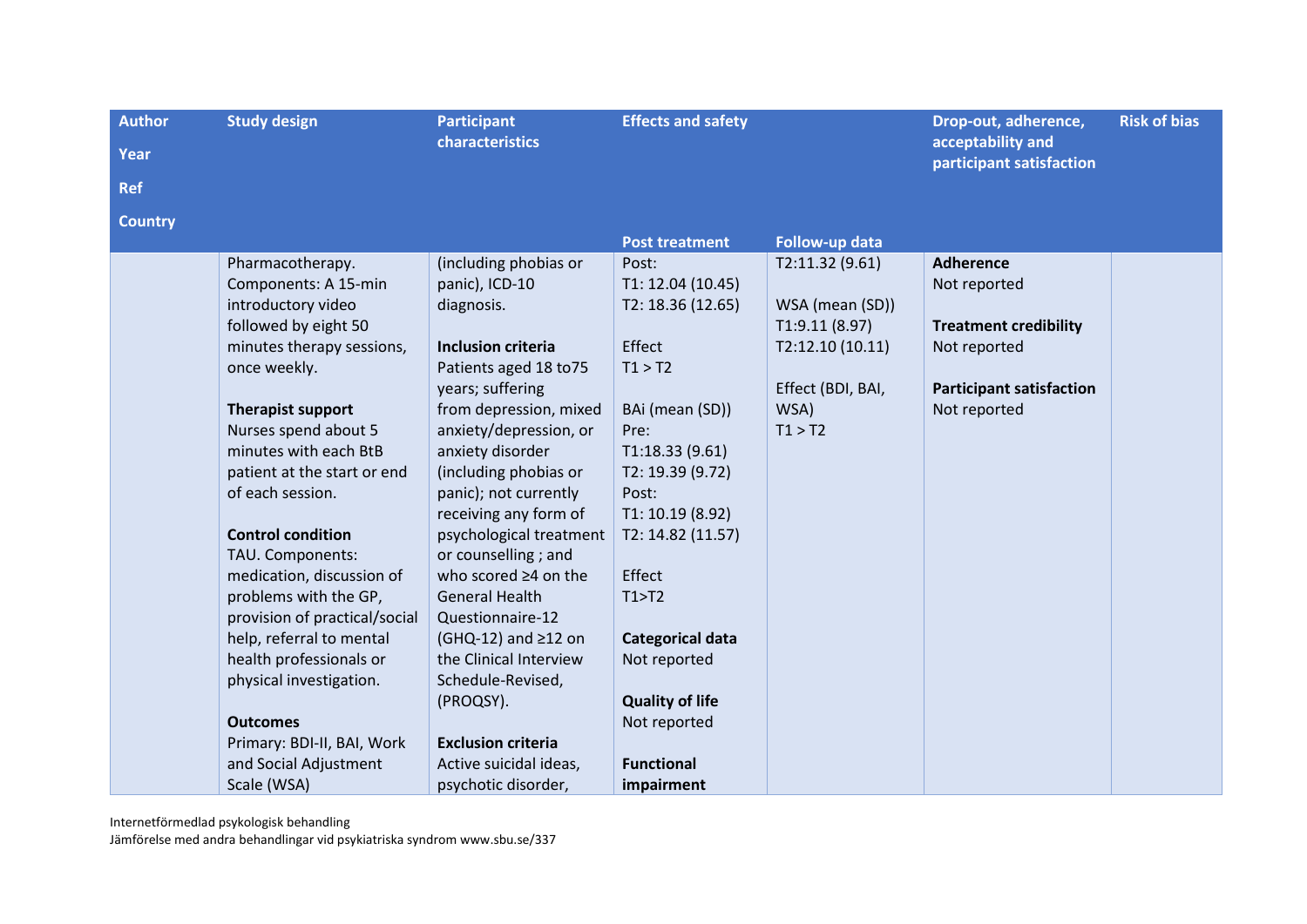| Author<br>Year<br>Ref<br>Country | Study design | Participant characteristics | Effects and safety | | Drop-out, adherence, acceptability and participant satisfaction | Risk of bias |
|---|---|---|---|---|---|---|
| | | | Post treatment | Follow-up data | | |
| | Pharmacotherapy. Components: A 15-min introductory video followed by eight 50 minutes therapy sessions, once weekly.<br><br>**Therapist support**<br>Nurses spend about 5 minutes with each BtB patient at the start or end of each session.<br><br>**Control condition**<br>TAU. Components: medication, discussion of problems with the GP, provision of practical/social help, referral to mental health professionals or physical investigation.<br><br>**Outcomes**<br>Primary: BDI-II, BAI, Work and Social Adjustment Scale (WSA) | (including phobias or panic), ICD-10 diagnosis.<br><br>**Inclusion criteria**<br>Patients aged 18 to75 years; suffering from depression, mixed anxiety/depression, or anxiety disorder (including phobias or panic); not currently receiving any form of psychological treatment or counselling ; and who scored ≥4 on the General Health Questionnaire-12 (GHQ-12) and ≥12 on the Clinical Interview Schedule-Revised, (PROQSY).<br><br>**Exclusion criteria**<br>Active suicidal ideas, psychotic disorder, | Post:<br>T1: 12.04 (10.45)<br>T2: 18.36 (12.65)<br><br>Effect<br>T1 > T2<br><br>BAi (mean (SD))<br>Pre:<br>T1:18.33 (9.61)<br>T2: 19.39 (9.72)<br>Post:<br>T1: 10.19 (8.92)<br>T2: 14.82 (11.57)<br><br>Effect<br>T1>T2<br><br>**Categorical data**<br>Not reported<br><br>**Quality of life**<br>Not reported<br><br>**Functional impairment** | T2:11.32 (9.61)<br><br>WSA (mean (SD))<br>T1:9.11 (8.97)<br>T2:12.10 (10.11)<br><br>Effect (BDI, BAI, WSA)<br>T1 > T2 | **Adherence**<br>Not reported<br><br>**Treatment credibility**<br>Not reported<br><br>**Participant satisfaction**<br>Not reported | |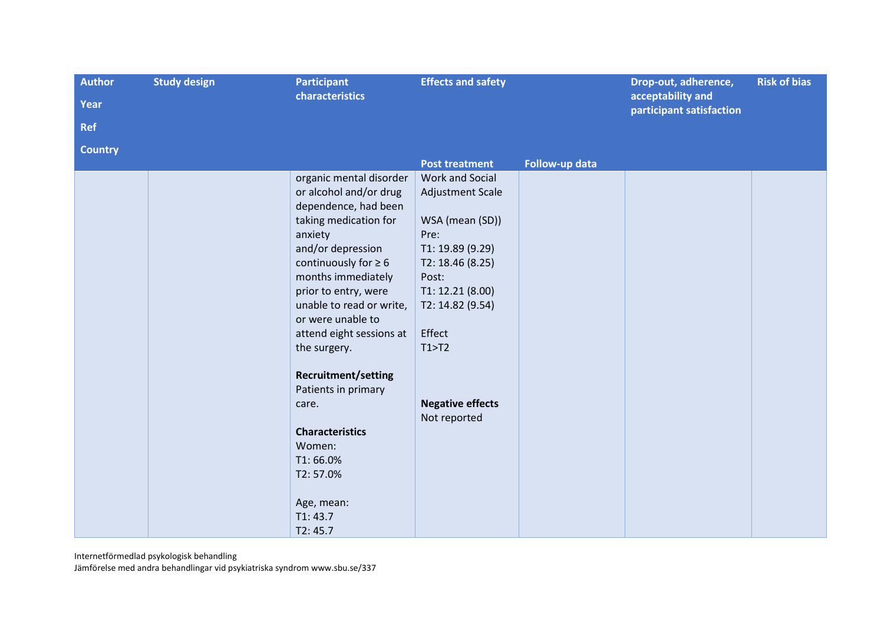| Author<br>Year<br>Ref<br>Country | Study design | Participant characteristics | Effects and safety | | Drop-out, adherence, acceptability and participant satisfaction | Risk of bias |
|---|---|---|---|---|---|---|
| | | | Post treatment | Follow-up data | | |
| | | organic mental disorder or alcohol and/or drug dependence, had been taking medication for anxiety and/or depression continuously for ≥ 6 months immediately prior to entry, were unable to read or write, or were unable to attend eight sessions at the surgery.<br><br>**Recruitment/setting**<br>Patients in primary care.<br><br>**Characteristics**<br>Women:<br>T1: 66.0%<br>T2: 57.0%<br><br>Age, mean:<br>T1: 43.7<br>T2: 45.7 | Work and Social Adjustment Scale<br><br>WSA (mean (SD))<br>Pre:<br>T1: 19.89 (9.29)<br>T2: 18.46 (8.25)<br>Post:<br>T1: 12.21 (8.00)<br>T2: 14.82 (9.54)<br><br>Effect<br>T1>T2<br><br>**Negative effects**<br>Not reported | | | |

Internetförmedlad psykologisk behandling
Jämförelse med andra behandlingar vid psykiatriska syndrom www.sbu.se/337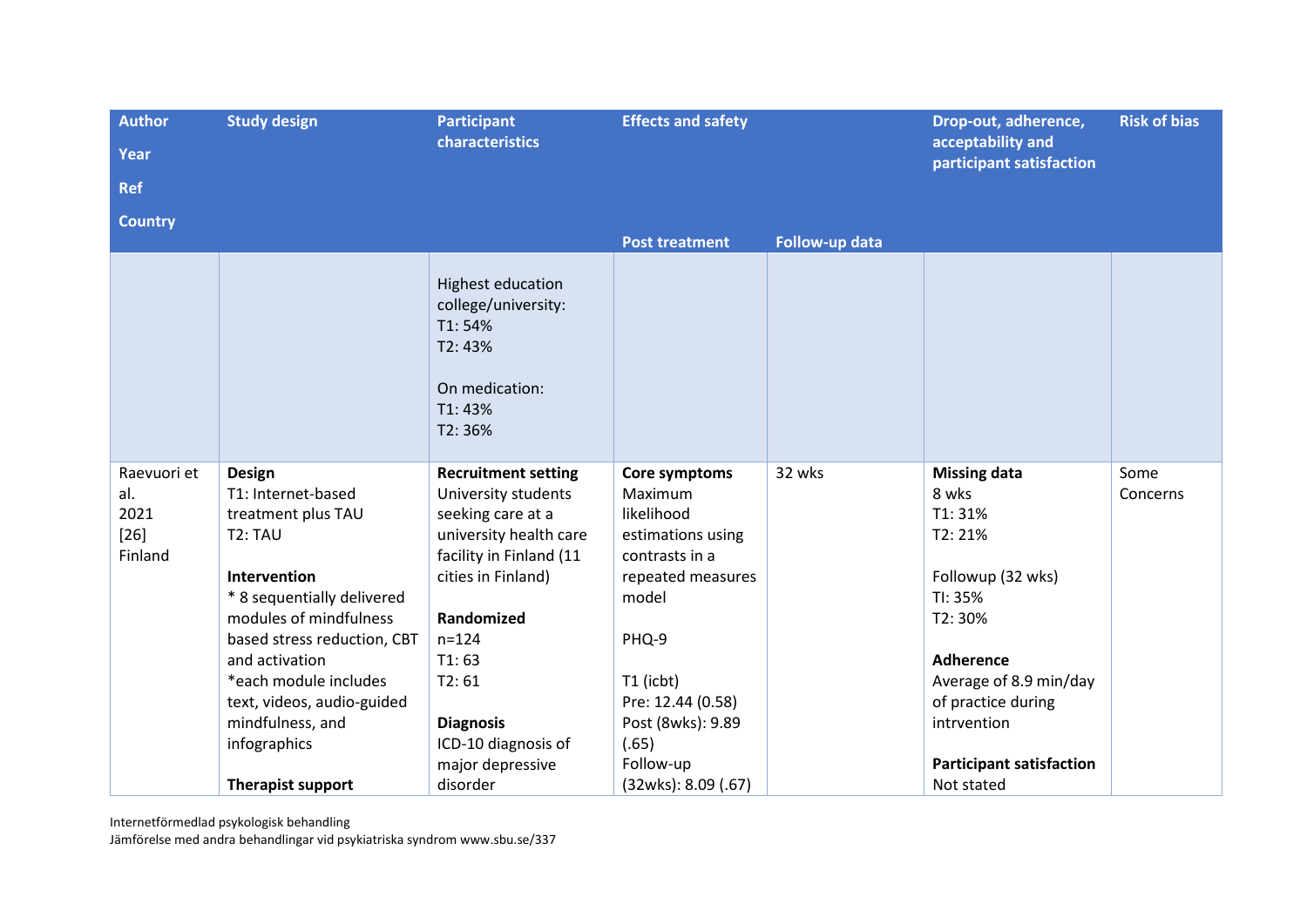| Author<br>Year<br>Ref<br>Country | Study design | Participant characteristics | Effects and safety | | Drop-out, adherence, acceptability and participant satisfaction | Risk of bias |
|---|---|---|---|---|---|---|
| | | | Post treatment | Follow-up data | | |
| | | Highest education college/university:<br>T1: 54%<br>T2: 43%<br><br>On medication:<br>T1: 43%<br>T2: 36% | | | | |
| Raevuori et al.<br>2021<br>[26]<br>Finland | **Design**<br>T1: Internet-based treatment plus TAU<br>T2: TAU<br><br>**Intervention**<br>* 8 sequentially delivered modules of mindfulness based stress reduction, CBT and activation<br>*each module includes text, videos, audio-guided mindfulness, and infographics<br><br>**Therapist support** | **Recruitment setting**<br>University students seeking care at a university health care facility in Finland (11 cities in Finland)<br><br>**Randomized**<br>n=124<br>T1: 63<br>T2: 61<br><br>**Diagnosis**<br>ICD-10 diagnosis of major depressive disorder | **Core symptoms**<br>Maximum likelihood estimations using contrasts in a repeated measures model<br><br>PHQ-9<br><br>T1 (icbt)<br>Pre: 12.44 (0.58)<br>Post (8wks): 9.89 (.65)<br>Follow-up (32wks): 8.09 (.67) | 32 wks | **Missing data**<br>8 wks<br>T1: 31%<br>T2: 21%<br><br>Followup (32 wks)<br>TI: 35%<br>T2: 30%<br><br>**Adherence**<br>Average of 8.9 min/day of practice during intrvention<br><br>**Participant satisfaction**<br>Not stated | Some Concerns |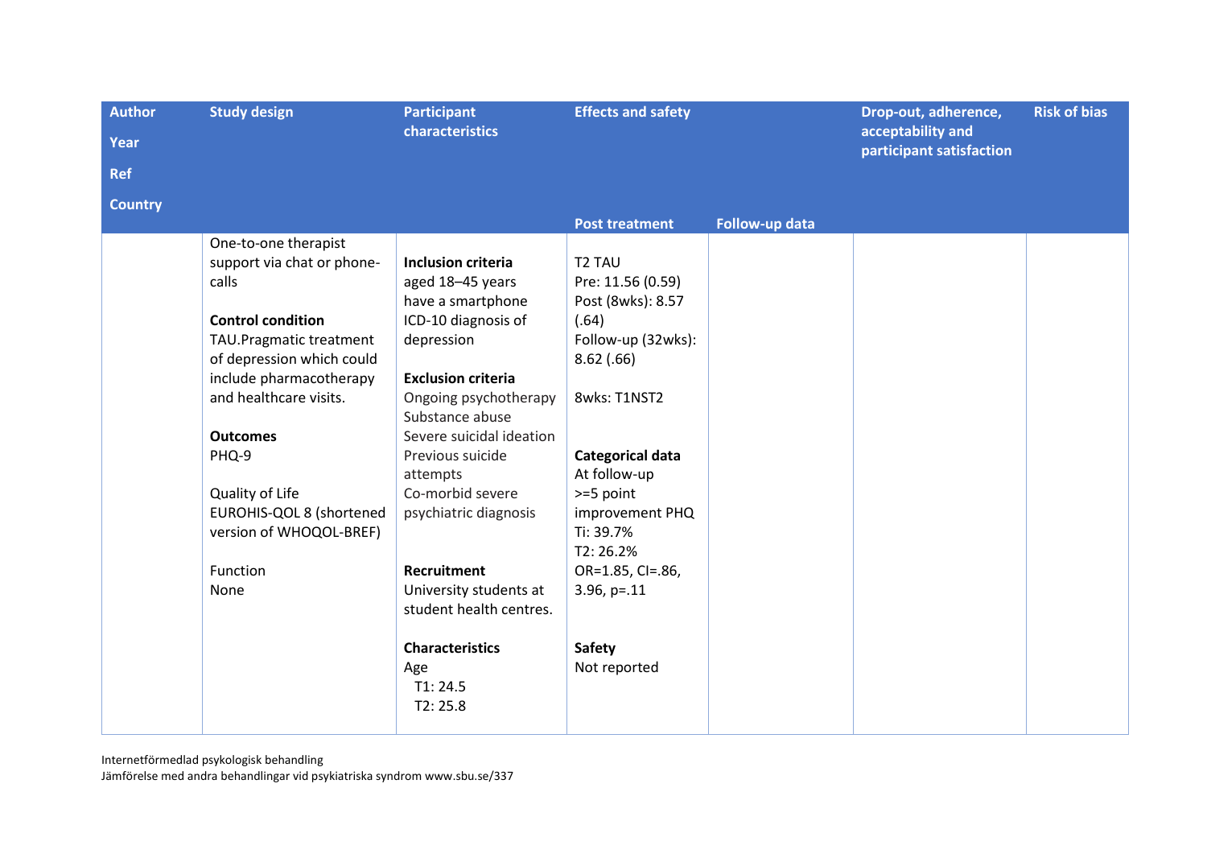| Author<br>Year<br>Ref<br>Country | Study design | Participant characteristics | Effects and safety | | Drop-out, adherence, acceptability and participant satisfaction | Risk of bias |
|---|---|---|---|---|---|---|
| | | | Post treatment | Follow-up data | | |
| | One-to-one therapist support via chat or phone-calls<br><br>**Control condition**<br>TAU.Pragmatic treatment of depression which could include pharmacotherapy and healthcare visits.<br><br>**Outcomes**<br>PHQ-9<br><br>Quality of Life<br>EUROHIS-QOL 8 (shortened version of WHOQOL-BREF)<br><br>Function<br>None | **Inclusion criteria**<br>aged 18–45 years<br>have a smartphone<br>ICD-10 diagnosis of depression<br><br>**Exclusion criteria**<br>Ongoing psychotherapy<br>Substance abuse<br>Severe suicidal ideation<br>Previous suicide attempts<br>Co-morbid severe psychiatric diagnosis<br><br>**Recruitment**<br>University students at student health centres.<br><br>**Characteristics**<br>Age<br>T1: 24.5<br>T2: 25.8 | T2 TAU<br>Pre: 11.56 (0.59)<br>Post (8wks): 8.57 (.64)<br>Follow-up (32wks): 8.62 (.66)<br><br>8wks: T1NST2<br><br>**Categorical data**<br>At follow-up<br>>=5 point improvement PHQ<br>Ti: 39.7%<br>T2: 26.2%<br>OR=1.85, CI=.86, 3.96, p=.11<br><br>**Safety**<br>Not reported | | | |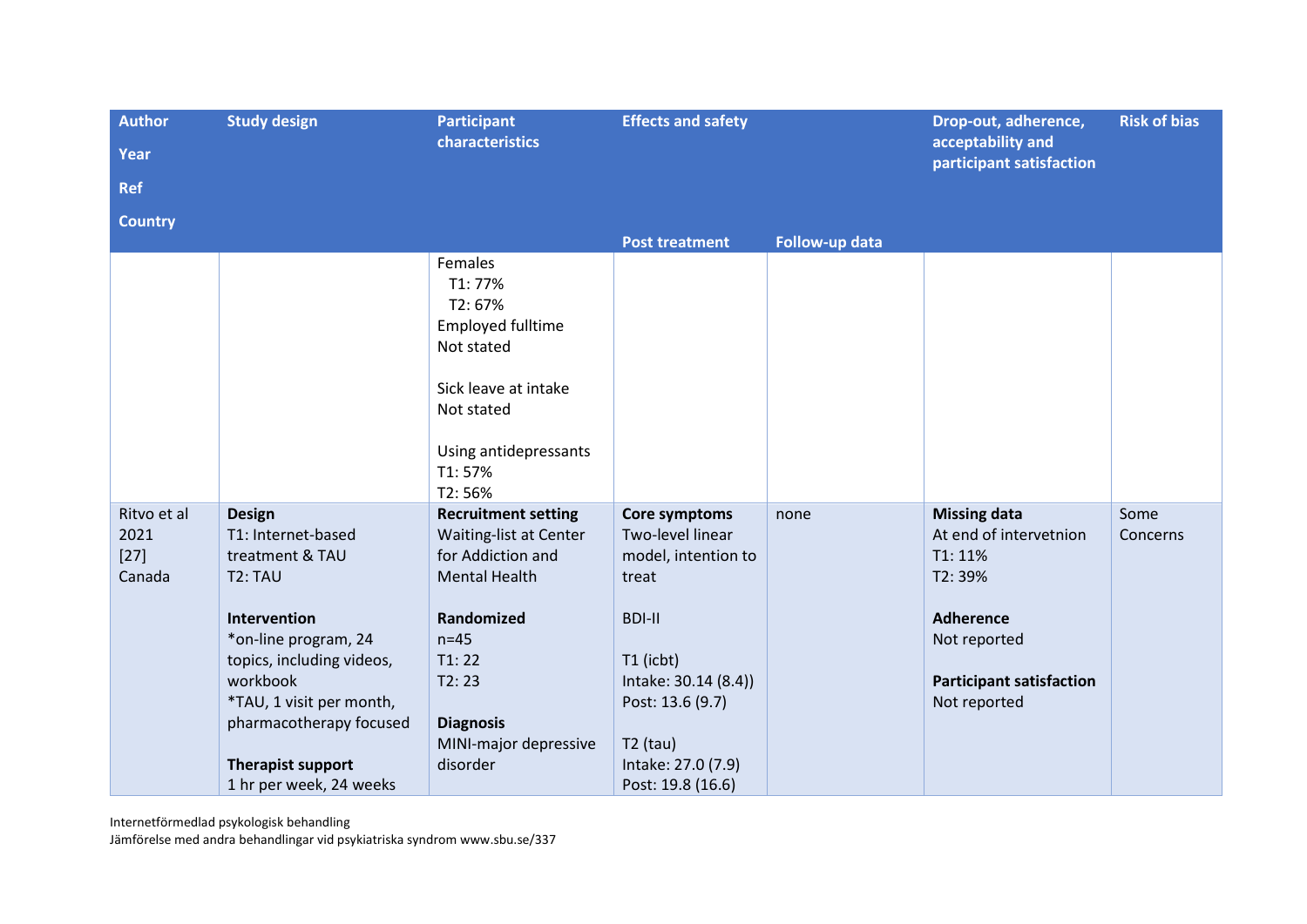| Author<br>Year<br>Ref<br>Country | Study design | Participant characteristics | Effects and safety | | Drop-out, adherence, acceptability and participant satisfaction | Risk of bias |
|---|---|---|---|---|---|---|
| | | | Post treatment | Follow-up data | | |
| | | Females<br>T1: 77%<br>T2: 67%<br>Employed fulltime<br>Not stated<br><br>Sick leave at intake<br>Not stated<br><br>Using antidepressants<br>T1: 57%<br>T2: 56% | | | | |
| Ritvo et al<br>2021<br>[27]<br>Canada | **Design**<br>T1: Internet-based treatment & TAU<br>T2: TAU<br><br>**Intervention**<br>*on-line program, 24 topics, including videos, workbook<br>*TAU, 1 visit per month, pharmacotherapy focused<br><br>**Therapist support**<br>1 hr per week, 24 weeks | **Recruitment setting**<br>Waiting-list at Center for Addiction and Mental Health<br><br>**Randomized**<br>n=45<br>T1: 22<br>T2: 23<br><br>**Diagnosis**<br>MINI-major depressive disorder | **Core symptoms**<br>Two-level linear model, intention to treat<br><br>BDI-II<br><br>T1 (icbt)<br>Intake: 30.14 (8.4))<br>Post: 13.6 (9.7)<br><br>T2 (tau)<br>Intake: 27.0 (7.9)<br>Post: 19.8 (16.6) | none | **Missing data**<br>At end of intervetnion<br>T1: 11%<br>T2: 39%<br><br>**Adherence**<br>Not reported<br><br>**Participant satisfaction**<br>Not reported | Some Concerns |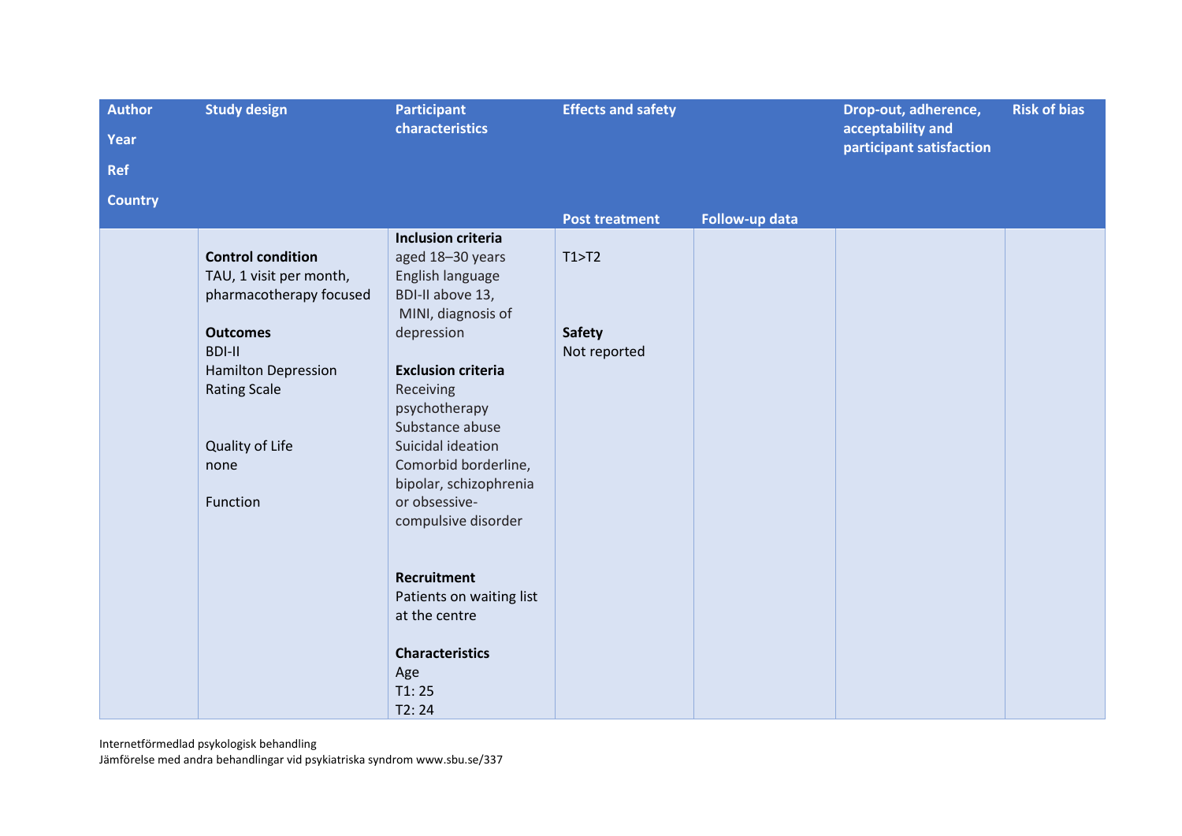| Author<br>Year<br>Ref<br>Country | Study design | Participant characteristics | Effects and safety | | Drop-out, adherence, acceptability and participant satisfaction | Risk of bias |
|---|---|---|---|---|---|---|
| | | | Post treatment | Follow-up data | | |
| | **Control condition**<br>TAU, 1 visit per month, pharmacotherapy focused<br><br>**Outcomes**<br>BDI-II<br>Hamilton Depression Rating Scale<br><br>Quality of Life<br>none<br><br>Function | **Inclusion criteria**<br>aged 18–30 years<br>English language<br>BDI-II above 13,<br>MINI, diagnosis of depression<br><br>**Exclusion criteria**<br>Receiving psychotherapy<br>Substance abuse<br>Suicidal ideation<br>Comorbid borderline, bipolar, schizophrenia or obsessive-compulsive disorder<br><br>**Recruitment**<br>Patients on waiting list at the centre<br><br>**Characteristics**<br>Age<br>T1: 25<br>T2: 24 | T1>T2<br><br>**Safety**<br>Not reported | | | |

Internetförmedlad psykologisk behandling
Jämförelse med andra behandlingar vid psykiatriska syndrom www.sbu.se/337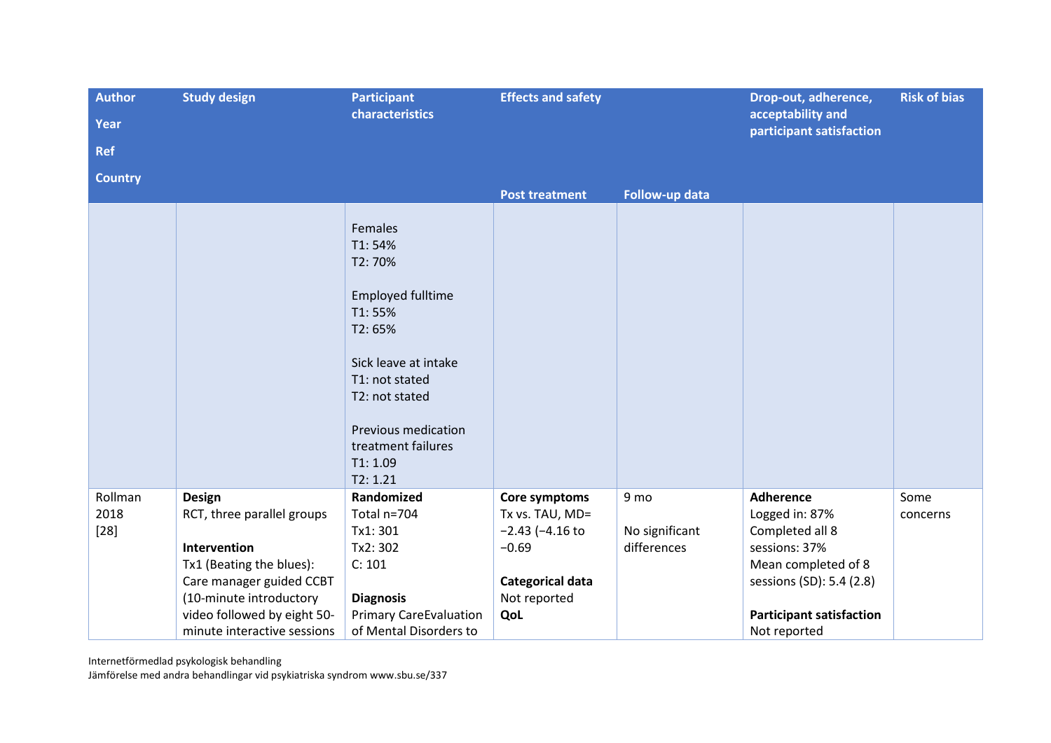| Author<br>Year<br>Ref<br>Country | Study design | Participant characteristics | Effects and safety | | Drop-out, adherence, acceptability and participant satisfaction | Risk of bias |
|---|---|---|---|---|---|---|
| | | | Post treatment | Follow-up data | | |
| | | Females<br>T1: 54%<br>T2: 70%<br><br>Employed fulltime<br>T1: 55%<br>T2: 65%<br><br>Sick leave at intake<br>T1: not stated<br>T2: not stated<br><br>Previous medication treatment failures<br>T1: 1.09<br>T2: 1.21 | | | | |
| Rollman<br>2018<br>[28] | **Design**<br>RCT, three parallel groups<br><br>**Intervention**<br>Tx1 (Beating the blues): Care manager guided CCBT (10-minute introductory video followed by eight 50-minute interactive sessions | **Randomized**<br>Total n=704<br>Tx1: 301<br>Tx2: 302<br>C: 101<br><br>**Diagnosis**<br>Primary CareEvaluation of Mental Disorders to | **Core symptoms**<br>Tx vs. TAU, MD= −2.43 (−4.16 to −0.69<br><br>**Categorical data**<br>Not reported<br>**QoL** | 9 mo<br><br>No significant differences | **Adherence**<br>Logged in: 87%<br>Completed all 8 sessions: 37%<br>Mean completed of 8 sessions (SD): 5.4 (2.8)<br><br>**Participant satisfaction**<br>Not reported | Some concerns |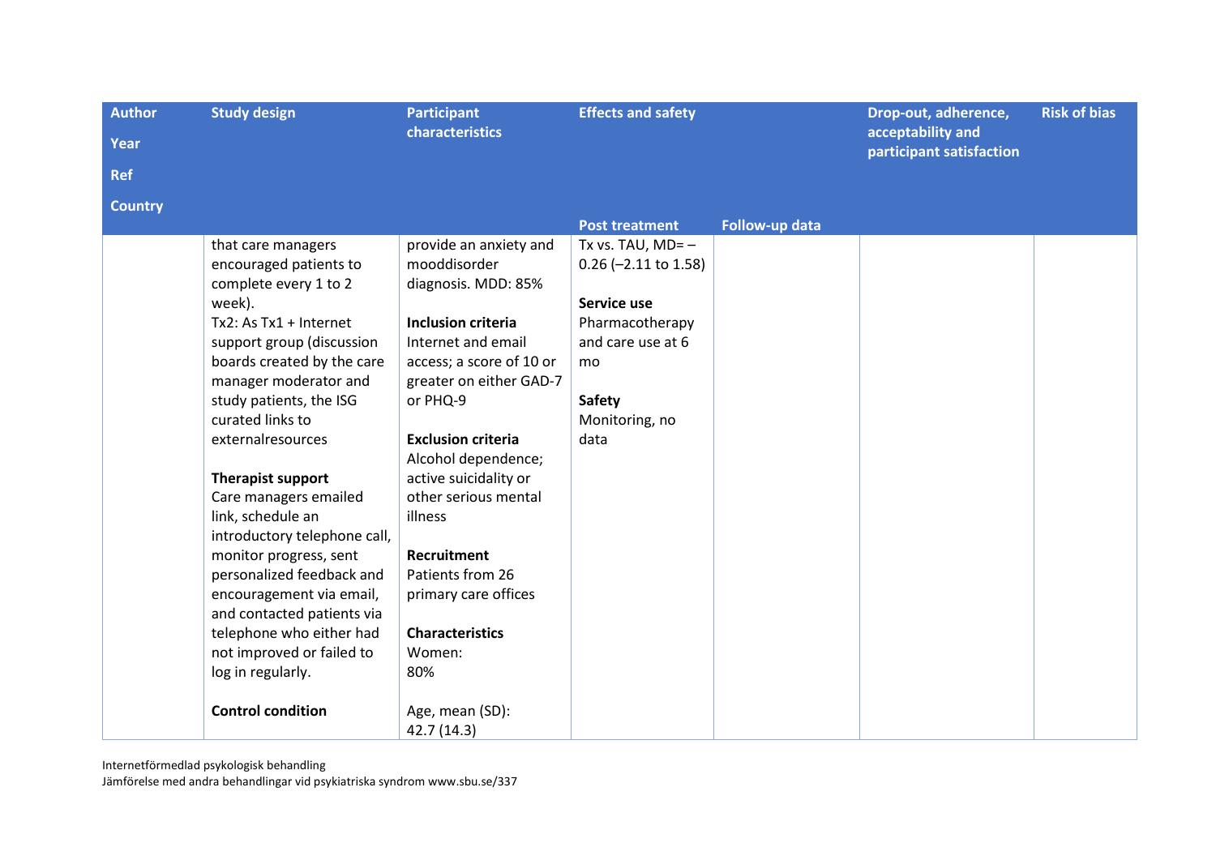| Author<br>Year<br>Ref<br>Country | Study design | Participant characteristics | Effects and safety | | Drop-out, adherence, acceptability and participant satisfaction | Risk of bias |
|---|---|---|---|---|---|---|
| | | | **Post treatment** | **Follow-up data** | | |
| | that care managers encouraged patients to complete every 1 to 2 week).<br>Tx2: As Tx1 + Internet support group (discussion boards created by the care manager moderator and study patients, the ISG curated links to externalresources<br><br>**Therapist support**<br>Care managers emailed link, schedule an introductory telephone call, monitor progress, sent personalized feedback and encouragement via email, and contacted patients via telephone who either had not improved or failed to log in regularly.<br><br>**Control condition** | provide an anxiety and mooddisorder diagnosis. MDD: 85%<br><br>**Inclusion criteria**<br>Internet and email access; a score of 10 or greater on either GAD-7 or PHQ-9<br><br>**Exclusion criteria**<br>Alcohol dependence; active suicidality or other serious mental illness<br><br>**Recruitment**<br>Patients from 26 primary care offices<br><br>**Characteristics**<br>Women:<br>80%<br><br>Age, mean (SD):<br>42.7 (14.3) | Tx vs. TAU, MD= –0.26 (–2.11 to 1.58)<br><br>**Service use**<br>Pharmacotherapy and care use at 6 mo<br><br>**Safety**<br>Monitoring, no data | | | |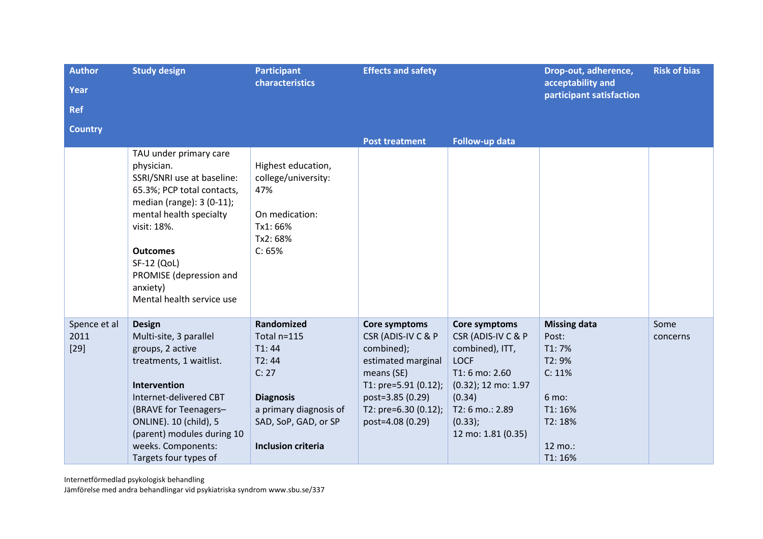| Author<br>Year<br>Ref<br>Country | Study design | Participant characteristics | Effects and safety | | Drop-out, adherence, acceptability and participant satisfaction | Risk of bias |
|---|---|---|---|---|---|---|
| | | | Post treatment | Follow-up data | | |
| | TAU under primary care physician.<br>SSRI/SNRI use at baseline: 65.3%; PCP total contacts, median (range): 3 (0-11); mental health specialty visit: 18%.<br><br>**Outcomes**<br>SF-12 (QoL)<br>PROMISE (depression and anxiety)<br>Mental health service use | Highest education, college/university: 47%<br><br>On medication:<br>Tx1: 66%<br>Tx2: 68%<br>C: 65% | | | | |
| Spence et al<br>2011<br>[29] | **Design**<br>Multi-site, 3 parallel groups, 2 active treatments, 1 waitlist.<br><br>**Intervention**<br>Internet-delivered CBT (BRAVE for Teenagers–ONLINE). 10 (child), 5 (parent) modules during 10 weeks. Components: Targets four types of | **Randomized**<br>Total n=115<br>T1: 44<br>T2: 44<br>C: 27<br><br>**Diagnosis**<br>a primary diagnosis of SAD, SoP, GAD, or SP<br><br>**Inclusion criteria** | **Core symptoms**<br>CSR (ADIS-IV C & P combined); estimated marginal means (SE)<br>T1: pre=5.91 (0.12); post=3.85 (0.29)<br>T2: pre=6.30 (0.12); post=4.08 (0.29) | **Core symptoms**<br>CSR (ADIS-IV C & P combined), ITT, LOCF<br>T1: 6 mo: 2.60 (0.32); 12 mo: 1.97 (0.34)<br>T2: 6 mo.: 2.89 (0.33);<br>12 mo: 1.81 (0.35) | **Missing data**<br>Post:<br>T1: 7%<br>T2: 9%<br>C: 11%<br><br>6 mo:<br>T1: 16%<br>T2: 18%<br><br>12 mo.:<br>T1: 16% | Some concerns |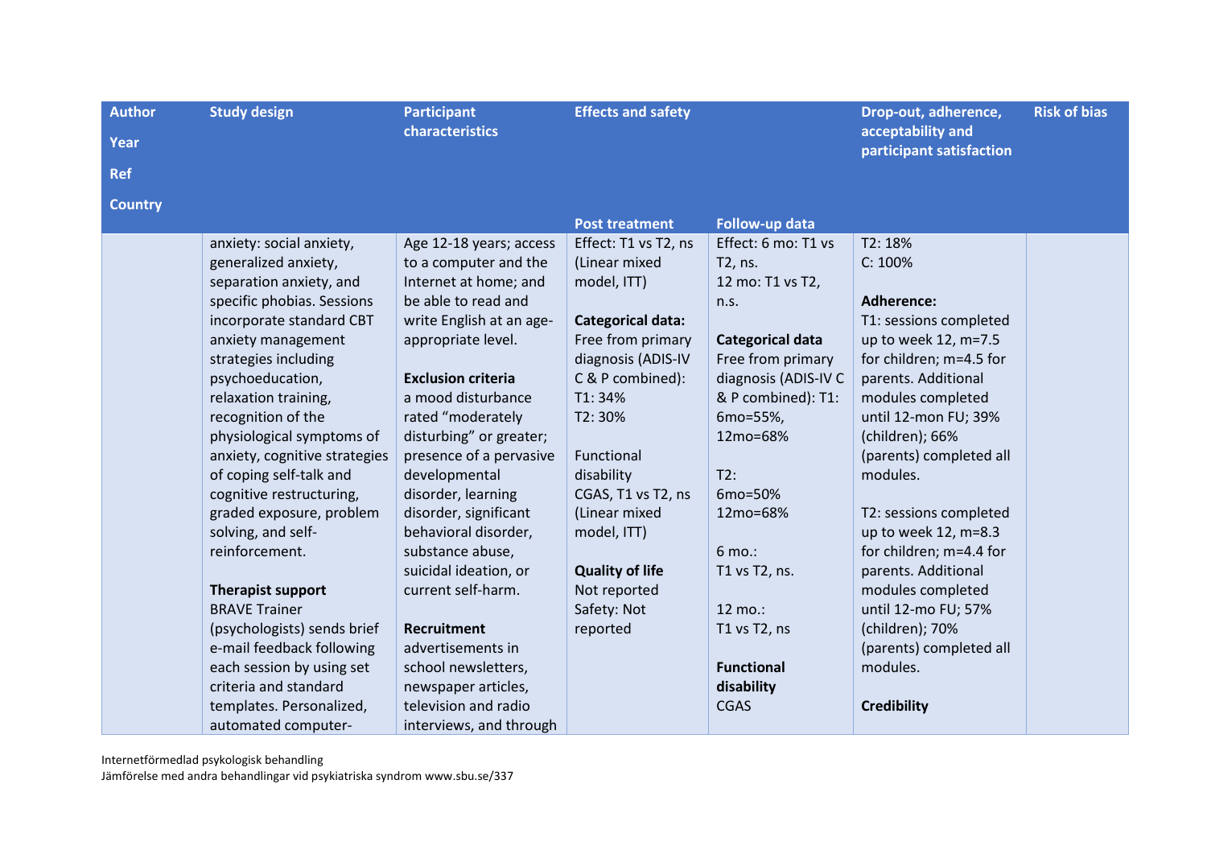| Author<br>Year<br>Ref<br>Country | Study design | Participant characteristics | Effects and safety | | Drop-out, adherence, acceptability and participant satisfaction | Risk of bias |
|---|---|---|---|---|---|---|
| | | | Post treatment | Follow-up data | | |
| | anxiety: social anxiety, generalized anxiety, separation anxiety, and specific phobias. Sessions incorporate standard CBT anxiety management strategies including psychoeducation, relaxation training, recognition of the physiological symptoms of anxiety, cognitive strategies of coping self-talk and cognitive restructuring, graded exposure, problem solving, and self-reinforcement.<br><br>**Therapist support**<br>BRAVE Trainer (psychologists) sends brief e-mail feedback following each session by using set criteria and standard templates. Personalized, automated computer- | Age 12-18 years; access to a computer and the Internet at home; and be able to read and write English at an age-appropriate level.<br><br>**Exclusion criteria**<br>a mood disturbance rated "moderately disturbing" or greater; presence of a pervasive developmental disorder, learning disorder, significant behavioral disorder, substance abuse, suicidal ideation, or current self-harm.<br><br>**Recruitment**<br>advertisements in school newsletters, newspaper articles, television and radio interviews, and through | Effect: T1 vs T2, ns (Linear mixed model, ITT)<br><br>**Categorical data:**<br>Free from primary diagnosis (ADIS-IV C & P combined):<br>T1: 34%<br>T2: 30%<br><br>Functional disability<br>CGAS, T1 vs T2, ns (Linear mixed model, ITT)<br><br>**Quality of life**<br>Not reported<br>Safety: Not reported | Effect: 6 mo: T1 vs T2, ns.<br>12 mo: T1 vs T2, n.s.<br><br>**Categorical data**<br>Free from primary diagnosis (ADIS-IV C & P combined): T1: 6mo=55%, 12mo=68%<br><br>T2:<br>6mo=50%<br>12mo=68%<br><br>6 mo.:<br>T1 vs T2, ns.<br><br>12 mo.:<br>T1 vs T2, ns<br><br>**Functional disability**<br>CGAS | T2: 18%<br>C: 100%<br><br>**Adherence:**<br>T1: sessions completed up to week 12, m=7.5 for children; m=4.5 for parents. Additional modules completed until 12-mon FU; 39% (children); 66% (parents) completed all modules.<br><br>T2: sessions completed up to week 12, m=8.3 for children; m=4.4 for parents. Additional modules completed until 12-mo FU; 57% (children); 70% (parents) completed all modules.<br><br>**Credibility** | |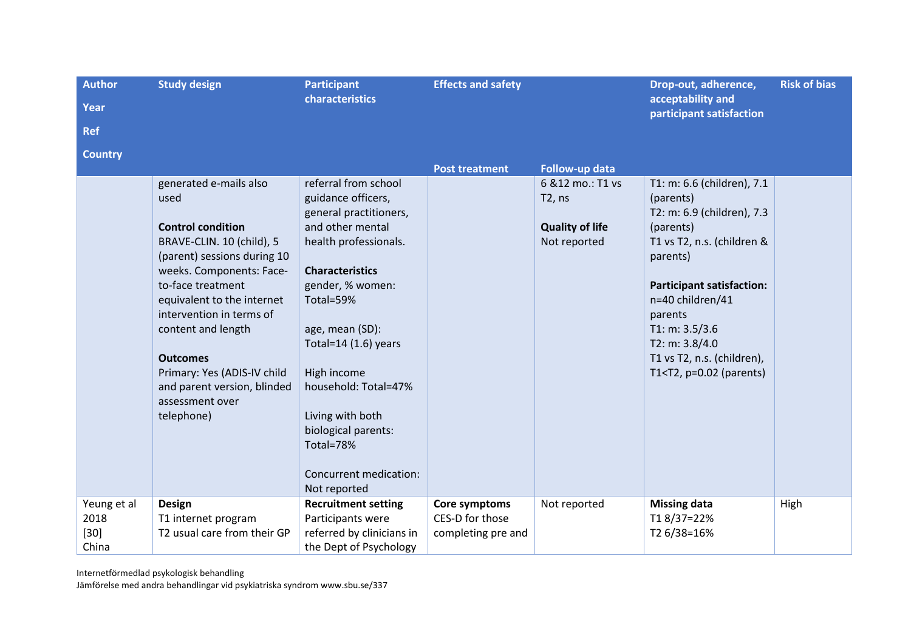| Author<br>Year<br>Ref<br>Country | Study design | Participant characteristics | Effects and safety | | Drop-out, adherence, acceptability and participant satisfaction | Risk of bias |
|---|---|---|---|---|---|---|
| | | | **Post treatment** | **Follow-up data** | | |
| | generated e-mails also used<br><br>**Control condition**<br>BRAVE-CLIN. 10 (child), 5 (parent) sessions during 10 weeks. Components: Face-to-face treatment equivalent to the internet intervention in terms of content and length<br><br>**Outcomes**<br>Primary: Yes (ADIS-IV child and parent version, blinded assessment over telephone) | referral from school guidance officers, general practitioners, and other mental health professionals.<br><br>**Characteristics**<br>gender, % women: Total=59%<br><br>age, mean (SD): Total=14 (1.6) years<br><br>High income household: Total=47%<br><br>Living with both biological parents: Total=78%<br><br>Concurrent medication: Not reported | | 6 &12 mo.: T1 vs T2, ns<br><br>**Quality of life**<br>Not reported | T1: m: 6.6 (children), 7.1 (parents)<br>T2: m: 6.9 (children), 7.3 (parents)<br>T1 vs T2, n.s. (children & parents)<br><br>**Participant satisfaction:**<br>n=40 children/41 parents<br>T1: m: 3.5/3.6<br>T2: m: 3.8/4.0<br>T1 vs T2, n.s. (children), T1<T2, p=0.02 (parents) | |
| Yeung et al<br>2018<br>[30]<br>China | **Design**<br>T1 internet program<br>T2 usual care from their GP | **Recruitment setting**<br>Participants were referred by clinicians in the Dept of Psychology | **Core symptoms**<br>CES-D for those completing pre and | Not reported | **Missing data**<br>T1 8/37=22%<br>T2 6/38=16% | High |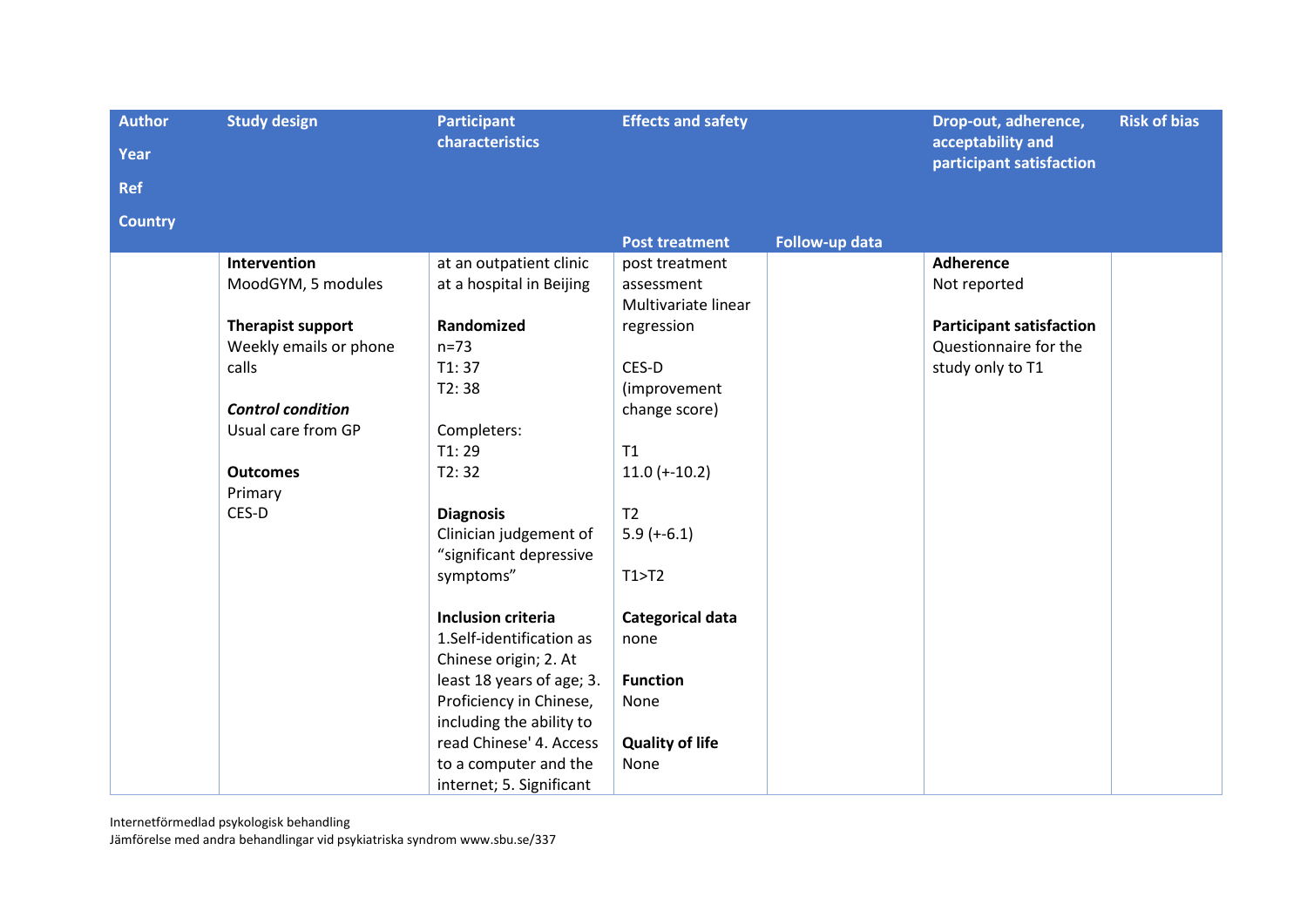| Author<br>Year<br>Ref<br>Country | Study design | Participant characteristics | Effects and safety | | Drop-out, adherence, acceptability and participant satisfaction | Risk of bias |
|---|---|---|---|---|---|---|
| | | | Post treatment | Follow-up data | | |
| | **Intervention**<br>MoodGYM, 5 modules<br><br>**Therapist support**<br>Weekly emails or phone calls<br><br>***Control condition***<br>Usual care from GP<br><br>**Outcomes**<br>Primary<br>CES-D | at an outpatient clinic at a hospital in Beijing<br><br>**Randomized**<br>n=73<br>T1: 37<br>T2: 38<br><br>Completers:<br>T1: 29<br>T2: 32<br><br>**Diagnosis**<br>Clinician judgement of "significant depressive symptoms"<br><br>**Inclusion criteria**<br>1.Self-identification as Chinese origin; 2. At least 18 years of age; 3. Proficiency in Chinese, including the ability to read Chinese' 4. Access to a computer and the internet; 5. Significant | post treatment assessment<br>Multivariate linear regression<br><br>CES-D (improvement change score)<br><br>T1<br>11.0 (+-10.2)<br><br>T2<br>5.9 (+-6.1)<br><br>T1>T2<br><br>**Categorical data**<br>none<br><br>**Function**<br>None<br><br>**Quality of life**<br>None | | **Adherence**<br>Not reported<br><br>**Participant satisfaction**<br>Questionnaire for the study only to T1 | |

Internetförmedlad psykologisk behandling
Jämförelse med andra behandlingar vid psykiatriska syndrom www.sbu.se/337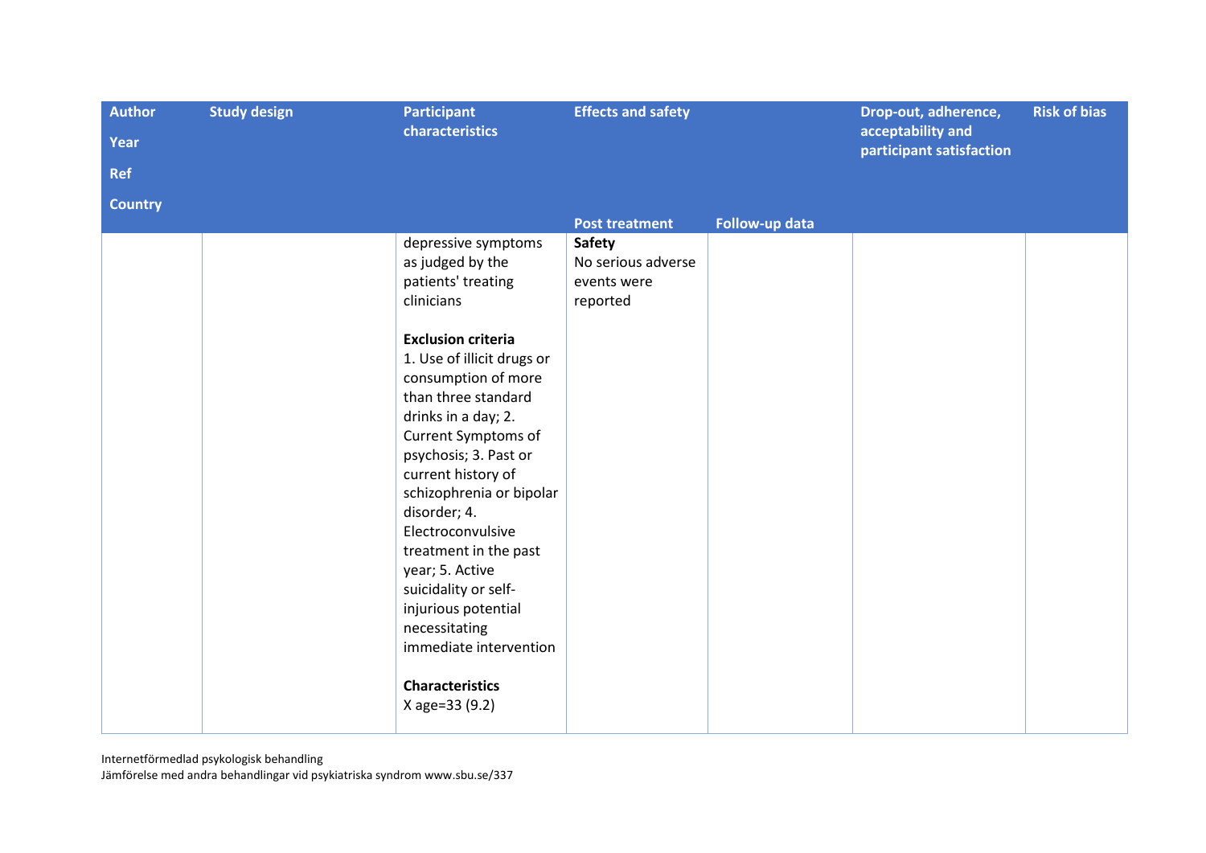| Author<br>Year<br>Ref<br>Country | Study design | Participant characteristics | Effects and safety | | Drop-out, adherence, acceptability and participant satisfaction | Risk of bias |
|---|---|---|---|---|---|---|
| | | | Post treatment | Follow-up data | | |
| | | depressive symptoms as judged by the patients' treating clinicians<br><br>**Exclusion criteria**<br>1. Use of illicit drugs or consumption of more than three standard drinks in a day; 2. Current Symptoms of psychosis; 3. Past or current history of schizophrenia or bipolar disorder; 4. Electroconvulsive treatment in the past year; 5. Active suicidality or self-injurious potential necessitating immediate intervention<br><br>**Characteristics**<br>X age=33 (9.2) | **Safety**<br>No serious adverse events were reported | | | |

Internetförmedlad psykologisk behandling
Jämförelse med andra behandlingar vid psykiatriska syndrom www.sbu.se/337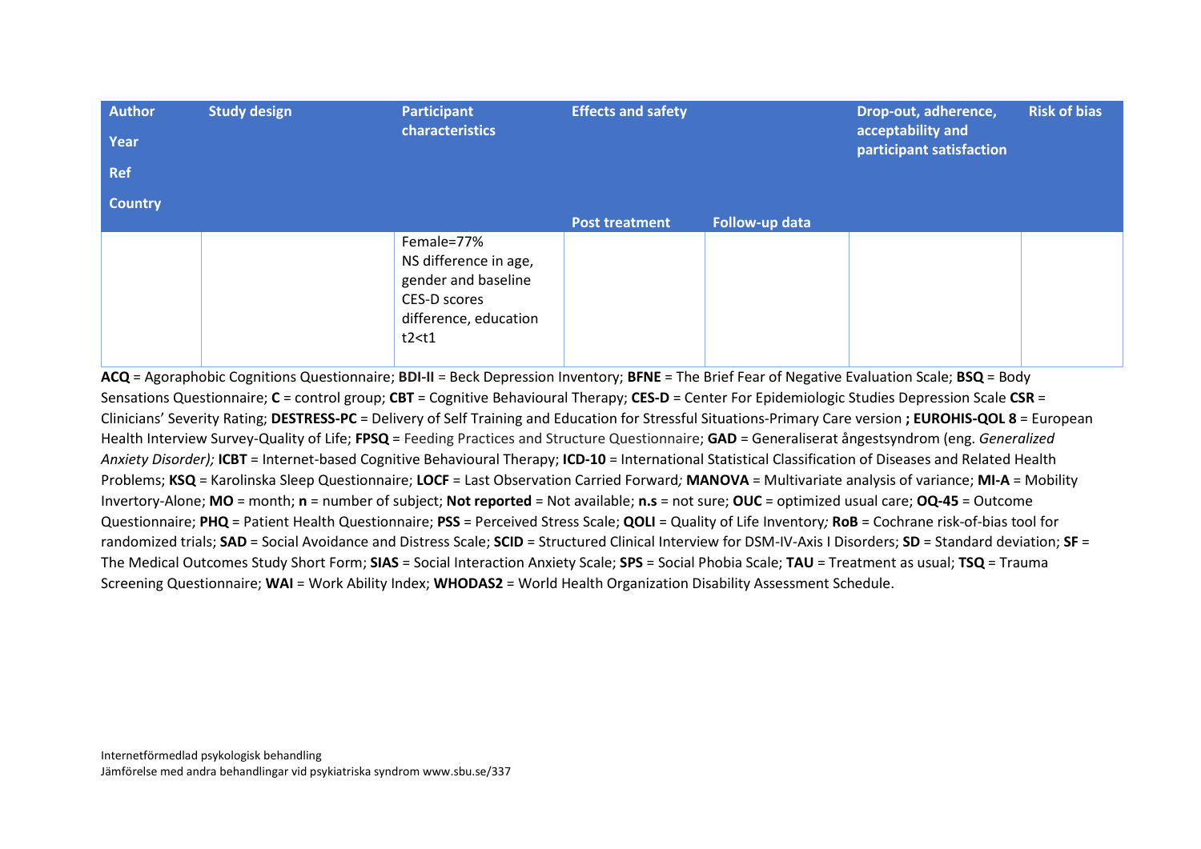| Author<br>Year<br>Ref<br>Country | Study design | Participant characteristics | Effects and safety | | Drop-out, adherence, acceptability and participant satisfaction | Risk of bias |
|---|---|---|---|---|---|---|
| | | | Post treatment | Follow-up data | | |
| | | Female=77%<br>NS difference in age, gender and baseline CES-D scores difference, education t2<t1 | | | | |

**ACQ** = Agoraphobic Cognitions Questionnaire; **BDI-II** = Beck Depression Inventory; **BFNE** = The Brief Fear of Negative Evaluation Scale; **BSQ** = Body Sensations Questionnaire; **C** = control group; **CBT** = Cognitive Behavioural Therapy; **CES-D** = Center For Epidemiologic Studies Depression Scale **CSR** = Clinicians' Severity Rating; **DESTRESS-PC** = Delivery of Self Training and Education for Stressful Situations-Primary Care version **; EUROHIS-QOL 8** = European Health Interview Survey-Quality of Life; **FPSQ** = Feeding Practices and Structure Questionnaire; **GAD** = Generaliserat ångestsyndrom (eng. *Generalized Anxiety Disorder);* **ICBT** = Internet-based Cognitive Behavioural Therapy; **ICD-10** = International Statistical Classification of Diseases and Related Health Problems; **KSQ** = Karolinska Sleep Questionnaire; **LOCF** = Last Observation Carried Forward*;* **MANOVA** = Multivariate analysis of variance; **MI-A** = Mobility Invertory-Alone; **MO** = month; **n** = number of subject; **Not reported** = Not available; **n.s** = not sure; **OUC** = optimized usual care; **OQ-45** = Outcome Questionnaire; **PHQ** = Patient Health Questionnaire; **PSS** = Perceived Stress Scale; **QOLI** = Quality of Life Inventory*;* **RoB** = Cochrane risk-of-bias tool for randomized trials; **SAD** = Social Avoidance and Distress Scale; **SCID** = Structured Clinical Interview for DSM-IV-Axis I Disorders; **SD** = Standard deviation; **SF** = The Medical Outcomes Study Short Form; **SIAS** = Social Interaction Anxiety Scale; **SPS** = Social Phobia Scale; **TAU** = Treatment as usual; **TSQ** = Trauma Screening Questionnaire; **WAI** = Work Ability Index; **WHODAS2** = World Health Organization Disability Assessment Schedule.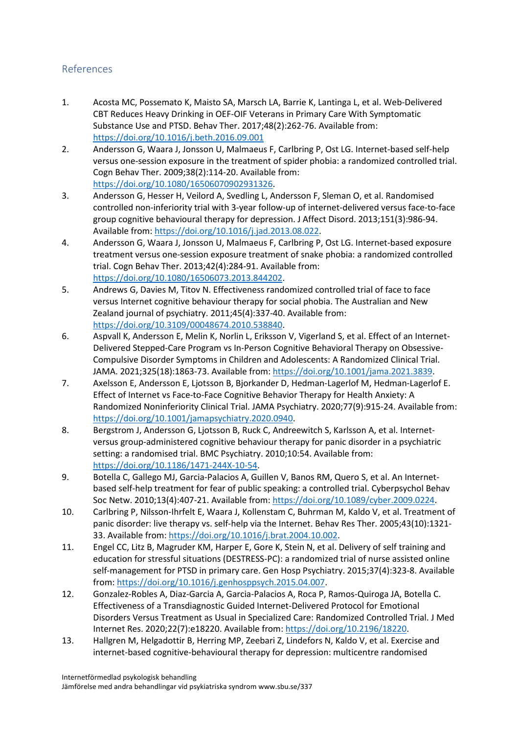## References

1. Acosta MC, Possemato K, Maisto SA, Marsch LA, Barrie K, Lantinga L, et al. Web-Delivered CBT Reduces Heavy Drinking in OEF-OIF Veterans in Primary Care With Symptomatic Substance Use and PTSD. Behav Ther. 2017;48(2):262-76. Available from: https://doi.org/10.1016/j.beth.2016.09.001
2. Andersson G, Waara J, Jonsson U, Malmaeus F, Carlbring P, Ost LG. Internet-based self-help versus one-session exposure in the treatment of spider phobia: a randomized controlled trial. Cogn Behav Ther. 2009;38(2):114-20. Available from: https://doi.org/10.1080/16506070902931326.
3. Andersson G, Hesser H, Veilord A, Svedling L, Andersson F, Sleman O, et al. Randomised controlled non-inferiority trial with 3-year follow-up of internet-delivered versus face-to-face group cognitive behavioural therapy for depression. J Affect Disord. 2013;151(3):986-94. Available from: https://doi.org/10.1016/j.jad.2013.08.022.
4. Andersson G, Waara J, Jonsson U, Malmaeus F, Carlbring P, Ost LG. Internet-based exposure treatment versus one-session exposure treatment of snake phobia: a randomized controlled trial. Cogn Behav Ther. 2013;42(4):284-91. Available from: https://doi.org/10.1080/16506073.2013.844202.
5. Andrews G, Davies M, Titov N. Effectiveness randomized controlled trial of face to face versus Internet cognitive behaviour therapy for social phobia. The Australian and New Zealand journal of psychiatry. 2011;45(4):337-40. Available from: https://doi.org/10.3109/00048674.2010.538840.
6. Aspvall K, Andersson E, Melin K, Norlin L, Eriksson V, Vigerland S, et al. Effect of an Internet-Delivered Stepped-Care Program vs In-Person Cognitive Behavioral Therapy on Obsessive-Compulsive Disorder Symptoms in Children and Adolescents: A Randomized Clinical Trial. JAMA. 2021;325(18):1863-73. Available from: https://doi.org/10.1001/jama.2021.3839.
7. Axelsson E, Andersson E, Ljotsson B, Bjorkander D, Hedman-Lagerlof M, Hedman-Lagerlof E. Effect of Internet vs Face-to-Face Cognitive Behavior Therapy for Health Anxiety: A Randomized Noninferiority Clinical Trial. JAMA Psychiatry. 2020;77(9):915-24. Available from: https://doi.org/10.1001/jamapsychiatry.2020.0940.
8. Bergstrom J, Andersson G, Ljotsson B, Ruck C, Andreewitch S, Karlsson A, et al. Internet-versus group-administered cognitive behaviour therapy for panic disorder in a psychiatric setting: a randomised trial. BMC Psychiatry. 2010;10:54. Available from: https://doi.org/10.1186/1471-244X-10-54.
9. Botella C, Gallego MJ, Garcia-Palacios A, Guillen V, Banos RM, Quero S, et al. An Internet-based self-help treatment for fear of public speaking: a controlled trial. Cyberpsychol Behav Soc Netw. 2010;13(4):407-21. Available from: https://doi.org/10.1089/cyber.2009.0224.
10. Carlbring P, Nilsson-Ihrfelt E, Waara J, Kollenstam C, Buhrman M, Kaldo V, et al. Treatment of panic disorder: live therapy vs. self-help via the Internet. Behav Res Ther. 2005;43(10):1321-33. Available from: https://doi.org/10.1016/j.brat.2004.10.002.
11. Engel CC, Litz B, Magruder KM, Harper E, Gore K, Stein N, et al. Delivery of self training and education for stressful situations (DESTRESS-PC): a randomized trial of nurse assisted online self-management for PTSD in primary care. Gen Hosp Psychiatry. 2015;37(4):323-8. Available from: https://doi.org/10.1016/j.genhosppsych.2015.04.007.
12. Gonzalez-Robles A, Diaz-Garcia A, Garcia-Palacios A, Roca P, Ramos-Quiroga JA, Botella C. Effectiveness of a Transdiagnostic Guided Internet-Delivered Protocol for Emotional Disorders Versus Treatment as Usual in Specialized Care: Randomized Controlled Trial. J Med Internet Res. 2020;22(7):e18220. Available from: https://doi.org/10.2196/18220.
13. Hallgren M, Helgadottir B, Herring MP, Zeebari Z, Lindefors N, Kaldo V, et al. Exercise and internet-based cognitive-behavioural therapy for depression: multicentre randomised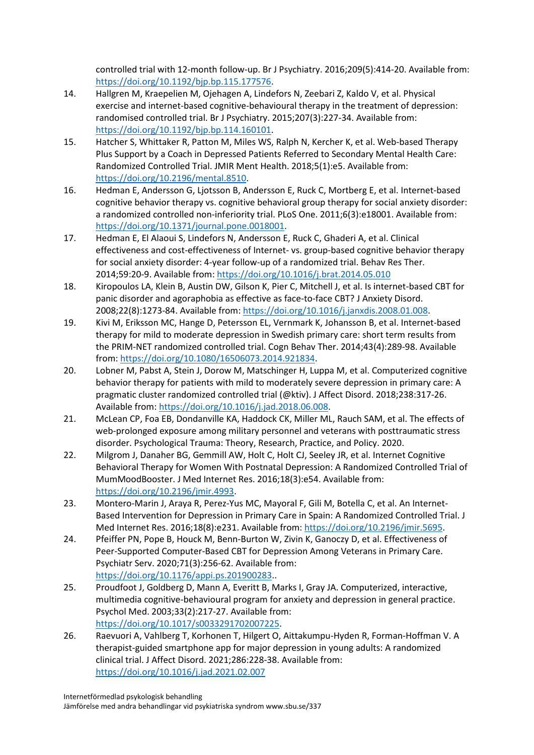controlled trial with 12-month follow-up. Br J Psychiatry. 2016;209(5):414-20. Available from: https://doi.org/10.1192/bjp.bp.115.177576.

14. Hallgren M, Kraepelien M, Ojehagen A, Lindefors N, Zeebari Z, Kaldo V, et al. Physical exercise and internet-based cognitive-behavioural therapy in the treatment of depression: randomised controlled trial. Br J Psychiatry. 2015;207(3):227-34. Available from: https://doi.org/10.1192/bjp.bp.114.160101.
15. Hatcher S, Whittaker R, Patton M, Miles WS, Ralph N, Kercher K, et al. Web-based Therapy Plus Support by a Coach in Depressed Patients Referred to Secondary Mental Health Care: Randomized Controlled Trial. JMIR Ment Health. 2018;5(1):e5. Available from: https://doi.org/10.2196/mental.8510.
16. Hedman E, Andersson G, Ljotsson B, Andersson E, Ruck C, Mortberg E, et al. Internet-based cognitive behavior therapy vs. cognitive behavioral group therapy for social anxiety disorder: a randomized controlled non-inferiority trial. PLoS One. 2011;6(3):e18001. Available from: https://doi.org/10.1371/journal.pone.0018001.
17. Hedman E, El Alaoui S, Lindefors N, Andersson E, Ruck C, Ghaderi A, et al. Clinical effectiveness and cost-effectiveness of Internet- vs. group-based cognitive behavior therapy for social anxiety disorder: 4-year follow-up of a randomized trial. Behav Res Ther. 2014;59:20-9. Available from: https://doi.org/10.1016/j.brat.2014.05.010
18. Kiropoulos LA, Klein B, Austin DW, Gilson K, Pier C, Mitchell J, et al. Is internet-based CBT for panic disorder and agoraphobia as effective as face-to-face CBT? J Anxiety Disord. 2008;22(8):1273-84. Available from: https://doi.org/10.1016/j.janxdis.2008.01.008.
19. Kivi M, Eriksson MC, Hange D, Petersson EL, Vernmark K, Johansson B, et al. Internet-based therapy for mild to moderate depression in Swedish primary care: short term results from the PRIM-NET randomized controlled trial. Cogn Behav Ther. 2014;43(4):289-98. Available from: https://doi.org/10.1080/16506073.2014.921834.
20. Lobner M, Pabst A, Stein J, Dorow M, Matschinger H, Luppa M, et al. Computerized cognitive behavior therapy for patients with mild to moderately severe depression in primary care: A pragmatic cluster randomized controlled trial (@ktiv). J Affect Disord. 2018;238:317-26. Available from: https://doi.org/10.1016/j.jad.2018.06.008.
21. McLean CP, Foa EB, Dondanville KA, Haddock CK, Miller ML, Rauch SAM, et al. The effects of web-prolonged exposure among military personnel and veterans with posttraumatic stress disorder. Psychological Trauma: Theory, Research, Practice, and Policy. 2020.
22. Milgrom J, Danaher BG, Gemmill AW, Holt C, Holt CJ, Seeley JR, et al. Internet Cognitive Behavioral Therapy for Women With Postnatal Depression: A Randomized Controlled Trial of MumMoodBooster. J Med Internet Res. 2016;18(3):e54. Available from: https://doi.org/10.2196/jmir.4993.
23. Montero-Marin J, Araya R, Perez-Yus MC, Mayoral F, Gili M, Botella C, et al. An Internet-Based Intervention for Depression in Primary Care in Spain: A Randomized Controlled Trial. J Med Internet Res. 2016;18(8):e231. Available from: https://doi.org/10.2196/jmir.5695.
24. Pfeiffer PN, Pope B, Houck M, Benn-Burton W, Zivin K, Ganoczy D, et al. Effectiveness of Peer-Supported Computer-Based CBT for Depression Among Veterans in Primary Care. Psychiatr Serv. 2020;71(3):256-62. Available from: https://doi.org/10.1176/appi.ps.201900283..
25. Proudfoot J, Goldberg D, Mann A, Everitt B, Marks I, Gray JA. Computerized, interactive, multimedia cognitive-behavioural program for anxiety and depression in general practice. Psychol Med. 2003;33(2):217-27. Available from: https://doi.org/10.1017/s0033291702007225.
26. Raevuori A, Vahlberg T, Korhonen T, Hilgert O, Aittakumpu-Hyden R, Forman-Hoffman V. A therapist-guided smartphone app for major depression in young adults: A randomized clinical trial. J Affect Disord. 2021;286:228-38. Available from: https://doi.org/10.1016/j.jad.2021.02.007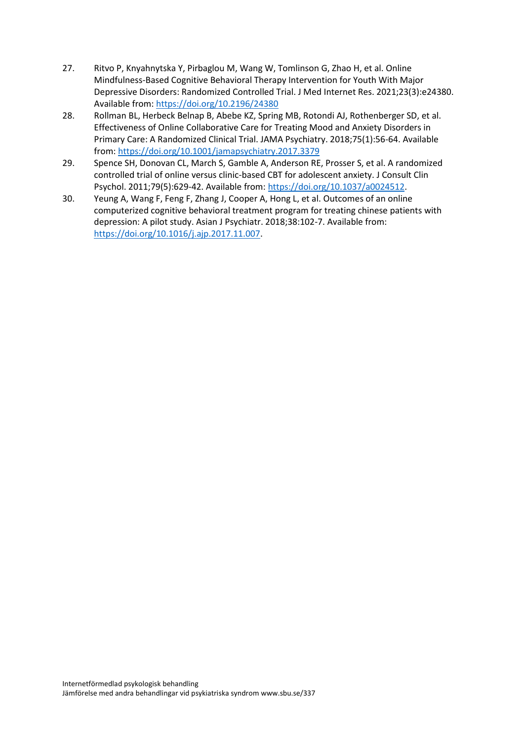27. Ritvo P, Knyahnytska Y, Pirbaglou M, Wang W, Tomlinson G, Zhao H, et al. Online Mindfulness-Based Cognitive Behavioral Therapy Intervention for Youth With Major Depressive Disorders: Randomized Controlled Trial. J Med Internet Res. 2021;23(3):e24380. Available from: https://doi.org/10.2196/24380
28. Rollman BL, Herbeck Belnap B, Abebe KZ, Spring MB, Rotondi AJ, Rothenberger SD, et al. Effectiveness of Online Collaborative Care for Treating Mood and Anxiety Disorders in Primary Care: A Randomized Clinical Trial. JAMA Psychiatry. 2018;75(1):56-64. Available from: https://doi.org/10.1001/jamapsychiatry.2017.3379
29. Spence SH, Donovan CL, March S, Gamble A, Anderson RE, Prosser S, et al. A randomized controlled trial of online versus clinic-based CBT for adolescent anxiety. J Consult Clin Psychol. 2011;79(5):629-42. Available from: https://doi.org/10.1037/a0024512.
30. Yeung A, Wang F, Feng F, Zhang J, Cooper A, Hong L, et al. Outcomes of an online computerized cognitive behavioral treatment program for treating chinese patients with depression: A pilot study. Asian J Psychiatr. 2018;38:102-7. Available from: https://doi.org/10.1016/j.ajp.2017.11.007.